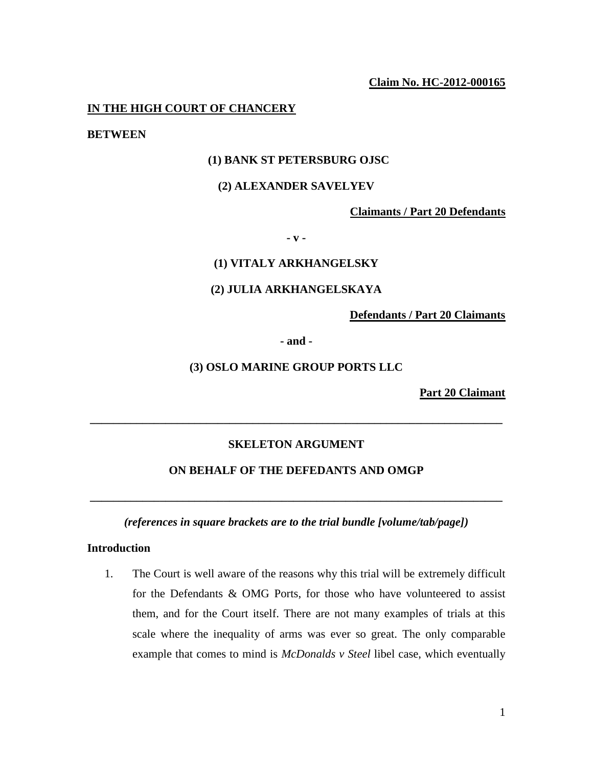**Claim No. HC-2012-000165**

**IN THE HIGH COURT OF CHANCERY**

**BETWEEN**

**(1) BANK ST PETERSBURG OJSC**

**(2) ALEXANDER SAVELYEV**

**Claimants / Part 20 Defendants**

**- v -**

**(1) VITALY ARKHANGELSKY**

**(2) JULIA ARKHANGELSKAYA**

**Defendants / Part 20 Claimants**

**- and -**

**(3) OSLO MARINE GROUP PORTS LLC**

**Part 20 Claimant**

---

**SKELETON ARGUMENT**

**ON BEHALF OF THE DEFEDANTS AND OMGP**

---

***(references in square brackets are to the trial bundle [volume/tab/page])***

**Introduction**

1. The Court is well aware of the reasons why this trial will be extremely difficult for the Defendants & OMG Ports, for those who have volunteered to assist them, and for the Court itself. There are not many examples of trials at this scale where the inequality of arms was ever so great. The only comparable example that comes to mind is *McDonalds v Steel* libel case, which eventually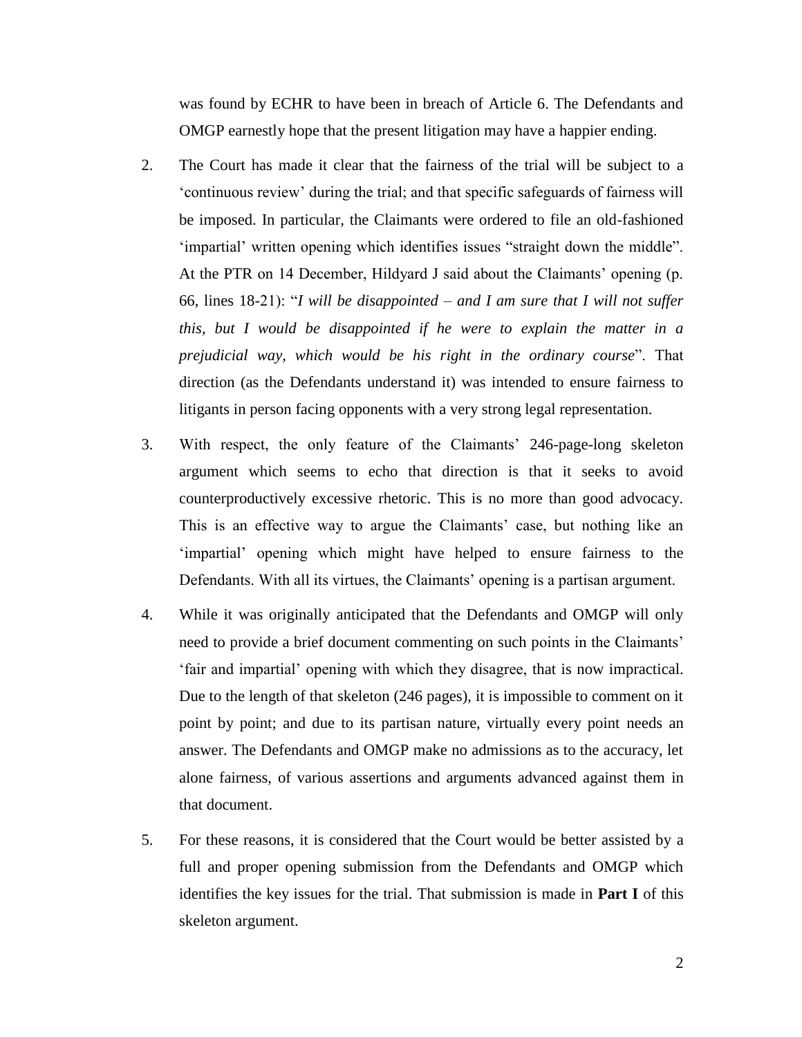was found by ECHR to have been in breach of Article 6. The Defendants and OMGP earnestly hope that the present litigation may have a happier ending.

2. The Court has made it clear that the fairness of the trial will be subject to a 'continuous review' during the trial; and that specific safeguards of fairness will be imposed. In particular, the Claimants were ordered to file an old-fashioned 'impartial' written opening which identifies issues "straight down the middle". At the PTR on 14 December, Hildyard J said about the Claimants' opening (p. 66, lines 18-21): "*I will be disappointed – and I am sure that I will not suffer this, but I would be disappointed if he were to explain the matter in a prejudicial way, which would be his right in the ordinary course*". That direction (as the Defendants understand it) was intended to ensure fairness to litigants in person facing opponents with a very strong legal representation.

3. With respect, the only feature of the Claimants' 246-page-long skeleton argument which seems to echo that direction is that it seeks to avoid counterproductively excessive rhetoric. This is no more than good advocacy. This is an effective way to argue the Claimants' case, but nothing like an 'impartial' opening which might have helped to ensure fairness to the Defendants. With all its virtues, the Claimants' opening is a partisan argument.

4. While it was originally anticipated that the Defendants and OMGP will only need to provide a brief document commenting on such points in the Claimants' 'fair and impartial' opening with which they disagree, that is now impractical. Due to the length of that skeleton (246 pages), it is impossible to comment on it point by point; and due to its partisan nature, virtually every point needs an answer. The Defendants and OMGP make no admissions as to the accuracy, let alone fairness, of various assertions and arguments advanced against them in that document.

5. For these reasons, it is considered that the Court would be better assisted by a full and proper opening submission from the Defendants and OMGP which identifies the key issues for the trial. That submission is made in **Part I** of this skeleton argument.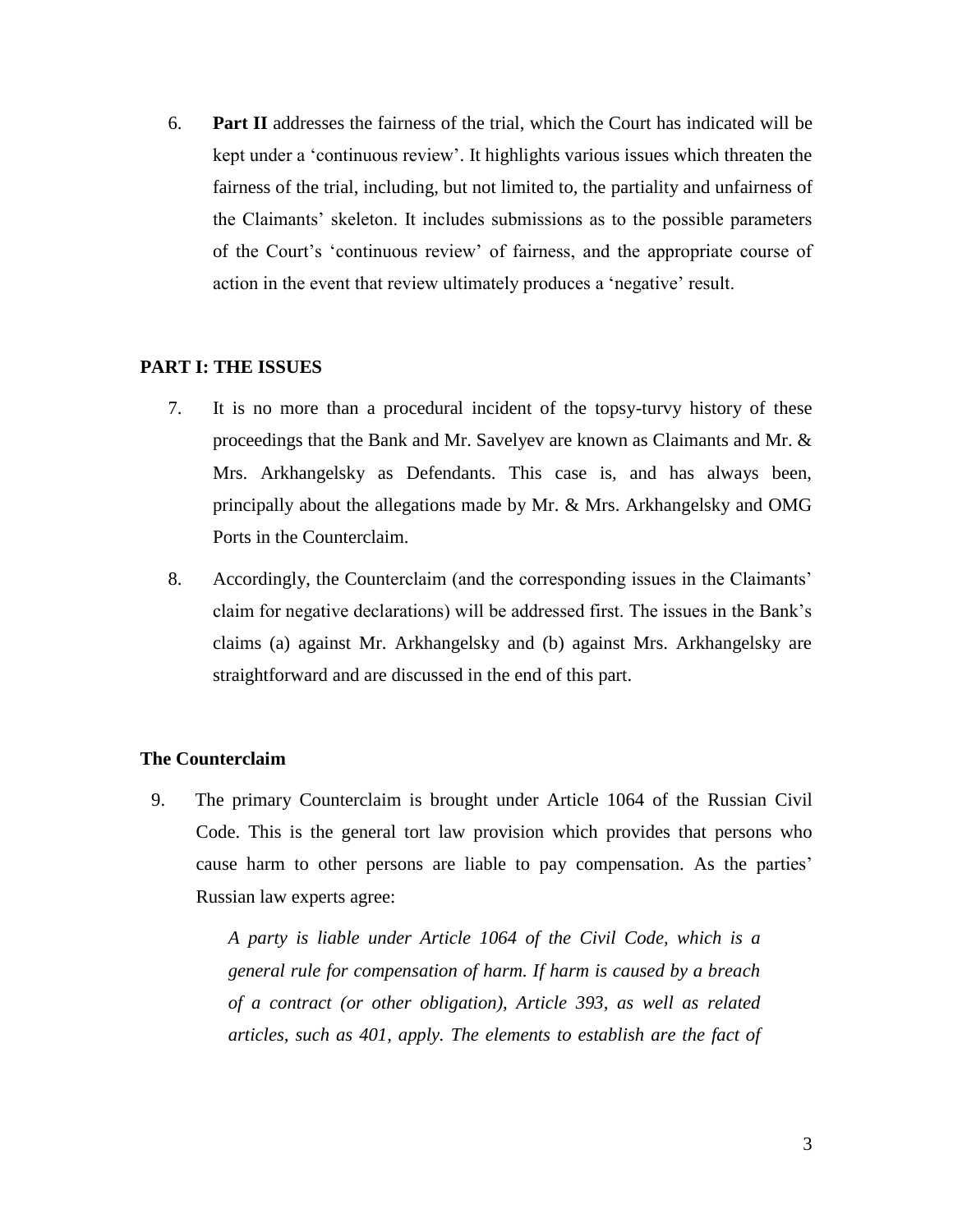6. **Part II** addresses the fairness of the trial, which the Court has indicated will be kept under a 'continuous review'. It highlights various issues which threaten the fairness of the trial, including, but not limited to, the partiality and unfairness of the Claimants' skeleton. It includes submissions as to the possible parameters of the Court's 'continuous review' of fairness, and the appropriate course of action in the event that review ultimately produces a 'negative' result.

## PART I: THE ISSUES

7. It is no more than a procedural incident of the topsy-turvy history of these proceedings that the Bank and Mr. Savelyev are known as Claimants and Mr. & Mrs. Arkhangelsky as Defendants. This case is, and has always been, principally about the allegations made by Mr. & Mrs. Arkhangelsky and OMG Ports in the Counterclaim.

8. Accordingly, the Counterclaim (and the corresponding issues in the Claimants' claim for negative declarations) will be addressed first. The issues in the Bank's claims (a) against Mr. Arkhangelsky and (b) against Mrs. Arkhangelsky are straightforward and are discussed in the end of this part.

### The Counterclaim

9. The primary Counterclaim is brought under Article 1064 of the Russian Civil Code. This is the general tort law provision which provides that persons who cause harm to other persons are liable to pay compensation. As the parties' Russian law experts agree:

   *A party is liable under Article 1064 of the Civil Code, which is a general rule for compensation of harm. If harm is caused by a breach of a contract (or other obligation), Article 393, as well as related articles, such as 401, apply. The elements to establish are the fact of*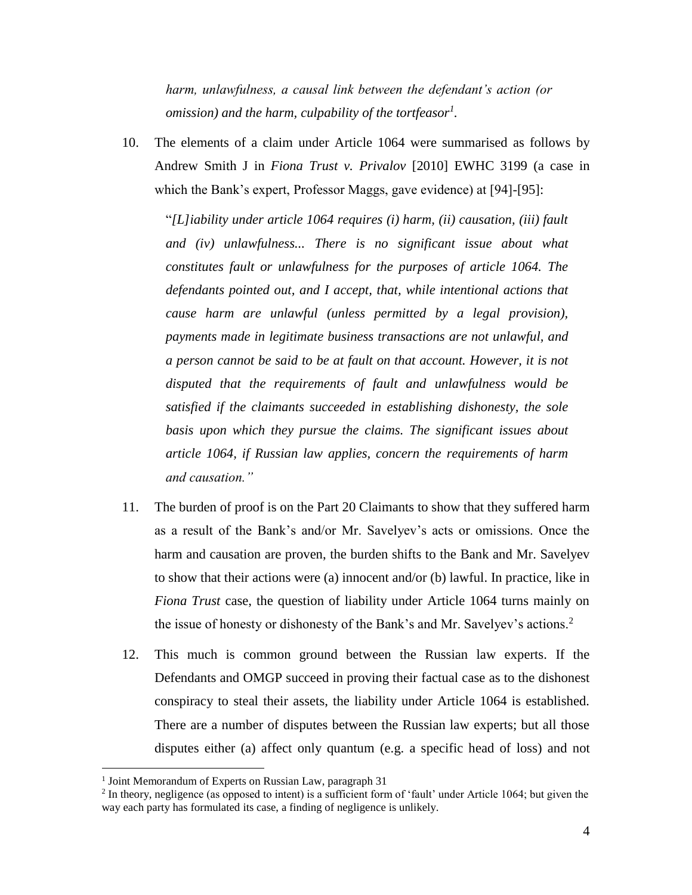*harm, unlawfulness, a causal link between the defendant's action (or omission) and the harm, culpability of the tortfeasor*[1].

10. The elements of a claim under Article 1064 were summarised as follows by Andrew Smith J in *Fiona Trust v. Privalov* [2010] EWHC 3199 (a case in which the Bank's expert, Professor Maggs, gave evidence) at [94]-[95]:

    "*[L]iability under article 1064 requires (i) harm, (ii) causation, (iii) fault and (iv) unlawfulness... There is no significant issue about what constitutes fault or unlawfulness for the purposes of article 1064. The defendants pointed out, and I accept, that, while intentional actions that cause harm are unlawful (unless permitted by a legal provision), payments made in legitimate business transactions are not unlawful, and a person cannot be said to be at fault on that account. However, it is not disputed that the requirements of fault and unlawfulness would be satisfied if the claimants succeeded in establishing dishonesty, the sole basis upon which they pursue the claims. The significant issues about article 1064, if Russian law applies, concern the requirements of harm and causation.*"

11. The burden of proof is on the Part 20 Claimants to show that they suffered harm as a result of the Bank's and/or Mr. Savelyev's acts or omissions. Once the harm and causation are proven, the burden shifts to the Bank and Mr. Savelyev to show that their actions were (a) innocent and/or (b) lawful. In practice, like in *Fiona Trust* case, the question of liability under Article 1064 turns mainly on the issue of honesty or dishonesty of the Bank's and Mr. Savelyev's actions.[2]

12. This much is common ground between the Russian law experts. If the Defendants and OMGP succeed in proving their factual case as to the dishonest conspiracy to steal their assets, the liability under Article 1064 is established. There are a number of disputes between the Russian law experts; but all those disputes either (a) affect only quantum (e.g. a specific head of loss) and not

[1] Joint Memorandum of Experts on Russian Law, paragraph 31

[2] In theory, negligence (as opposed to intent) is a sufficient form of 'fault' under Article 1064; but given the way each party has formulated its case, a finding of negligence is unlikely.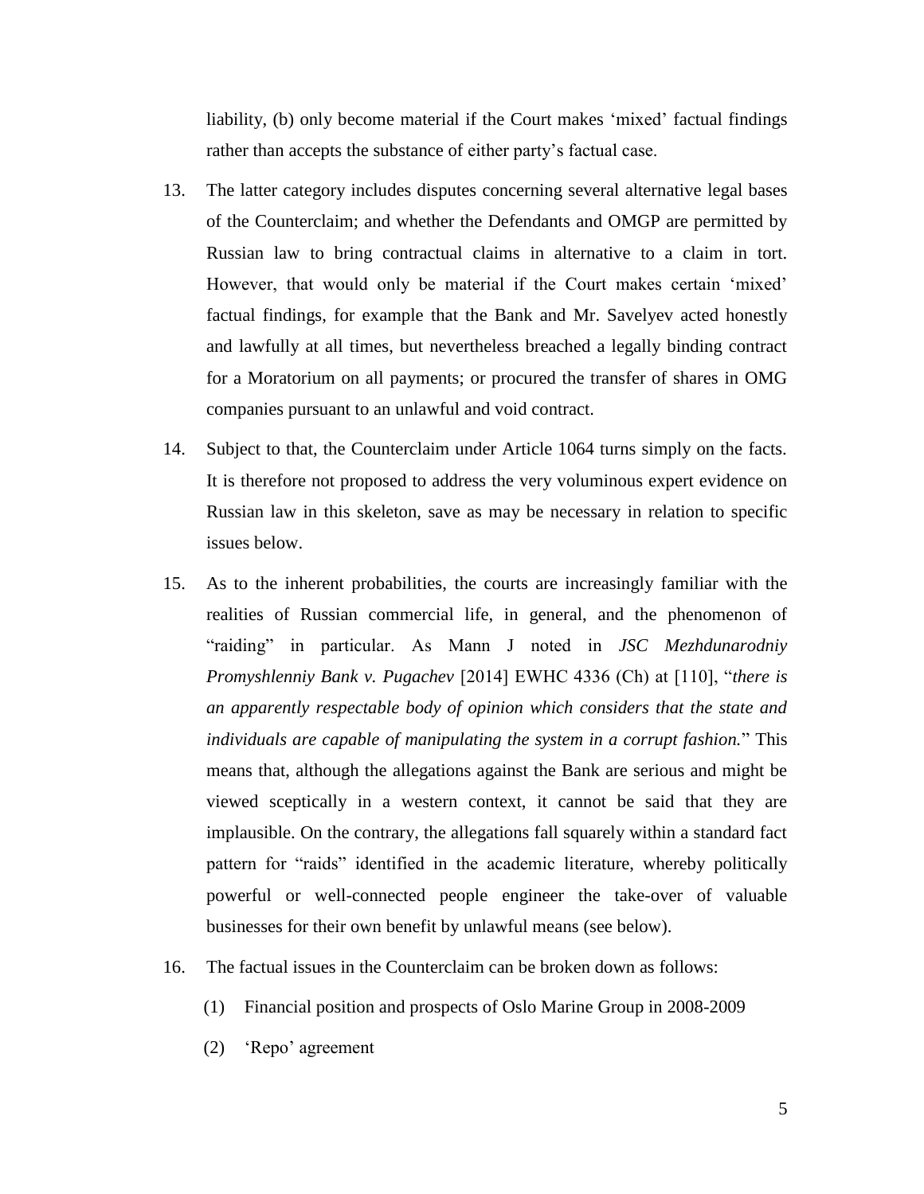liability, (b) only become material if the Court makes 'mixed' factual findings rather than accepts the substance of either party's factual case.

13. The latter category includes disputes concerning several alternative legal bases of the Counterclaim; and whether the Defendants and OMGP are permitted by Russian law to bring contractual claims in alternative to a claim in tort. However, that would only be material if the Court makes certain 'mixed' factual findings, for example that the Bank and Mr. Savelyev acted honestly and lawfully at all times, but nevertheless breached a legally binding contract for a Moratorium on all payments; or procured the transfer of shares in OMG companies pursuant to an unlawful and void contract.

14. Subject to that, the Counterclaim under Article 1064 turns simply on the facts. It is therefore not proposed to address the very voluminous expert evidence on Russian law in this skeleton, save as may be necessary in relation to specific issues below.

15. As to the inherent probabilities, the courts are increasingly familiar with the realities of Russian commercial life, in general, and the phenomenon of "raiding" in particular. As Mann J noted in *JSC Mezhdunarodniy Promyshlenniy Bank v. Pugachev* [2014] EWHC 4336 (Ch) at [110], "*there is an apparently respectable body of opinion which considers that the state and individuals are capable of manipulating the system in a corrupt fashion.*" This means that, although the allegations against the Bank are serious and might be viewed sceptically in a western context, it cannot be said that they are implausible. On the contrary, the allegations fall squarely within a standard fact pattern for "raids" identified in the academic literature, whereby politically powerful or well-connected people engineer the take-over of valuable businesses for their own benefit by unlawful means (see below).

16. The factual issues in the Counterclaim can be broken down as follows:

    (1) Financial position and prospects of Oslo Marine Group in 2008-2009

    (2) 'Repo' agreement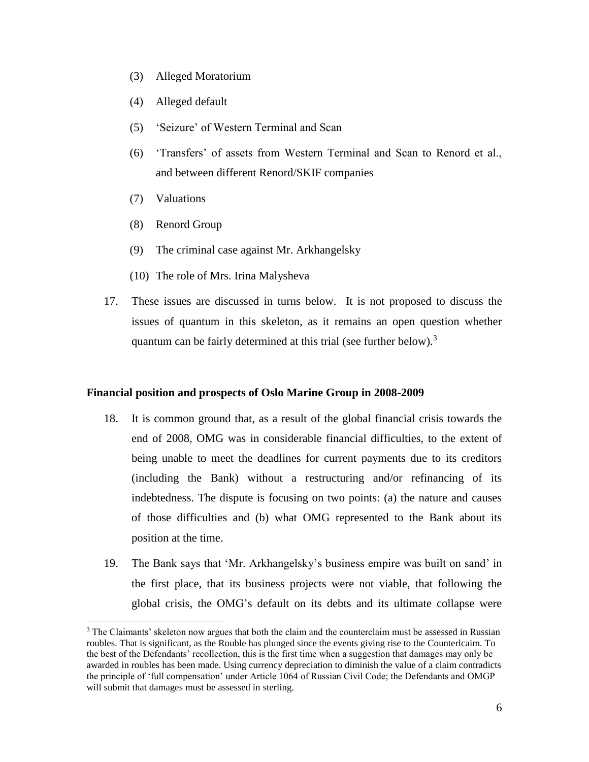(3) Alleged Moratorium

(4) Alleged default

(5) 'Seizure' of Western Terminal and Scan

(6) 'Transfers' of assets from Western Terminal and Scan to Renord et al., and between different Renord/SKIF companies

(7) Valuations

(8) Renord Group

(9) The criminal case against Mr. Arkhangelsky

(10) The role of Mrs. Irina Malysheva

17. These issues are discussed in turns below. It is not proposed to discuss the issues of quantum in this skeleton, as it remains an open question whether quantum can be fairly determined at this trial (see further below).[3]

**Financial position and prospects of Oslo Marine Group in 2008-2009**

18. It is common ground that, as a result of the global financial crisis towards the end of 2008, OMG was in considerable financial difficulties, to the extent of being unable to meet the deadlines for current payments due to its creditors (including the Bank) without a restructuring and/or refinancing of its indebtedness. The dispute is focusing on two points: (a) the nature and causes of those difficulties and (b) what OMG represented to the Bank about its position at the time.

19. The Bank says that 'Mr. Arkhangelsky's business empire was built on sand' in the first place, that its business projects were not viable, that following the global crisis, the OMG's default on its debts and its ultimate collapse were

[3] The Claimants' skeleton now argues that both the claim and the counterclaim must be assessed in Russian roubles. That is significant, as the Rouble has plunged since the events giving rise to the Counterlcaim. To the best of the Defendants' recollection, this is the first time when a suggestion that damages may only be awarded in roubles has been made. Using currency depreciation to diminish the value of a claim contradicts the principle of 'full compensation' under Article 1064 of Russian Civil Code; the Defendants and OMGP will submit that damages must be assessed in sterling.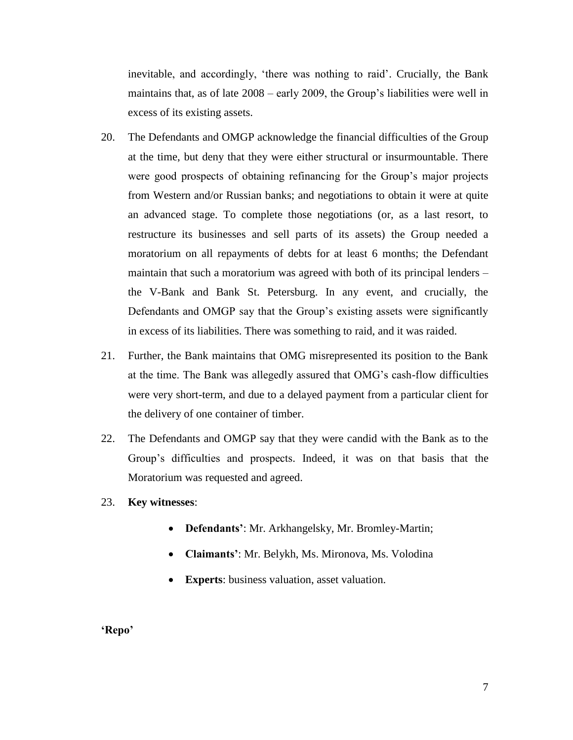inevitable, and accordingly, 'there was nothing to raid'. Crucially, the Bank maintains that, as of late 2008 – early 2009, the Group's liabilities were well in excess of its existing assets.

20. The Defendants and OMGP acknowledge the financial difficulties of the Group at the time, but deny that they were either structural or insurmountable. There were good prospects of obtaining refinancing for the Group's major projects from Western and/or Russian banks; and negotiations to obtain it were at quite an advanced stage. To complete those negotiations (or, as a last resort, to restructure its businesses and sell parts of its assets) the Group needed a moratorium on all repayments of debts for at least 6 months; the Defendant maintain that such a moratorium was agreed with both of its principal lenders – the V-Bank and Bank St. Petersburg. In any event, and crucially, the Defendants and OMGP say that the Group's existing assets were significantly in excess of its liabilities. There was something to raid, and it was raided.

21. Further, the Bank maintains that OMG misrepresented its position to the Bank at the time. The Bank was allegedly assured that OMG's cash-flow difficulties were very short-term, and due to a delayed payment from a particular client for the delivery of one container of timber.

22. The Defendants and OMGP say that they were candid with the Bank as to the Group's difficulties and prospects. Indeed, it was on that basis that the Moratorium was requested and agreed.

23. **Key witnesses**:

    - **Defendants'**: Mr. Arkhangelsky, Mr. Bromley-Martin;
    - **Claimants'**: Mr. Belykh, Ms. Mironova, Ms. Volodina
    - **Experts**: business valuation, asset valuation.

**'Repo'**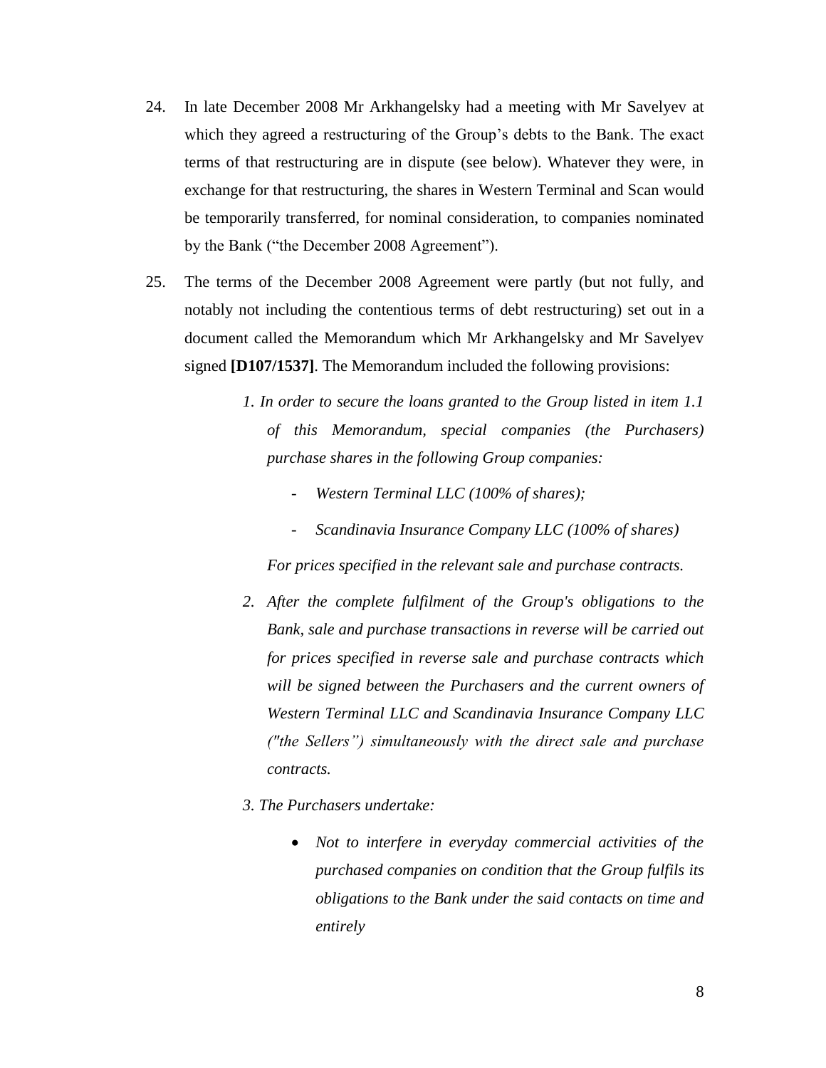24. In late December 2008 Mr Arkhangelsky had a meeting with Mr Savelyev at which they agreed a restructuring of the Group's debts to the Bank. The exact terms of that restructuring are in dispute (see below). Whatever they were, in exchange for that restructuring, the shares in Western Terminal and Scan would be temporarily transferred, for nominal consideration, to companies nominated by the Bank ("the December 2008 Agreement").

25. The terms of the December 2008 Agreement were partly (but not fully, and notably not including the contentious terms of debt restructuring) set out in a document called the Memorandum which Mr Arkhangelsky and Mr Savelyev signed **[D107/1537]**. The Memorandum included the following provisions:

> *1. In order to secure the loans granted to the Group listed in item 1.1 of this Memorandum, special companies (the Purchasers) purchase shares in the following Group companies:*
>
> - *Western Terminal LLC (100% of shares);*
> - *Scandinavia Insurance Company LLC (100% of shares)*
>
> *For prices specified in the relevant sale and purchase contracts.*
>
> *2. After the complete fulfilment of the Group's obligations to the Bank, sale and purchase transactions in reverse will be carried out for prices specified in reverse sale and purchase contracts which will be signed between the Purchasers and the current owners of Western Terminal LLC and Scandinavia Insurance Company LLC ("the Sellers") simultaneously with the direct sale and purchase contracts.*
>
> *3. The Purchasers undertake:*
>
> - *Not to interfere in everyday commercial activities of the purchased companies on condition that the Group fulfils its obligations to the Bank under the said contacts on time and entirely*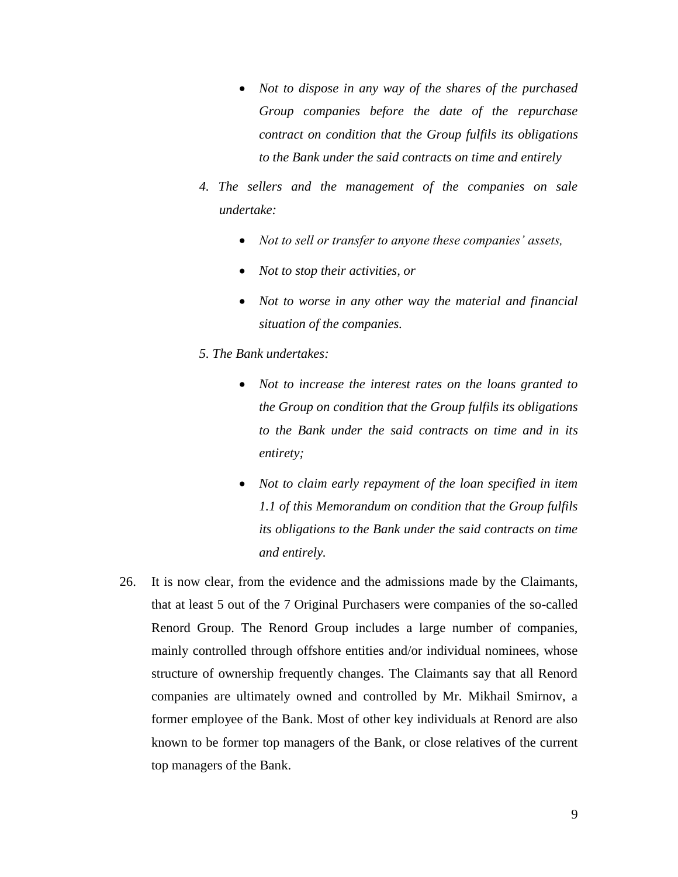- *Not to dispose in any way of the shares of the purchased Group companies before the date of the repurchase contract on condition that the Group fulfils its obligations to the Bank under the said contracts on time and entirely*

4. *The sellers and the management of the companies on sale undertake:*

   - *Not to sell or transfer to anyone these companies' assets,*
   - *Not to stop their activities, or*
   - *Not to worse in any other way the material and financial situation of the companies.*

5. *The Bank undertakes:*

   - *Not to increase the interest rates on the loans granted to the Group on condition that the Group fulfils its obligations to the Bank under the said contracts on time and in its entirety;*
   - *Not to claim early repayment of the loan specified in item 1.1 of this Memorandum on condition that the Group fulfils its obligations to the Bank under the said contracts on time and entirely.*

26. It is now clear, from the evidence and the admissions made by the Claimants, that at least 5 out of the 7 Original Purchasers were companies of the so-called Renord Group. The Renord Group includes a large number of companies, mainly controlled through offshore entities and/or individual nominees, whose structure of ownership frequently changes. The Claimants say that all Renord companies are ultimately owned and controlled by Mr. Mikhail Smirnov, a former employee of the Bank. Most of other key individuals at Renord are also known to be former top managers of the Bank, or close relatives of the current top managers of the Bank.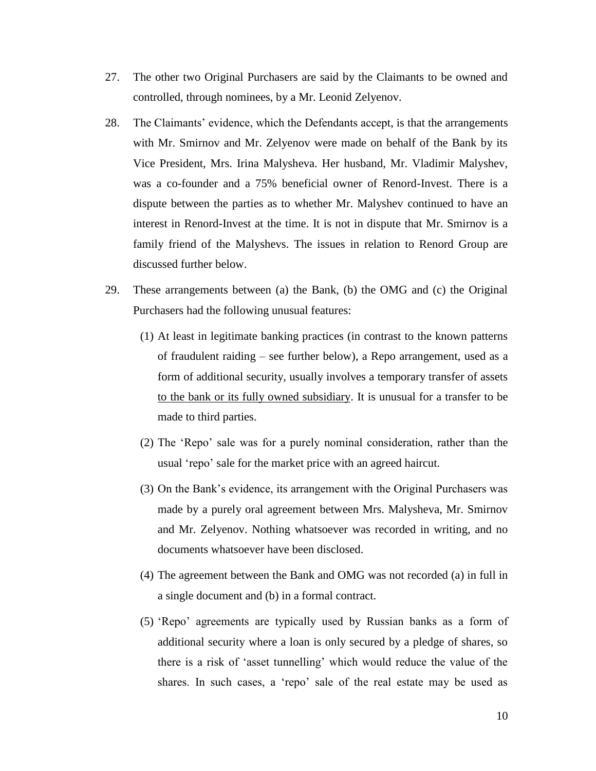27. The other two Original Purchasers are said by the Claimants to be owned and controlled, through nominees, by a Mr. Leonid Zelyenov.

28. The Claimants' evidence, which the Defendants accept, is that the arrangements with Mr. Smirnov and Mr. Zelyenov were made on behalf of the Bank by its Vice President, Mrs. Irina Malysheva. Her husband, Mr. Vladimir Malyshev, was a co-founder and a 75% beneficial owner of Renord-Invest. There is a dispute between the parties as to whether Mr. Malyshev continued to have an interest in Renord-Invest at the time. It is not in dispute that Mr. Smirnov is a family friend of the Malyshevs. The issues in relation to Renord Group are discussed further below.

29. These arrangements between (a) the Bank, (b) the OMG and (c) the Original Purchasers had the following unusual features:

    (1) At least in legitimate banking practices (in contrast to the known patterns of fraudulent raiding – see further below), a Repo arrangement, used as a form of additional security, usually involves a temporary transfer of assets <u>to the bank or its fully owned subsidiary</u>. It is unusual for a transfer to be made to third parties.

    (2) The 'Repo' sale was for a purely nominal consideration, rather than the usual 'repo' sale for the market price with an agreed haircut.

    (3) On the Bank's evidence, its arrangement with the Original Purchasers was made by a purely oral agreement between Mrs. Malysheva, Mr. Smirnov and Mr. Zelyenov. Nothing whatsoever was recorded in writing, and no documents whatsoever have been disclosed.

    (4) The agreement between the Bank and OMG was not recorded (a) in full in a single document and (b) in a formal contract.

    (5) 'Repo' agreements are typically used by Russian banks as a form of additional security where a loan is only secured by a pledge of shares, so there is a risk of 'asset tunnelling' which would reduce the value of the shares. In such cases, a 'repo' sale of the real estate may be used as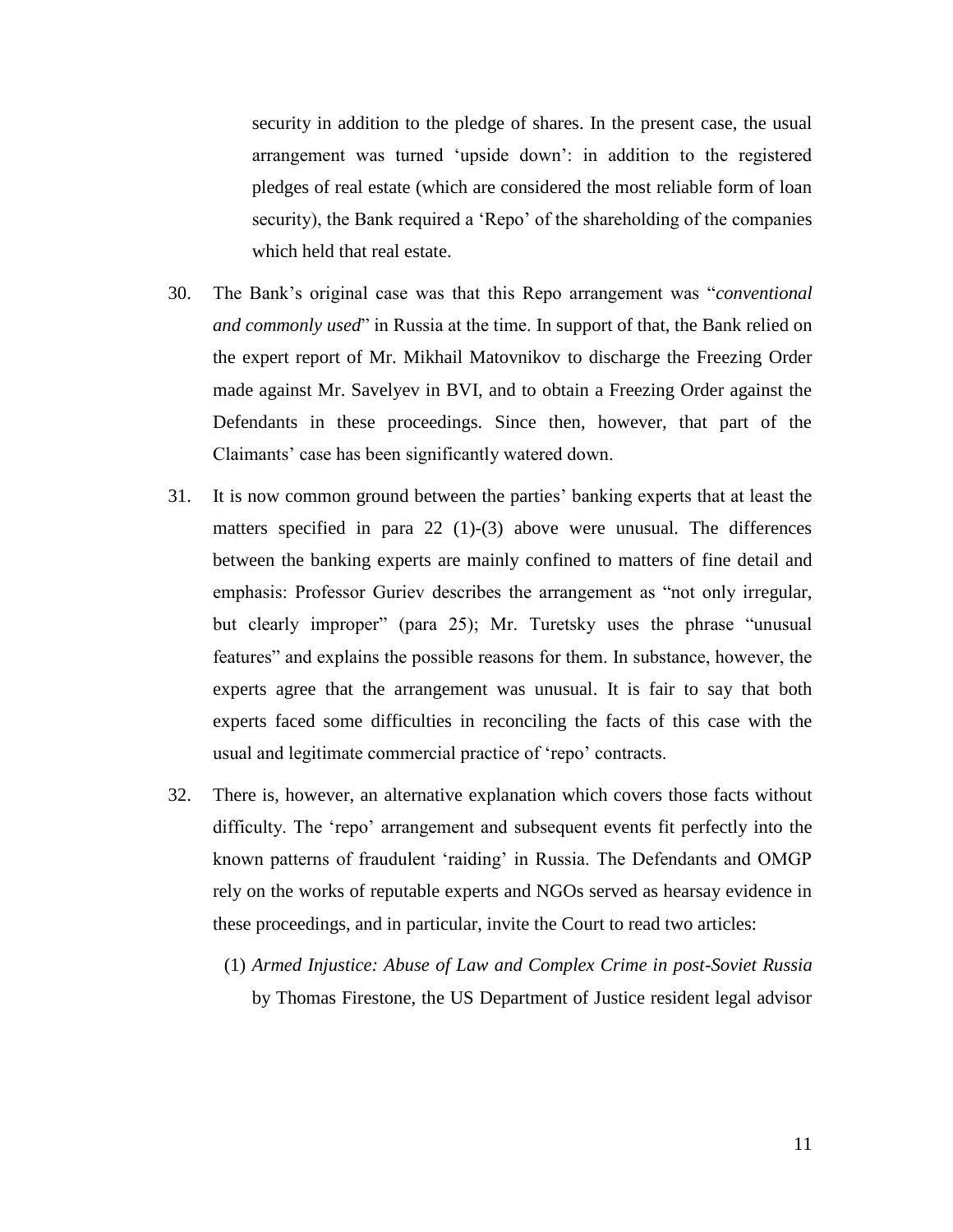security in addition to the pledge of shares. In the present case, the usual arrangement was turned 'upside down': in addition to the registered pledges of real estate (which are considered the most reliable form of loan security), the Bank required a 'Repo' of the shareholding of the companies which held that real estate.

30. The Bank's original case was that this Repo arrangement was "*conventional and commonly used*" in Russia at the time. In support of that, the Bank relied on the expert report of Mr. Mikhail Matovnikov to discharge the Freezing Order made against Mr. Savelyev in BVI, and to obtain a Freezing Order against the Defendants in these proceedings. Since then, however, that part of the Claimants' case has been significantly watered down.

31. It is now common ground between the parties' banking experts that at least the matters specified in para 22 (1)-(3) above were unusual. The differences between the banking experts are mainly confined to matters of fine detail and emphasis: Professor Guriev describes the arrangement as "not only irregular, but clearly improper" (para 25); Mr. Turetsky uses the phrase "unusual features" and explains the possible reasons for them. In substance, however, the experts agree that the arrangement was unusual. It is fair to say that both experts faced some difficulties in reconciling the facts of this case with the usual and legitimate commercial practice of 'repo' contracts.

32. There is, however, an alternative explanation which covers those facts without difficulty. The 'repo' arrangement and subsequent events fit perfectly into the known patterns of fraudulent 'raiding' in Russia. The Defendants and OMGP rely on the works of reputable experts and NGOs served as hearsay evidence in these proceedings, and in particular, invite the Court to read two articles:

    (1) *Armed Injustice: Abuse of Law and Complex Crime in post-Soviet Russia* by Thomas Firestone, the US Department of Justice resident legal advisor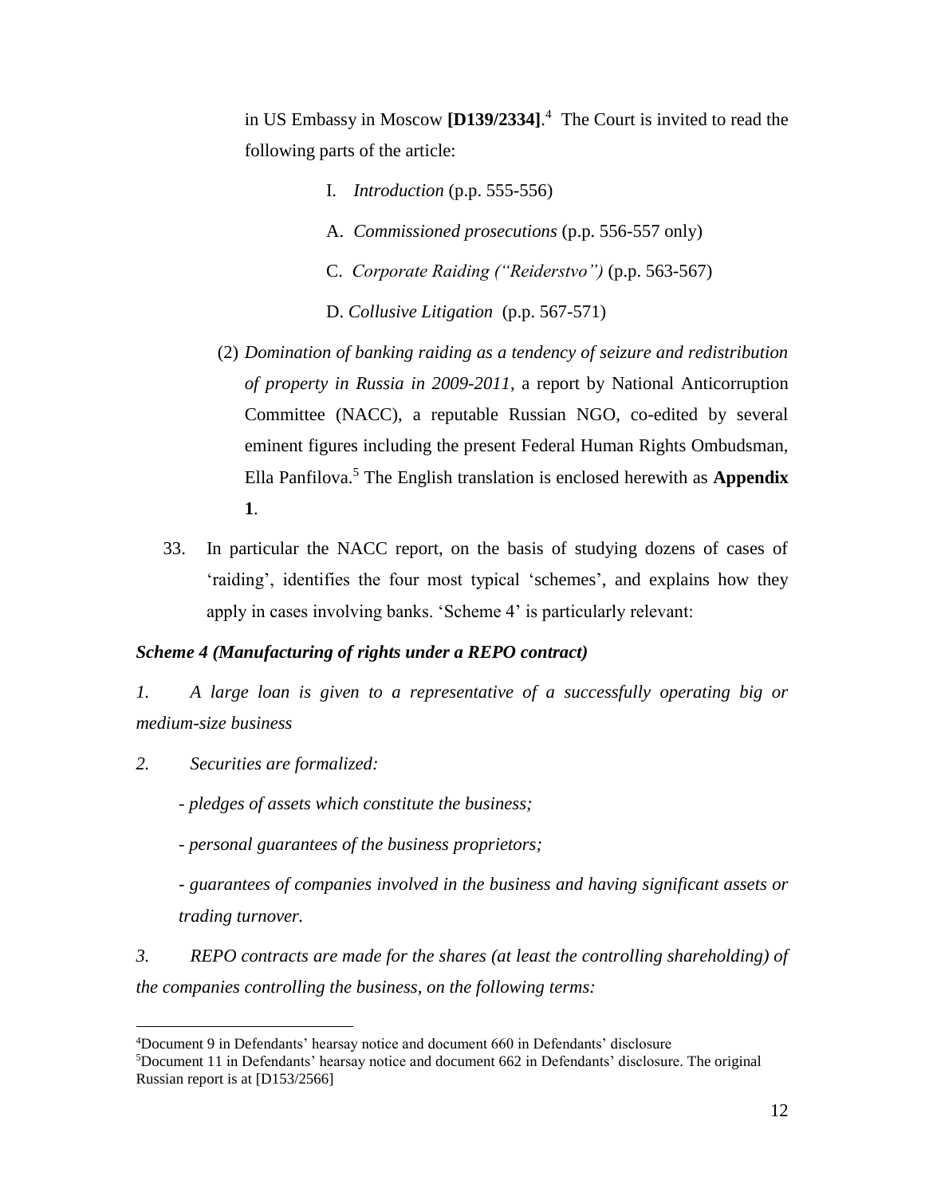in US Embassy in Moscow **[D139/2334]**.[4] The Court is invited to read the following parts of the article:

I. *Introduction* (p.p. 555-556)

A. *Commissioned prosecutions* (p.p. 556-557 only)

C. *Corporate Raiding ("Reiderstvo")* (p.p. 563-567)

D. *Collusive Litigation* (p.p. 567-571)

(2) *Domination of banking raiding as a tendency of seizure and redistribution of property in Russia in 2009-2011*, a report by National Anticorruption Committee (NACC), a reputable Russian NGO, co-edited by several eminent figures including the present Federal Human Rights Ombudsman, Ella Panfilova.[5] The English translation is enclosed herewith as **Appendix 1**.

33. In particular the NACC report, on the basis of studying dozens of cases of 'raiding', identifies the four most typical 'schemes', and explains how they apply in cases involving banks. 'Scheme 4' is particularly relevant:

***Scheme 4 (Manufacturing of rights under a REPO contract)***

*1. A large loan is given to a representative of a successfully operating big or medium-size business*

*2. Securities are formalized:*

*- pledges of assets which constitute the business;*

*- personal guarantees of the business proprietors;*

*- guarantees of companies involved in the business and having significant assets or trading turnover.*

*3. REPO contracts are made for the shares (at least the controlling shareholding) of the companies controlling the business, on the following terms:*

---

[4] Document 9 in Defendants' hearsay notice and document 660 in Defendants' disclosure

[5] Document 11 in Defendants' hearsay notice and document 662 in Defendants' disclosure. The original Russian report is at [D153/2566]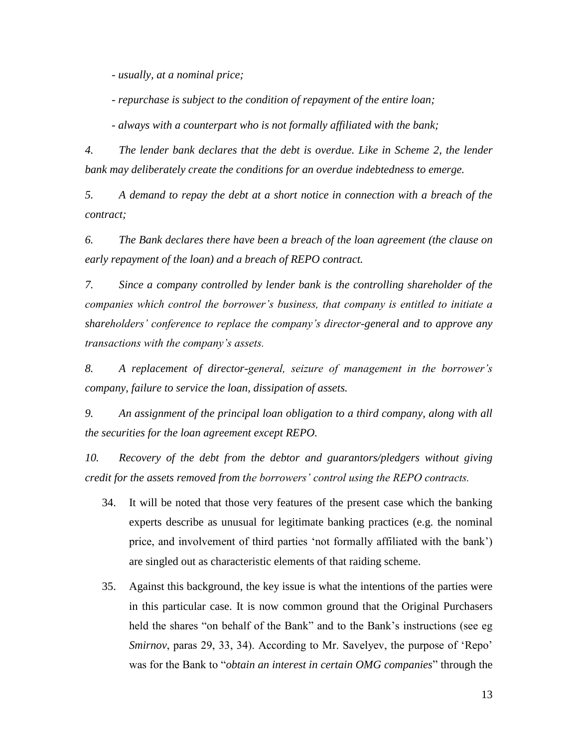*- usually, at a nominal price;*

*- repurchase is subject to the condition of repayment of the entire loan;*

*- always with a counterpart who is not formally affiliated with the bank;*

*4. The lender bank declares that the debt is overdue. Like in Scheme 2, the lender bank may deliberately create the conditions for an overdue indebtedness to emerge.*

*5. A demand to repay the debt at a short notice in connection with a breach of the contract;*

*6. The Bank declares there have been a breach of the loan agreement (the clause on early repayment of the loan) and a breach of REPO contract.*

*7. Since a company controlled by lender bank is the controlling shareholder of the companies which control the borrower's business, that company is entitled to initiate a shareholders' conference to replace the company's director-general and to approve any transactions with the company's assets.*

*8. A replacement of director-general, seizure of management in the borrower's company, failure to service the loan, dissipation of assets.*

*9. An assignment of the principal loan obligation to a third company, along with all the securities for the loan agreement except REPO.*

*10. Recovery of the debt from the debtor and guarantors/pledgers without giving credit for the assets removed from the borrowers' control using the REPO contracts.*

34. It will be noted that those very features of the present case which the banking experts describe as unusual for legitimate banking practices (e.g. the nominal price, and involvement of third parties 'not formally affiliated with the bank') are singled out as characteristic elements of that raiding scheme.

35. Against this background, the key issue is what the intentions of the parties were in this particular case. It is now common ground that the Original Purchasers held the shares "on behalf of the Bank" and to the Bank's instructions (see eg *Smirnov*, paras 29, 33, 34). According to Mr. Savelyev, the purpose of 'Repo' was for the Bank to "*obtain an interest in certain OMG companies*" through the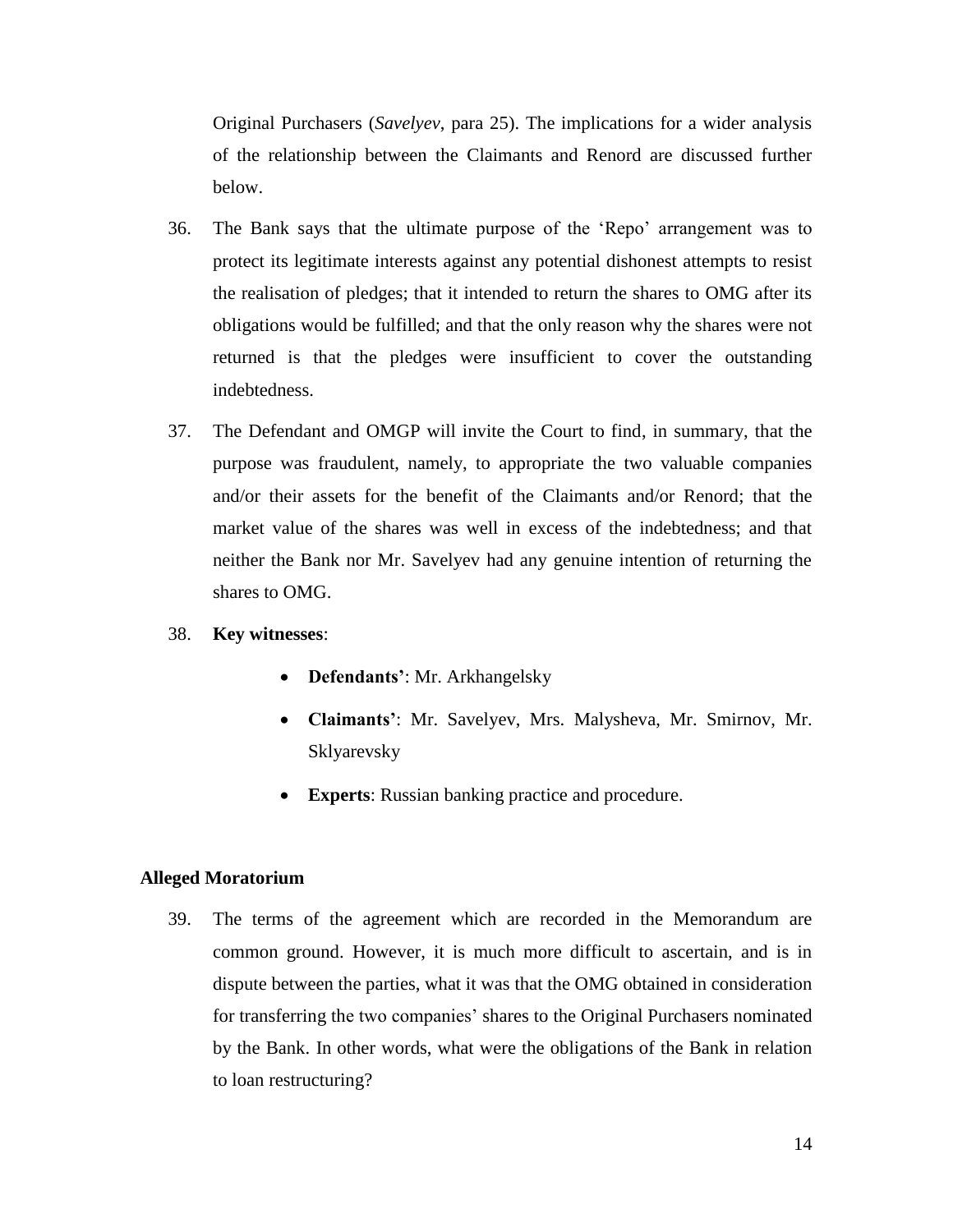Original Purchasers (*Savelyev*, para 25). The implications for a wider analysis of the relationship between the Claimants and Renord are discussed further below.

36. The Bank says that the ultimate purpose of the 'Repo' arrangement was to protect its legitimate interests against any potential dishonest attempts to resist the realisation of pledges; that it intended to return the shares to OMG after its obligations would be fulfilled; and that the only reason why the shares were not returned is that the pledges were insufficient to cover the outstanding indebtedness.

37. The Defendant and OMGP will invite the Court to find, in summary, that the purpose was fraudulent, namely, to appropriate the two valuable companies and/or their assets for the benefit of the Claimants and/or Renord; that the market value of the shares was well in excess of the indebtedness; and that neither the Bank nor Mr. Savelyev had any genuine intention of returning the shares to OMG.

38. **Key witnesses**:

    - **Defendants'**: Mr. Arkhangelsky
    - **Claimants'**: Mr. Savelyev, Mrs. Malysheva, Mr. Smirnov, Mr. Sklyarevsky
    - **Experts**: Russian banking practice and procedure.

**Alleged Moratorium**

39. The terms of the agreement which are recorded in the Memorandum are common ground. However, it is much more difficult to ascertain, and is in dispute between the parties, what it was that the OMG obtained in consideration for transferring the two companies' shares to the Original Purchasers nominated by the Bank. In other words, what were the obligations of the Bank in relation to loan restructuring?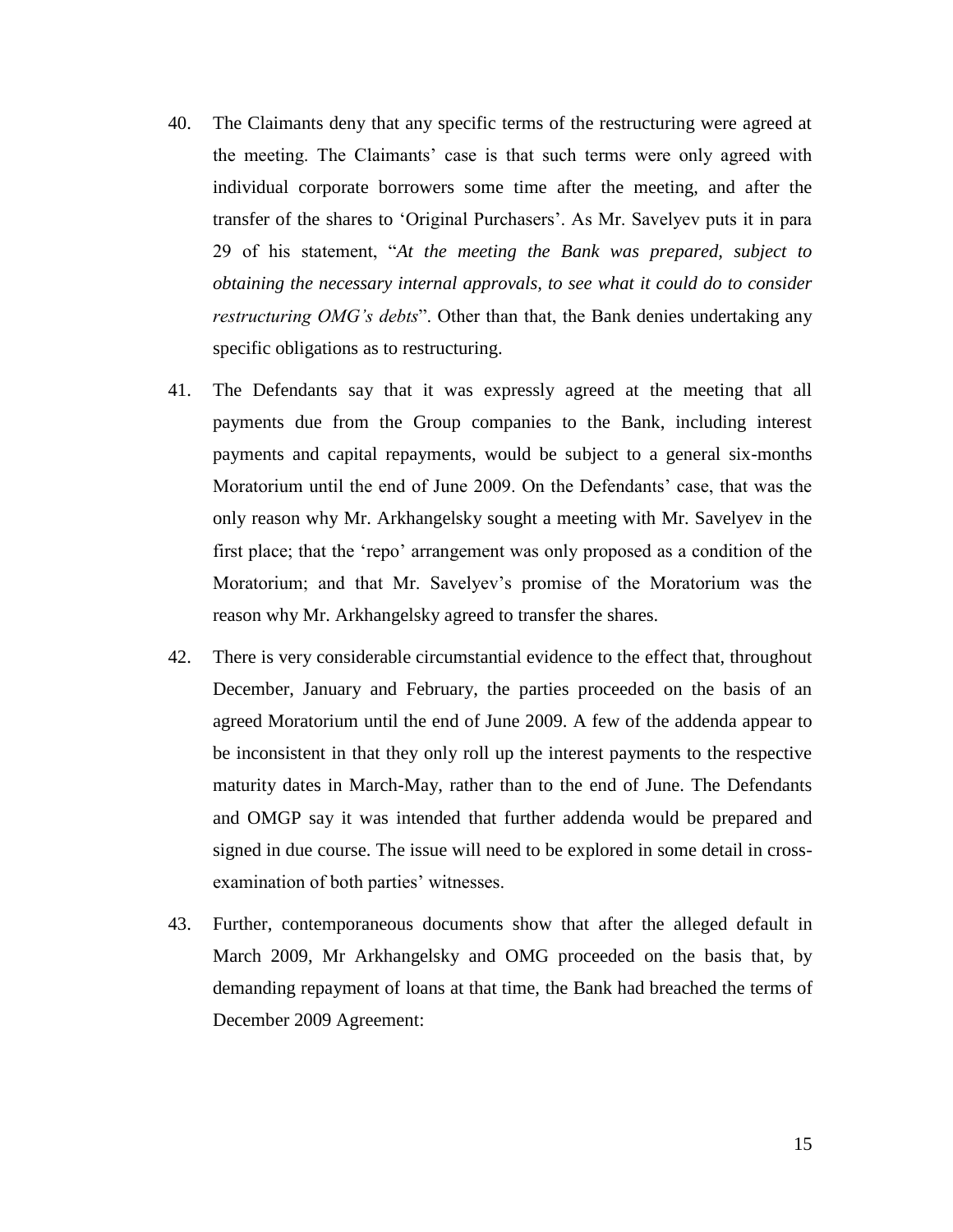40. The Claimants deny that any specific terms of the restructuring were agreed at the meeting. The Claimants' case is that such terms were only agreed with individual corporate borrowers some time after the meeting, and after the transfer of the shares to 'Original Purchasers'. As Mr. Savelyev puts it in para 29 of his statement, "*At the meeting the Bank was prepared, subject to obtaining the necessary internal approvals, to see what it could do to consider restructuring OMG's debts*". Other than that, the Bank denies undertaking any specific obligations as to restructuring.

41. The Defendants say that it was expressly agreed at the meeting that all payments due from the Group companies to the Bank, including interest payments and capital repayments, would be subject to a general six-months Moratorium until the end of June 2009. On the Defendants' case, that was the only reason why Mr. Arkhangelsky sought a meeting with Mr. Savelyev in the first place; that the 'repo' arrangement was only proposed as a condition of the Moratorium; and that Mr. Savelyev's promise of the Moratorium was the reason why Mr. Arkhangelsky agreed to transfer the shares.

42. There is very considerable circumstantial evidence to the effect that, throughout December, January and February, the parties proceeded on the basis of an agreed Moratorium until the end of June 2009. A few of the addenda appear to be inconsistent in that they only roll up the interest payments to the respective maturity dates in March-May, rather than to the end of June. The Defendants and OMGP say it was intended that further addenda would be prepared and signed in due course. The issue will need to be explored in some detail in cross-examination of both parties' witnesses.

43. Further, contemporaneous documents show that after the alleged default in March 2009, Mr Arkhangelsky and OMG proceeded on the basis that, by demanding repayment of loans at that time, the Bank had breached the terms of December 2009 Agreement: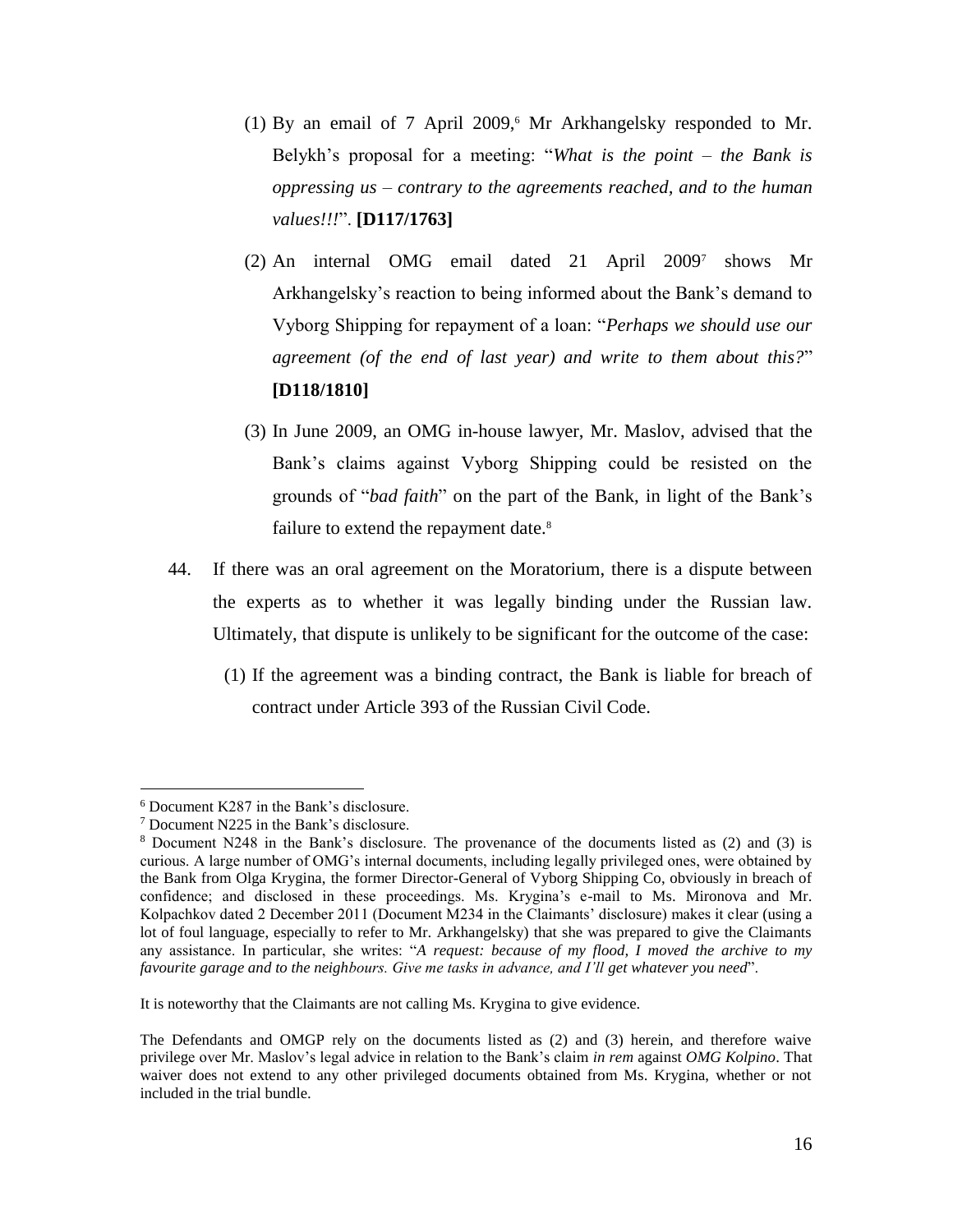(1) By an email of 7 April 2009,[6] Mr Arkhangelsky responded to Mr. Belykh's proposal for a meeting: "*What is the point – the Bank is oppressing us – contrary to the agreements reached, and to the human values!!!*". **[D117/1763]**

(2) An internal OMG email dated 21 April 2009[7] shows Mr Arkhangelsky's reaction to being informed about the Bank's demand to Vyborg Shipping for repayment of a loan: "*Perhaps we should use our agreement (of the end of last year) and write to them about this?*" **[D118/1810]**

(3) In June 2009, an OMG in-house lawyer, Mr. Maslov, advised that the Bank's claims against Vyborg Shipping could be resisted on the grounds of "*bad faith*" on the part of the Bank, in light of the Bank's failure to extend the repayment date.[8]

44. If there was an oral agreement on the Moratorium, there is a dispute between the experts as to whether it was legally binding under the Russian law. Ultimately, that dispute is unlikely to be significant for the outcome of the case:

(1) If the agreement was a binding contract, the Bank is liable for breach of contract under Article 393 of the Russian Civil Code.

---

[6] Document K287 in the Bank's disclosure.

[7] Document N225 in the Bank's disclosure.

[8] Document N248 in the Bank's disclosure. The provenance of the documents listed as (2) and (3) is curious. A large number of OMG's internal documents, including legally privileged ones, were obtained by the Bank from Olga Krygina, the former Director-General of Vyborg Shipping Co, obviously in breach of confidence; and disclosed in these proceedings. Ms. Krygina's e-mail to Ms. Mironova and Mr. Kolpachkov dated 2 December 2011 (Document M234 in the Claimants' disclosure) makes it clear (using a lot of foul language, especially to refer to Mr. Arkhangelsky) that she was prepared to give the Claimants any assistance. In particular, she writes: "*A request: because of my flood, I moved the archive to my favourite garage and to the neighbours. Give me tasks in advance, and I'll get whatever you need*".

It is noteworthy that the Claimants are not calling Ms. Krygina to give evidence.

The Defendants and OMGP rely on the documents listed as (2) and (3) herein, and therefore waive privilege over Mr. Maslov's legal advice in relation to the Bank's claim *in rem* against *OMG Kolpino*. That waiver does not extend to any other privileged documents obtained from Ms. Krygina, whether or not included in the trial bundle.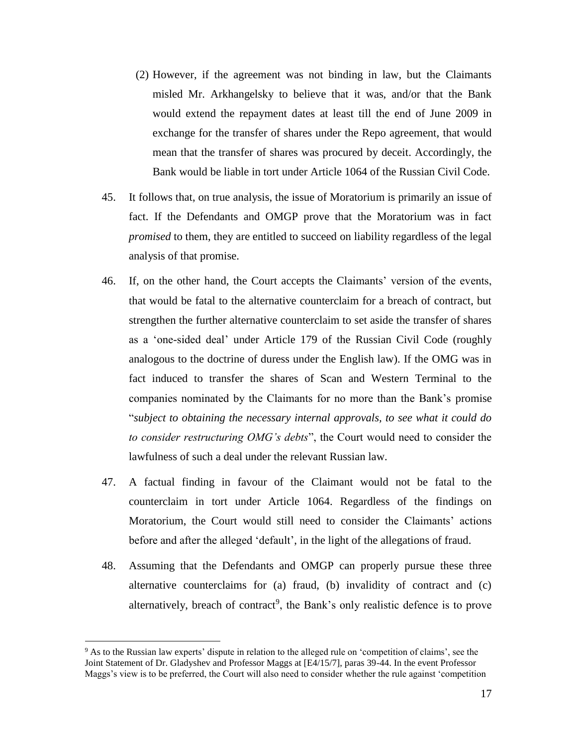(2) However, if the agreement was not binding in law, but the Claimants misled Mr. Arkhangelsky to believe that it was, and/or that the Bank would extend the repayment dates at least till the end of June 2009 in exchange for the transfer of shares under the Repo agreement, that would mean that the transfer of shares was procured by deceit. Accordingly, the Bank would be liable in tort under Article 1064 of the Russian Civil Code.

45. It follows that, on true analysis, the issue of Moratorium is primarily an issue of fact. If the Defendants and OMGP prove that the Moratorium was in fact *promised* to them, they are entitled to succeed on liability regardless of the legal analysis of that promise.

46. If, on the other hand, the Court accepts the Claimants' version of the events, that would be fatal to the alternative counterclaim for a breach of contract, but strengthen the further alternative counterclaim to set aside the transfer of shares as a 'one-sided deal' under Article 179 of the Russian Civil Code (roughly analogous to the doctrine of duress under the English law). If the OMG was in fact induced to transfer the shares of Scan and Western Terminal to the companies nominated by the Claimants for no more than the Bank's promise "*subject to obtaining the necessary internal approvals, to see what it could do to consider restructuring OMG's debts*", the Court would need to consider the lawfulness of such a deal under the relevant Russian law.

47. A factual finding in favour of the Claimant would not be fatal to the counterclaim in tort under Article 1064. Regardless of the findings on Moratorium, the Court would still need to consider the Claimants' actions before and after the alleged 'default', in the light of the allegations of fraud.

48. Assuming that the Defendants and OMGP can properly pursue these three alternative counterclaims for (a) fraud, (b) invalidity of contract and (c) alternatively, breach of contract[9], the Bank's only realistic defence is to prove

[9] As to the Russian law experts' dispute in relation to the alleged rule on 'competition of claims', see the Joint Statement of Dr. Gladyshev and Professor Maggs at [E4/15/7], paras 39-44. In the event Professor Maggs's view is to be preferred, the Court will also need to consider whether the rule against 'competition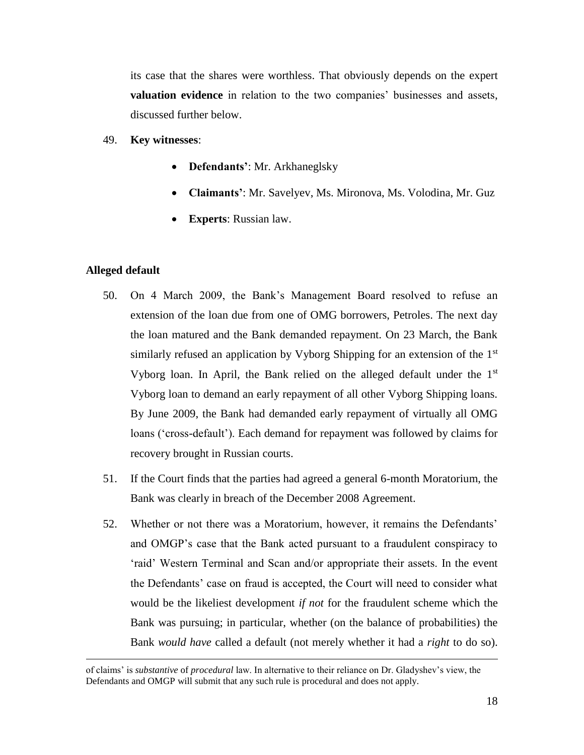its case that the shares were worthless. That obviously depends on the expert **valuation evidence** in relation to the two companies' businesses and assets, discussed further below.

49. **Key witnesses**:

    - **Defendants'**: Mr. Arkhaneglsky
    - **Claimants'**: Mr. Savelyev, Ms. Mironova, Ms. Volodina, Mr. Guz
    - **Experts**: Russian law.

**Alleged default**

50. On 4 March 2009, the Bank's Management Board resolved to refuse an extension of the loan due from one of OMG borrowers, Petroles. The next day the loan matured and the Bank demanded repayment. On 23 March, the Bank similarly refused an application by Vyborg Shipping for an extension of the 1st Vyborg loan. In April, the Bank relied on the alleged default under the 1st Vyborg loan to demand an early repayment of all other Vyborg Shipping loans. By June 2009, the Bank had demanded early repayment of virtually all OMG loans ('cross-default'). Each demand for repayment was followed by claims for recovery brought in Russian courts.

51. If the Court finds that the parties had agreed a general 6-month Moratorium, the Bank was clearly in breach of the December 2008 Agreement.

52. Whether or not there was a Moratorium, however, it remains the Defendants' and OMGP's case that the Bank acted pursuant to a fraudulent conspiracy to 'raid' Western Terminal and Scan and/or appropriate their assets. In the event the Defendants' case on fraud is accepted, the Court will need to consider what would be the likeliest development *if not* for the fraudulent scheme which the Bank was pursuing; in particular, whether (on the balance of probabilities) the Bank *would have* called a default (not merely whether it had a *right* to do so).

---

of claims' is *substantive* of *procedural* law. In alternative to their reliance on Dr. Gladyshev's view, the Defendants and OMGP will submit that any such rule is procedural and does not apply.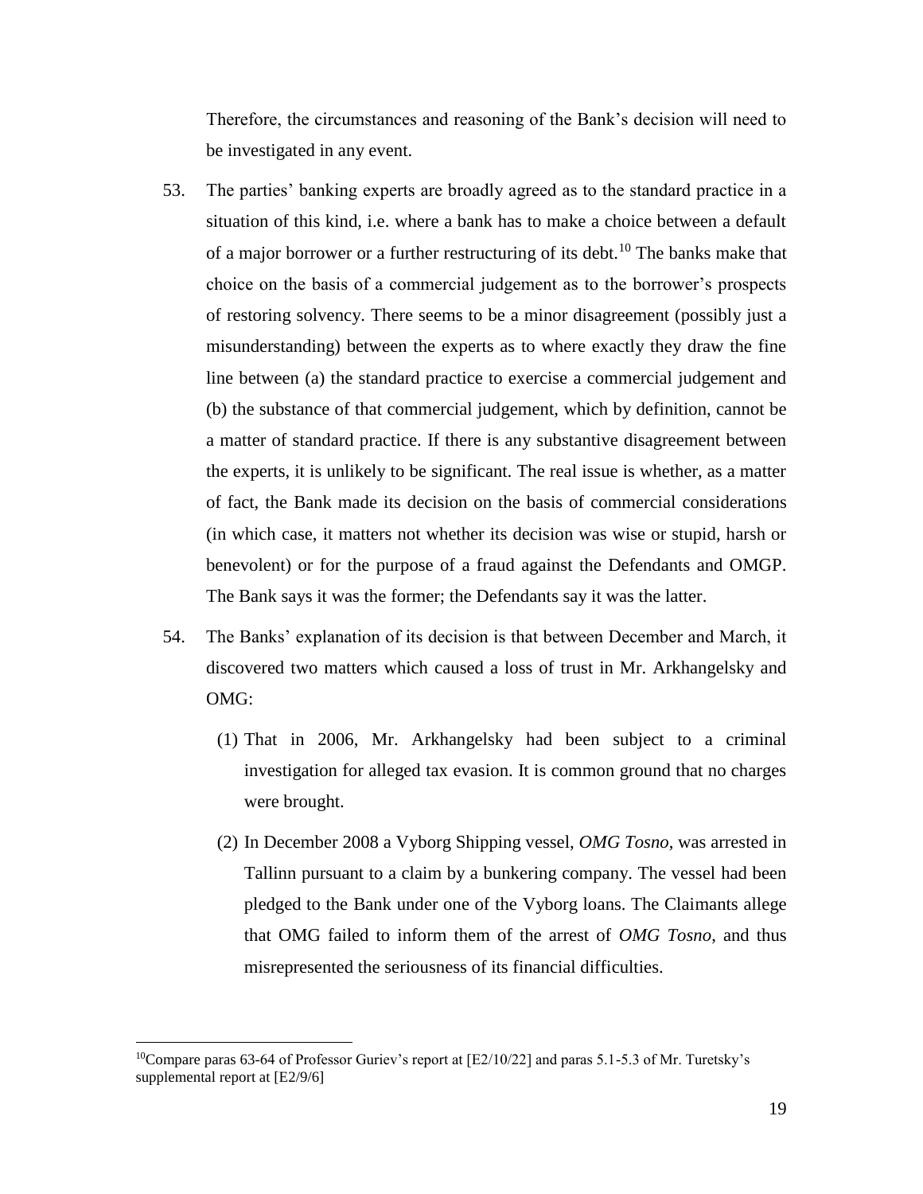Therefore, the circumstances and reasoning of the Bank's decision will need to be investigated in any event.

53. The parties' banking experts are broadly agreed as to the standard practice in a situation of this kind, i.e. where a bank has to make a choice between a default of a major borrower or a further restructuring of its debt.[10] The banks make that choice on the basis of a commercial judgement as to the borrower's prospects of restoring solvency. There seems to be a minor disagreement (possibly just a misunderstanding) between the experts as to where exactly they draw the fine line between (a) the standard practice to exercise a commercial judgement and (b) the substance of that commercial judgement, which by definition, cannot be a matter of standard practice. If there is any substantive disagreement between the experts, it is unlikely to be significant. The real issue is whether, as a matter of fact, the Bank made its decision on the basis of commercial considerations (in which case, it matters not whether its decision was wise or stupid, harsh or benevolent) or for the purpose of a fraud against the Defendants and OMGP. The Bank says it was the former; the Defendants say it was the latter.

54. The Banks' explanation of its decision is that between December and March, it discovered two matters which caused a loss of trust in Mr. Arkhangelsky and OMG:

   (1) That in 2006, Mr. Arkhangelsky had been subject to a criminal investigation for alleged tax evasion. It is common ground that no charges were brought.

   (2) In December 2008 a Vyborg Shipping vessel, *OMG Tosno*, was arrested in Tallinn pursuant to a claim by a bunkering company. The vessel had been pledged to the Bank under one of the Vyborg loans. The Claimants allege that OMG failed to inform them of the arrest of *OMG Tosno*, and thus misrepresented the seriousness of its financial difficulties.

---

[10] Compare paras 63-64 of Professor Guriev's report at [E2/10/22] and paras 5.1-5.3 of Mr. Turetsky's supplemental report at [E2/9/6]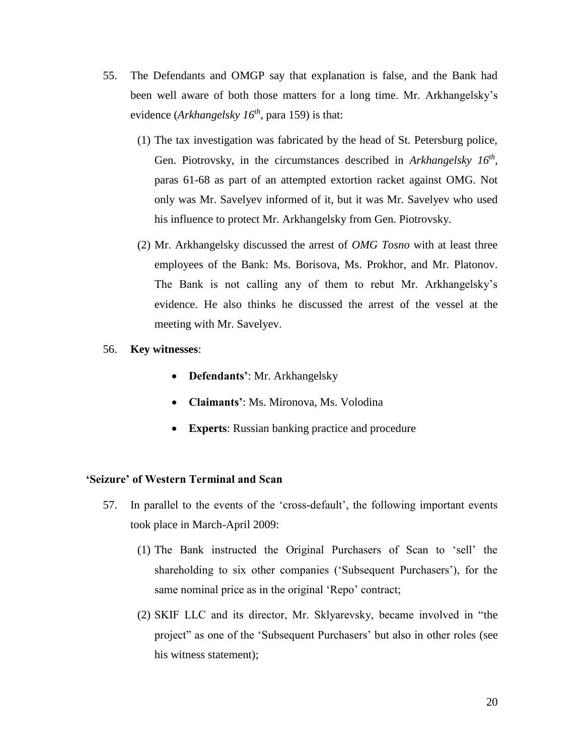55. The Defendants and OMGP say that explanation is false, and the Bank had been well aware of both those matters for a long time. Mr. Arkhangelsky's evidence (*Arkhangelsky 16th*, para 159) is that:

   (1) The tax investigation was fabricated by the head of St. Petersburg police, Gen. Piotrovsky, in the circumstances described in *Arkhangelsky 16th*, paras 61-68 as part of an attempted extortion racket against OMG. Not only was Mr. Savelyev informed of it, but it was Mr. Savelyev who used his influence to protect Mr. Arkhangelsky from Gen. Piotrovsky.

   (2) Mr. Arkhangelsky discussed the arrest of *OMG Tosno* with at least three employees of the Bank: Ms. Borisova, Ms. Prokhor, and Mr. Platonov. The Bank is not calling any of them to rebut Mr. Arkhangelsky's evidence. He also thinks he discussed the arrest of the vessel at the meeting with Mr. Savelyev.

56. **Key witnesses**:

   - **Defendants'**: Mr. Arkhangelsky
   - **Claimants'**: Ms. Mironova, Ms. Volodina
   - **Experts**: Russian banking practice and procedure

**'Seizure' of Western Terminal and Scan**

57. In parallel to the events of the 'cross-default', the following important events took place in March-April 2009:

   (1) The Bank instructed the Original Purchasers of Scan to 'sell' the shareholding to six other companies ('Subsequent Purchasers'), for the same nominal price as in the original 'Repo' contract;

   (2) SKIF LLC and its director, Mr. Sklyarevsky, became involved in "the project" as one of the 'Subsequent Purchasers' but also in other roles (see his witness statement);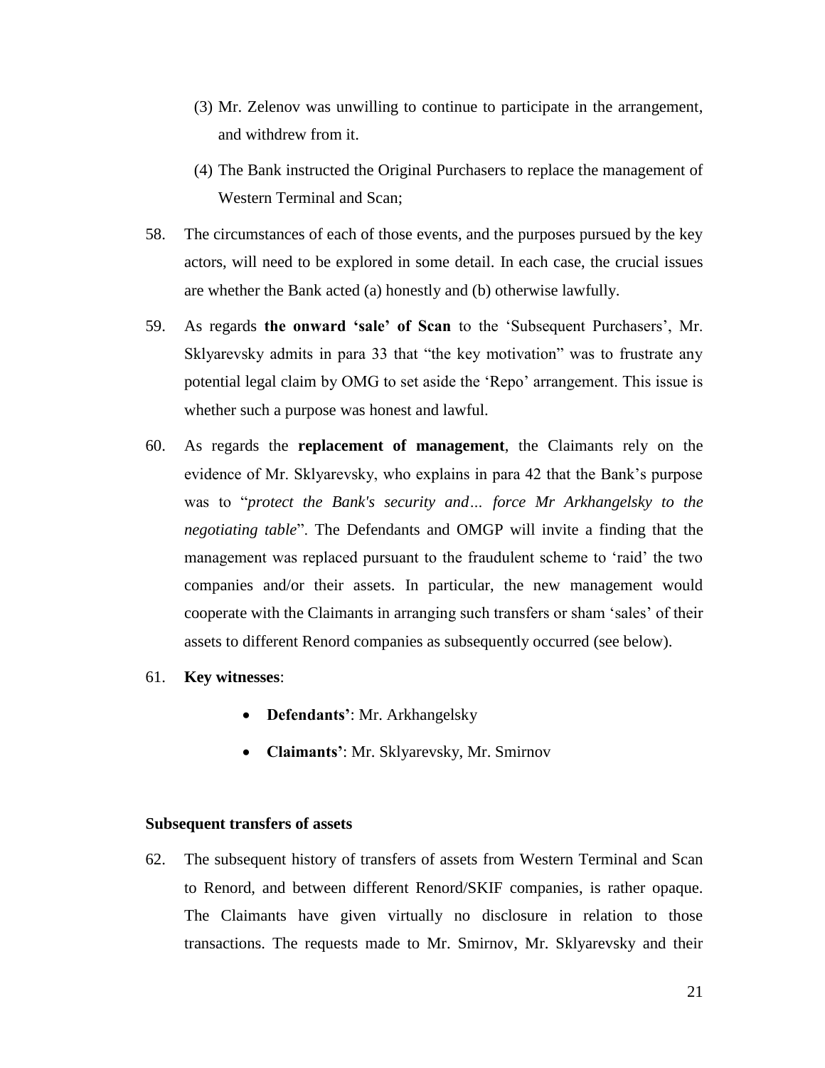(3) Mr. Zelenov was unwilling to continue to participate in the arrangement, and withdrew from it.

(4) The Bank instructed the Original Purchasers to replace the management of Western Terminal and Scan;

58. The circumstances of each of those events, and the purposes pursued by the key actors, will need to be explored in some detail. In each case, the crucial issues are whether the Bank acted (a) honestly and (b) otherwise lawfully.

59. As regards **the onward 'sale' of Scan** to the 'Subsequent Purchasers', Mr. Sklyarevsky admits in para 33 that "the key motivation" was to frustrate any potential legal claim by OMG to set aside the 'Repo' arrangement. This issue is whether such a purpose was honest and lawful.

60. As regards the **replacement of management**, the Claimants rely on the evidence of Mr. Sklyarevsky, who explains in para 42 that the Bank's purpose was to "*protect the Bank's security and… force Mr Arkhangelsky to the negotiating table*". The Defendants and OMGP will invite a finding that the management was replaced pursuant to the fraudulent scheme to 'raid' the two companies and/or their assets. In particular, the new management would cooperate with the Claimants in arranging such transfers or sham 'sales' of their assets to different Renord companies as subsequently occurred (see below).

61. **Key witnesses**:

- **Defendants'**: Mr. Arkhangelsky
- **Claimants'**: Mr. Sklyarevsky, Mr. Smirnov

**Subsequent transfers of assets**

62. The subsequent history of transfers of assets from Western Terminal and Scan to Renord, and between different Renord/SKIF companies, is rather opaque. The Claimants have given virtually no disclosure in relation to those transactions. The requests made to Mr. Smirnov, Mr. Sklyarevsky and their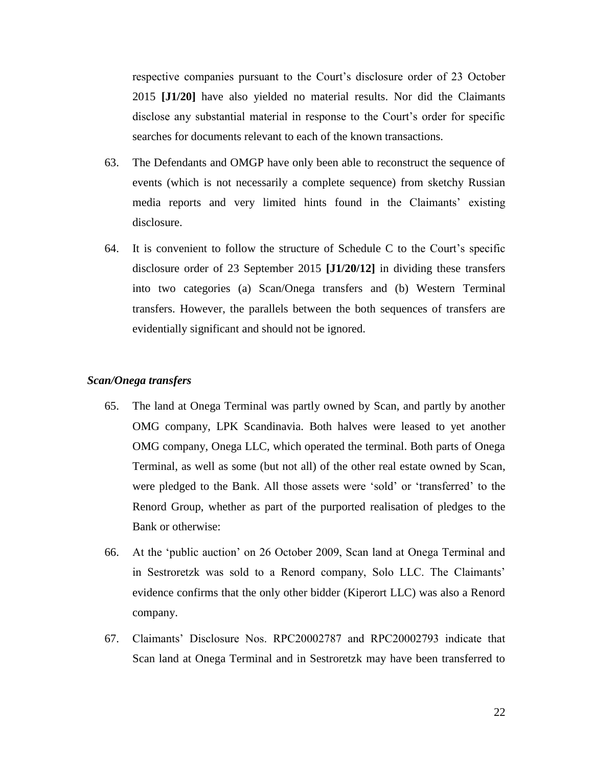respective companies pursuant to the Court's disclosure order of 23 October 2015 **[J1/20]** have also yielded no material results. Nor did the Claimants disclose any substantial material in response to the Court's order for specific searches for documents relevant to each of the known transactions.

63. The Defendants and OMGP have only been able to reconstruct the sequence of events (which is not necessarily a complete sequence) from sketchy Russian media reports and very limited hints found in the Claimants' existing disclosure.

64. It is convenient to follow the structure of Schedule C to the Court's specific disclosure order of 23 September 2015 **[J1/20/12]** in dividing these transfers into two categories (a) Scan/Onega transfers and (b) Western Terminal transfers. However, the parallels between the both sequences of transfers are evidentially significant and should not be ignored.

***Scan/Onega transfers***

65. The land at Onega Terminal was partly owned by Scan, and partly by another OMG company, LPK Scandinavia. Both halves were leased to yet another OMG company, Onega LLC, which operated the terminal. Both parts of Onega Terminal, as well as some (but not all) of the other real estate owned by Scan, were pledged to the Bank. All those assets were 'sold' or 'transferred' to the Renord Group, whether as part of the purported realisation of pledges to the Bank or otherwise:

66. At the 'public auction' on 26 October 2009, Scan land at Onega Terminal and in Sestroretzk was sold to a Renord company, Solo LLC. The Claimants' evidence confirms that the only other bidder (Kiperort LLC) was also a Renord company.

67. Claimants' Disclosure Nos. RPC20002787 and RPC20002793 indicate that Scan land at Onega Terminal and in Sestroretzk may have been transferred to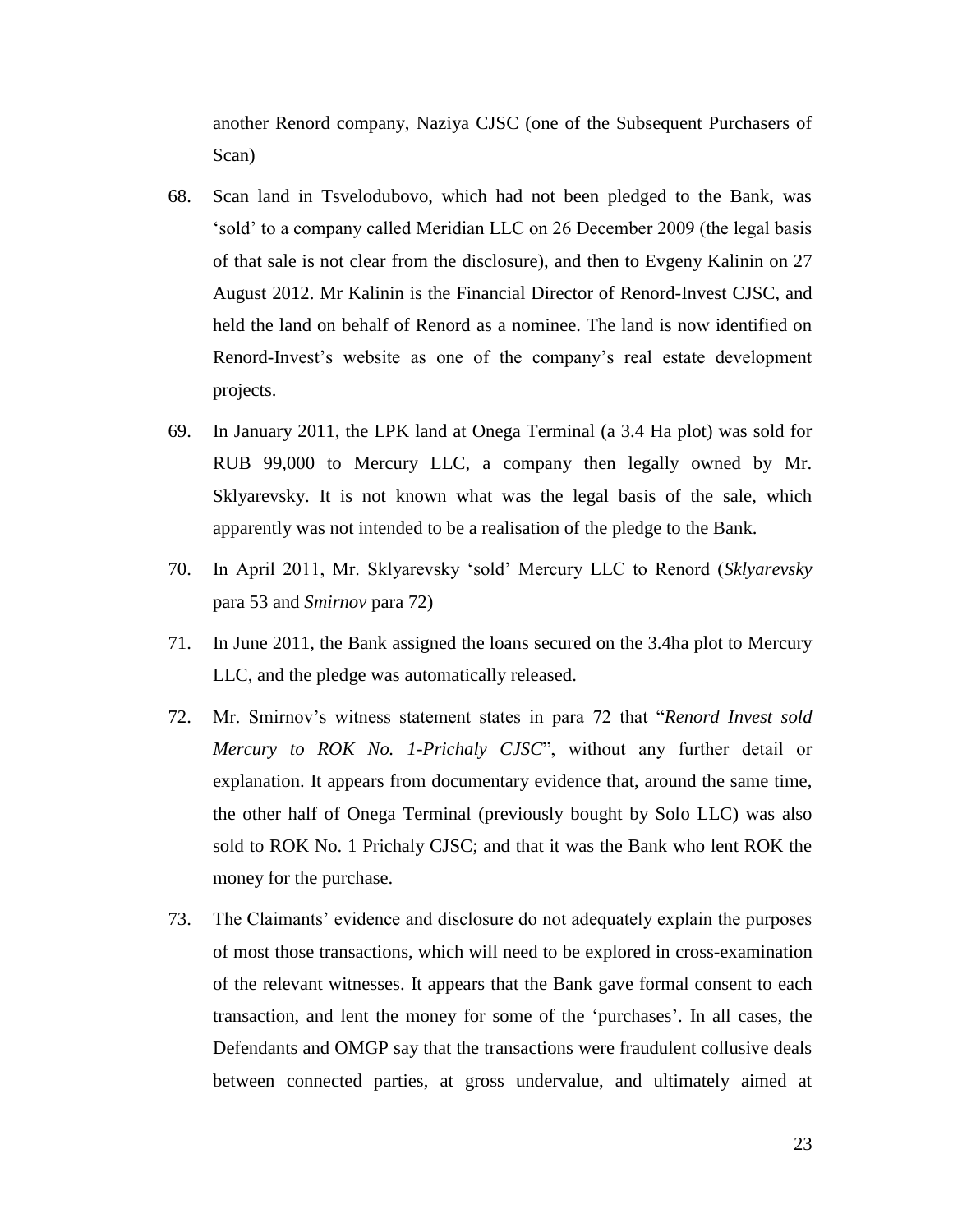another Renord company, Naziya CJSC (one of the Subsequent Purchasers of Scan)

68. Scan land in Tsvelodubovo, which had not been pledged to the Bank, was 'sold' to a company called Meridian LLC on 26 December 2009 (the legal basis of that sale is not clear from the disclosure), and then to Evgeny Kalinin on 27 August 2012. Mr Kalinin is the Financial Director of Renord-Invest CJSC, and held the land on behalf of Renord as a nominee. The land is now identified on Renord-Invest's website as one of the company's real estate development projects.

69. In January 2011, the LPK land at Onega Terminal (a 3.4 Ha plot) was sold for RUB 99,000 to Mercury LLC, a company then legally owned by Mr. Sklyarevsky. It is not known what was the legal basis of the sale, which apparently was not intended to be a realisation of the pledge to the Bank.

70. In April 2011, Mr. Sklyarevsky 'sold' Mercury LLC to Renord (*Sklyarevsky* para 53 and *Smirnov* para 72)

71. In June 2011, the Bank assigned the loans secured on the 3.4ha plot to Mercury LLC, and the pledge was automatically released.

72. Mr. Smirnov's witness statement states in para 72 that "*Renord Invest sold Mercury to ROK No. 1-Prichaly CJSC*", without any further detail or explanation. It appears from documentary evidence that, around the same time, the other half of Onega Terminal (previously bought by Solo LLC) was also sold to ROK No. 1 Prichaly CJSC; and that it was the Bank who lent ROK the money for the purchase.

73. The Claimants' evidence and disclosure do not adequately explain the purposes of most those transactions, which will need to be explored in cross-examination of the relevant witnesses. It appears that the Bank gave formal consent to each transaction, and lent the money for some of the 'purchases'. In all cases, the Defendants and OMGP say that the transactions were fraudulent collusive deals between connected parties, at gross undervalue, and ultimately aimed at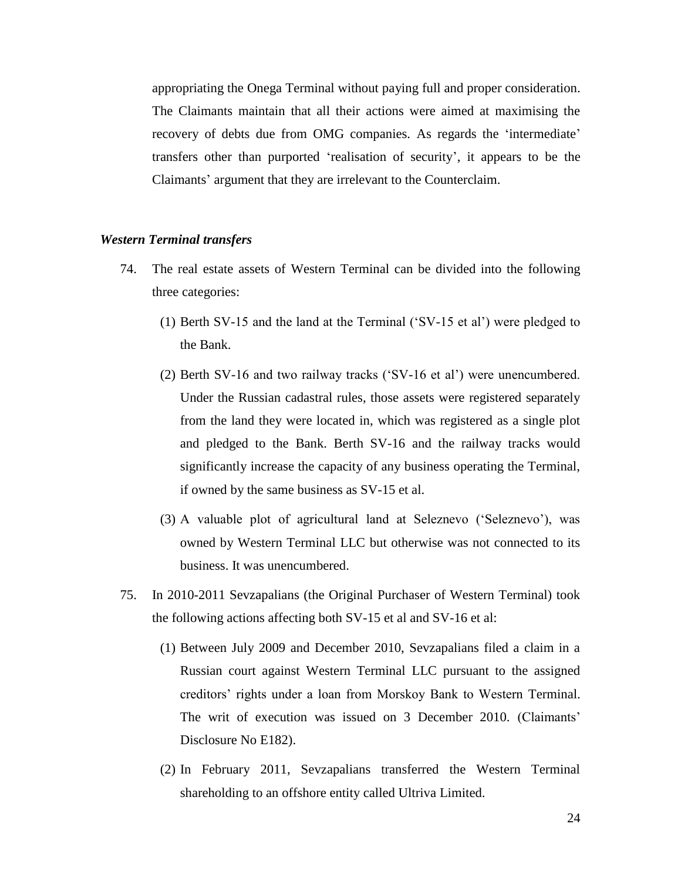appropriating the Onega Terminal without paying full and proper consideration. The Claimants maintain that all their actions were aimed at maximising the recovery of debts due from OMG companies. As regards the 'intermediate' transfers other than purported 'realisation of security', it appears to be the Claimants' argument that they are irrelevant to the Counterclaim.

***Western Terminal transfers***

74. The real estate assets of Western Terminal can be divided into the following three categories:

    (1) Berth SV-15 and the land at the Terminal ('SV-15 et al') were pledged to the Bank.

    (2) Berth SV-16 and two railway tracks ('SV-16 et al') were unencumbered. Under the Russian cadastral rules, those assets were registered separately from the land they were located in, which was registered as a single plot and pledged to the Bank. Berth SV-16 and the railway tracks would significantly increase the capacity of any business operating the Terminal, if owned by the same business as SV-15 et al.

    (3) A valuable plot of agricultural land at Seleznevo ('Seleznevo'), was owned by Western Terminal LLC but otherwise was not connected to its business. It was unencumbered.

75. In 2010-2011 Sevzapalians (the Original Purchaser of Western Terminal) took the following actions affecting both SV-15 et al and SV-16 et al:

    (1) Between July 2009 and December 2010, Sevzapalians filed a claim in a Russian court against Western Terminal LLC pursuant to the assigned creditors' rights under a loan from Morskoy Bank to Western Terminal. The writ of execution was issued on 3 December 2010. (Claimants' Disclosure No E182).

    (2) In February 2011, Sevzapalians transferred the Western Terminal shareholding to an offshore entity called Ultriva Limited.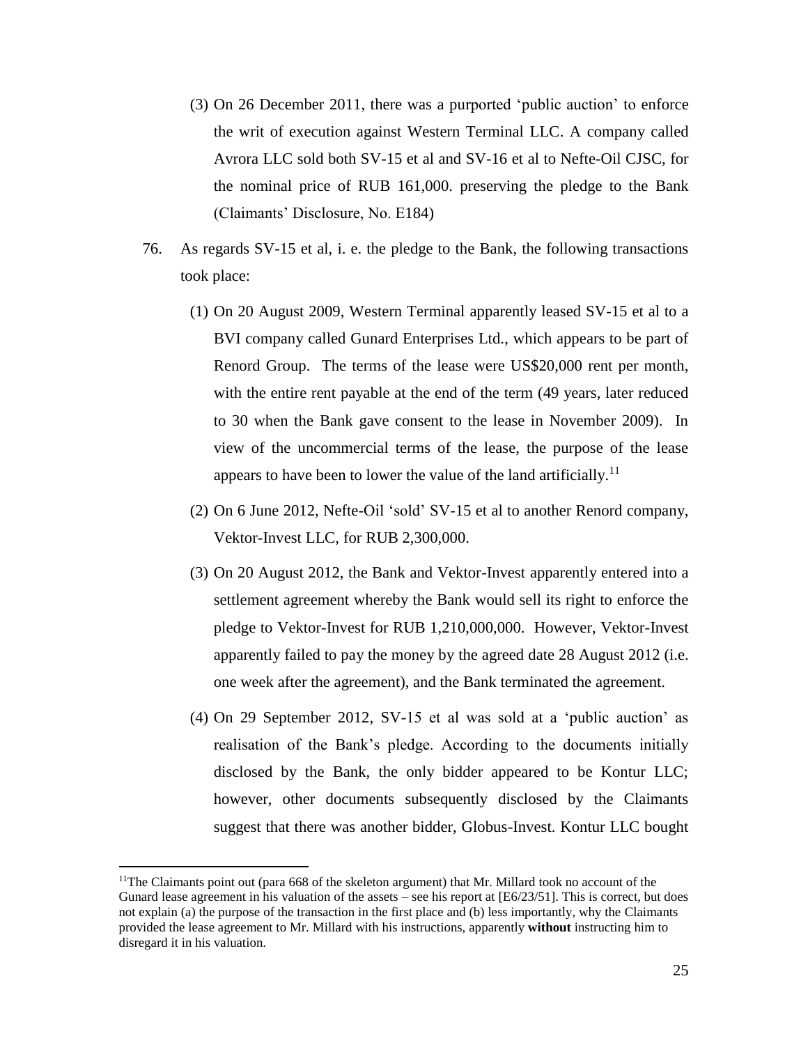(3) On 26 December 2011, there was a purported 'public auction' to enforce the writ of execution against Western Terminal LLC. A company called Avrora LLC sold both SV-15 et al and SV-16 et al to Nefte-Oil CJSC, for the nominal price of RUB 161,000. preserving the pledge to the Bank (Claimants' Disclosure, No. E184)

76. As regards SV-15 et al, i. e. the pledge to the Bank, the following transactions took place:

(1) On 20 August 2009, Western Terminal apparently leased SV-15 et al to a BVI company called Gunard Enterprises Ltd., which appears to be part of Renord Group. The terms of the lease were US$20,000 rent per month, with the entire rent payable at the end of the term (49 years, later reduced to 30 when the Bank gave consent to the lease in November 2009). In view of the uncommercial terms of the lease, the purpose of the lease appears to have been to lower the value of the land artificially.[11]

(2) On 6 June 2012, Nefte-Oil 'sold' SV-15 et al to another Renord company, Vektor-Invest LLC, for RUB 2,300,000.

(3) On 20 August 2012, the Bank and Vektor-Invest apparently entered into a settlement agreement whereby the Bank would sell its right to enforce the pledge to Vektor-Invest for RUB 1,210,000,000. However, Vektor-Invest apparently failed to pay the money by the agreed date 28 August 2012 (i.e. one week after the agreement), and the Bank terminated the agreement.

(4) On 29 September 2012, SV-15 et al was sold at a 'public auction' as realisation of the Bank's pledge. According to the documents initially disclosed by the Bank, the only bidder appeared to be Kontur LLC; however, other documents subsequently disclosed by the Claimants suggest that there was another bidder, Globus-Invest. Kontur LLC bought

---

[11] The Claimants point out (para 668 of the skeleton argument) that Mr. Millard took no account of the Gunard lease agreement in his valuation of the assets – see his report at [E6/23/51]. This is correct, but does not explain (a) the purpose of the transaction in the first place and (b) less importantly, why the Claimants provided the lease agreement to Mr. Millard with his instructions, apparently **without** instructing him to disregard it in his valuation.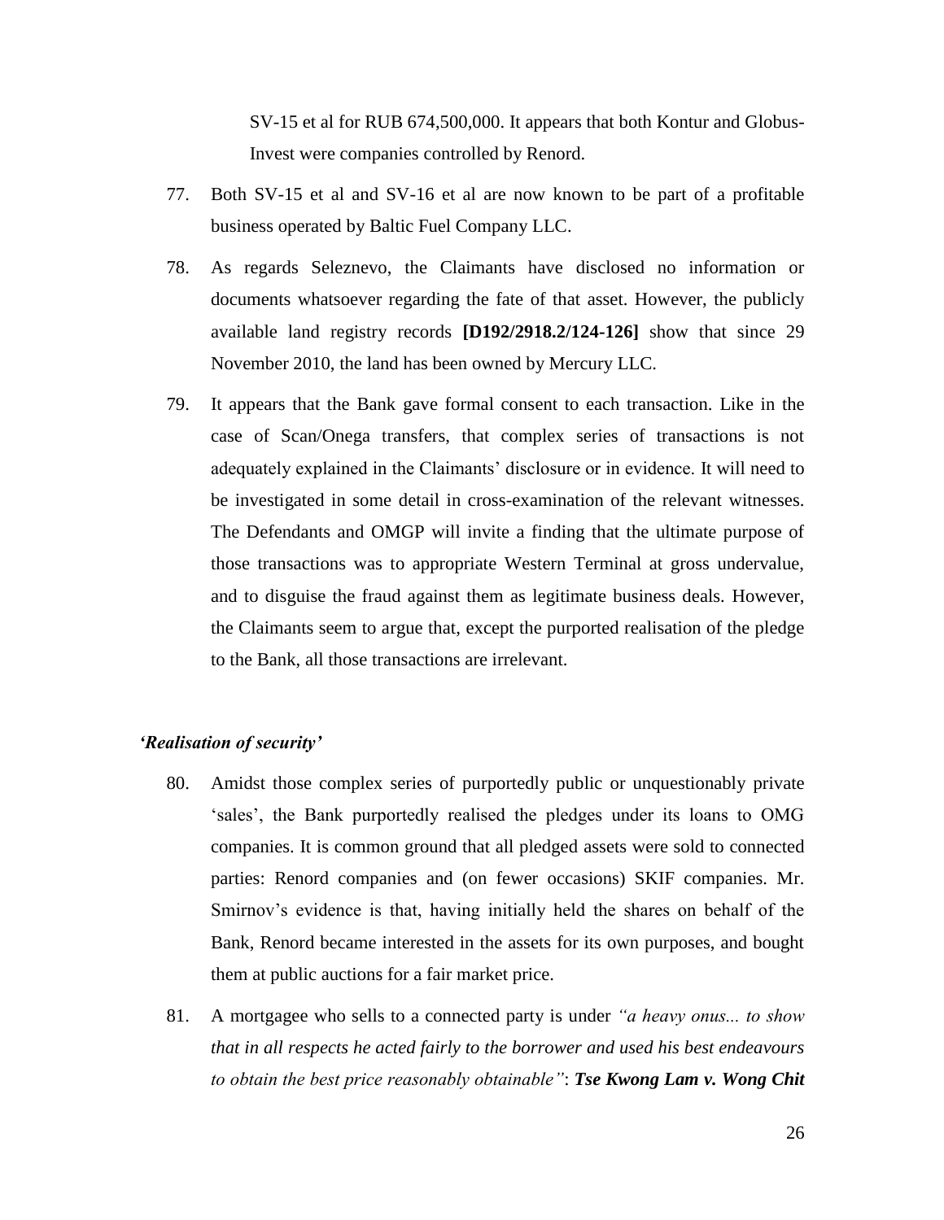SV-15 et al for RUB 674,500,000. It appears that both Kontur and Globus-Invest were companies controlled by Renord.

77. Both SV-15 et al and SV-16 et al are now known to be part of a profitable business operated by Baltic Fuel Company LLC.

78. As regards Seleznevo, the Claimants have disclosed no information or documents whatsoever regarding the fate of that asset. However, the publicly available land registry records **[D192/2918.2/124-126]** show that since 29 November 2010, the land has been owned by Mercury LLC.

79. It appears that the Bank gave formal consent to each transaction. Like in the case of Scan/Onega transfers, that complex series of transactions is not adequately explained in the Claimants' disclosure or in evidence. It will need to be investigated in some detail in cross-examination of the relevant witnesses. The Defendants and OMGP will invite a finding that the ultimate purpose of those transactions was to appropriate Western Terminal at gross undervalue, and to disguise the fraud against them as legitimate business deals. However, the Claimants seem to argue that, except the purported realisation of the pledge to the Bank, all those transactions are irrelevant.

### *'Realisation of security'*

80. Amidst those complex series of purportedly public or unquestionably private 'sales', the Bank purportedly realised the pledges under its loans to OMG companies. It is common ground that all pledged assets were sold to connected parties: Renord companies and (on fewer occasions) SKIF companies. Mr. Smirnov's evidence is that, having initially held the shares on behalf of the Bank, Renord became interested in the assets for its own purposes, and bought them at public auctions for a fair market price.

81. A mortgagee who sells to a connected party is under *"a heavy onus... to show that in all respects he acted fairly to the borrower and used his best endeavours to obtain the best price reasonably obtainable"*: ***Tse Kwong Lam v. Wong Chit***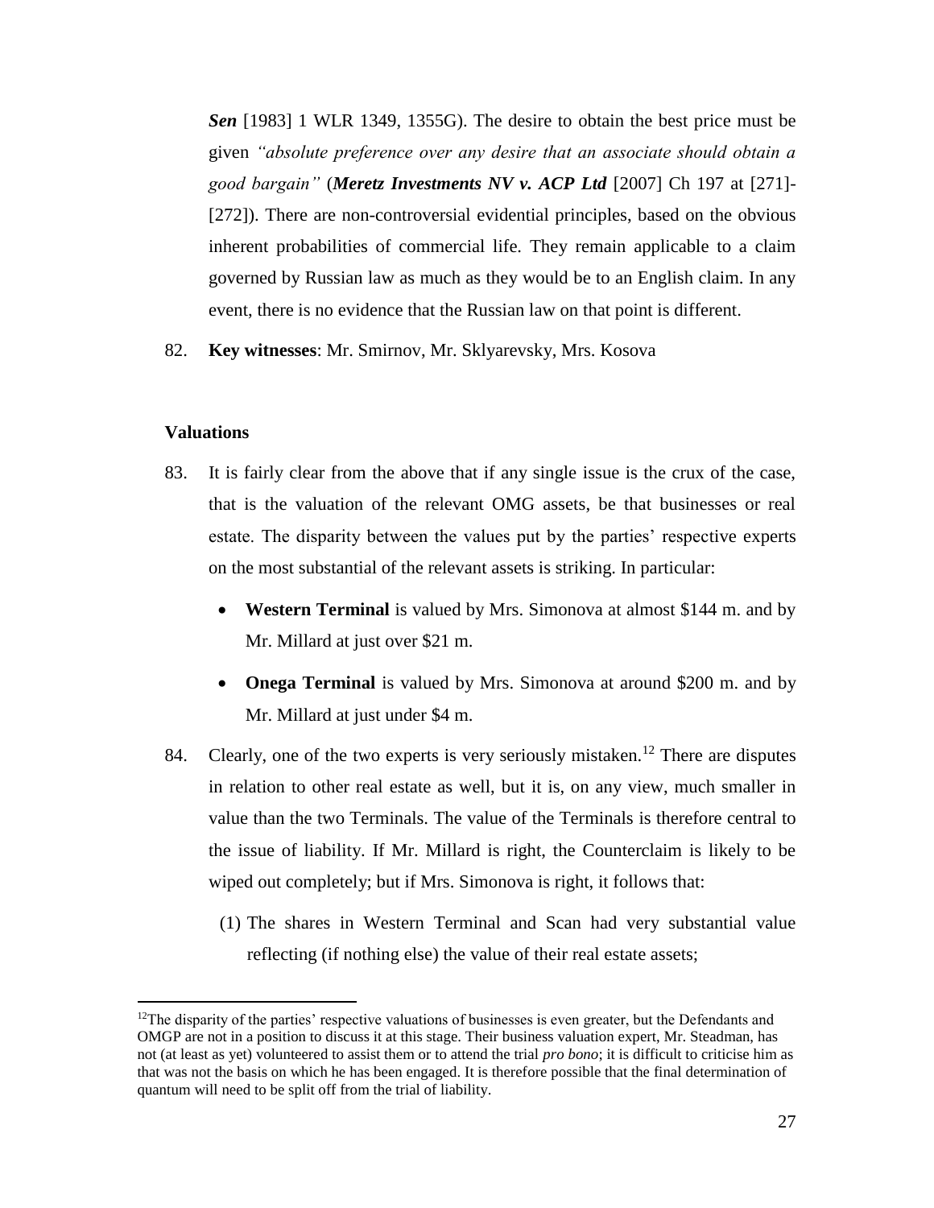***Sen*** [1983] 1 WLR 1349, 1355G). The desire to obtain the best price must be given *"absolute preference over any desire that an associate should obtain a good bargain"* (***Meretz Investments NV v. ACP Ltd*** [2007] Ch 197 at [271]-[272]). There are non-controversial evidential principles, based on the obvious inherent probabilities of commercial life. They remain applicable to a claim governed by Russian law as much as they would be to an English claim. In any event, there is no evidence that the Russian law on that point is different.

82. **Key witnesses**: Mr. Smirnov, Mr. Sklyarevsky, Mrs. Kosova

**Valuations**

83. It is fairly clear from the above that if any single issue is the crux of the case, that is the valuation of the relevant OMG assets, be that businesses or real estate. The disparity between the values put by the parties' respective experts on the most substantial of the relevant assets is striking. In particular:

    - **Western Terminal** is valued by Mrs. Simonova at almost $144 m. and by Mr. Millard at just over $21 m.
    - **Onega Terminal** is valued by Mrs. Simonova at around $200 m. and by Mr. Millard at just under $4 m.

84. Clearly, one of the two experts is very seriously mistaken.[12] There are disputes in relation to other real estate as well, but it is, on any view, much smaller in value than the two Terminals. The value of the Terminals is therefore central to the issue of liability. If Mr. Millard is right, the Counterclaim is likely to be wiped out completely; but if Mrs. Simonova is right, it follows that:

    (1) The shares in Western Terminal and Scan had very substantial value reflecting (if nothing else) the value of their real estate assets;

[12] The disparity of the parties' respective valuations of businesses is even greater, but the Defendants and OMGP are not in a position to discuss it at this stage. Their business valuation expert, Mr. Steadman, has not (at least as yet) volunteered to assist them or to attend the trial *pro bono*; it is difficult to criticise him as that was not the basis on which he has been engaged. It is therefore possible that the final determination of quantum will need to be split off from the trial of liability.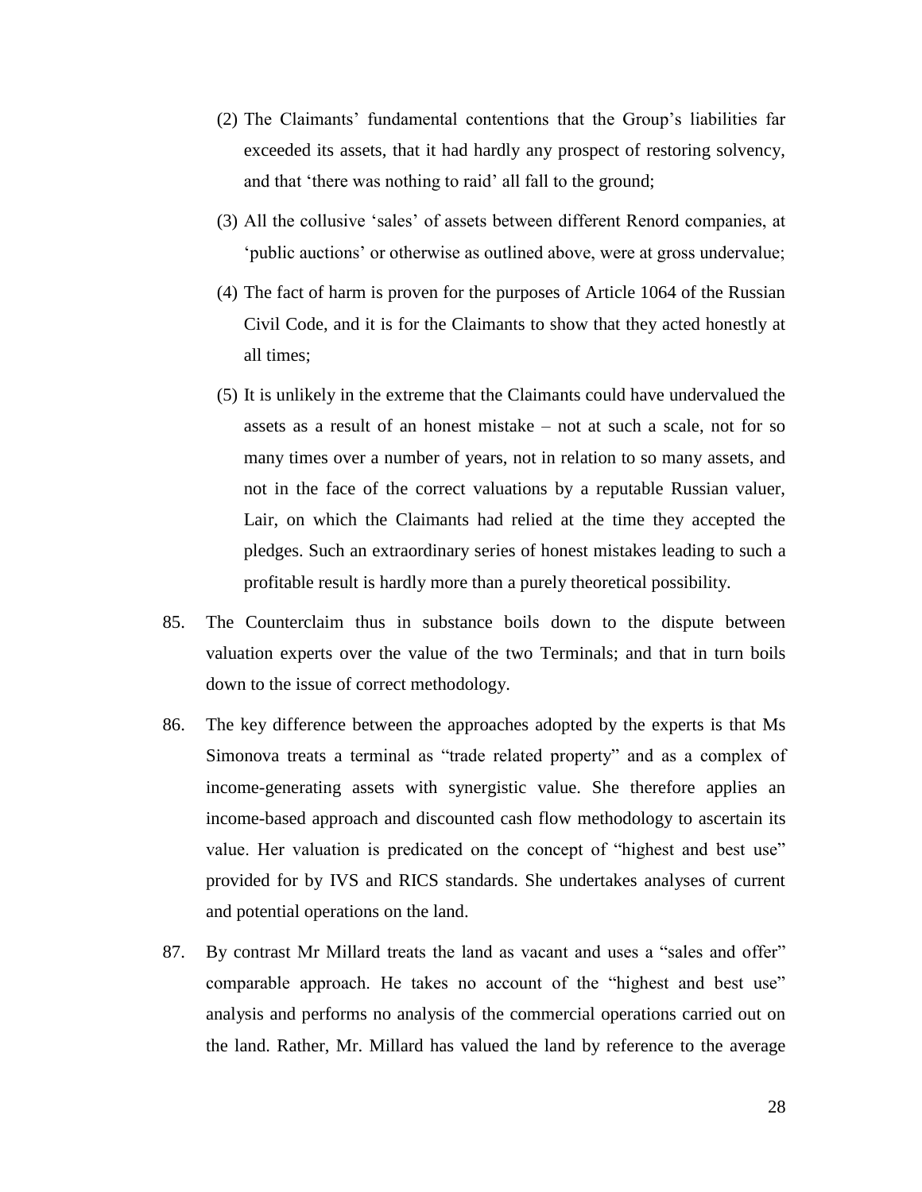(2) The Claimants' fundamental contentions that the Group's liabilities far exceeded its assets, that it had hardly any prospect of restoring solvency, and that 'there was nothing to raid' all fall to the ground;

(3) All the collusive 'sales' of assets between different Renord companies, at 'public auctions' or otherwise as outlined above, were at gross undervalue;

(4) The fact of harm is proven for the purposes of Article 1064 of the Russian Civil Code, and it is for the Claimants to show that they acted honestly at all times;

(5) It is unlikely in the extreme that the Claimants could have undervalued the assets as a result of an honest mistake – not at such a scale, not for so many times over a number of years, not in relation to so many assets, and not in the face of the correct valuations by a reputable Russian valuer, Lair, on which the Claimants had relied at the time they accepted the pledges. Such an extraordinary series of honest mistakes leading to such a profitable result is hardly more than a purely theoretical possibility.

85. The Counterclaim thus in substance boils down to the dispute between valuation experts over the value of the two Terminals; and that in turn boils down to the issue of correct methodology.

86. The key difference between the approaches adopted by the experts is that Ms Simonova treats a terminal as "trade related property" and as a complex of income-generating assets with synergistic value. She therefore applies an income-based approach and discounted cash flow methodology to ascertain its value. Her valuation is predicated on the concept of "highest and best use" provided for by IVS and RICS standards. She undertakes analyses of current and potential operations on the land.

87. By contrast Mr Millard treats the land as vacant and uses a "sales and offer" comparable approach. He takes no account of the "highest and best use" analysis and performs no analysis of the commercial operations carried out on the land. Rather, Mr. Millard has valued the land by reference to the average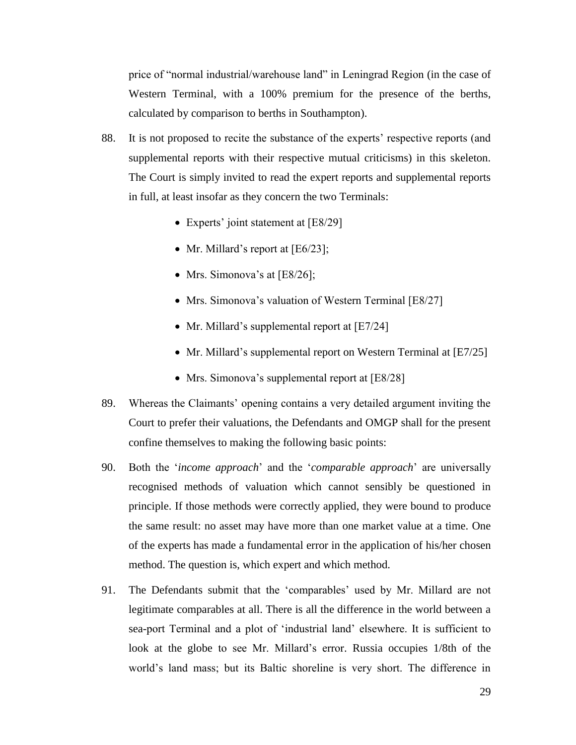price of "normal industrial/warehouse land" in Leningrad Region (in the case of Western Terminal, with a 100% premium for the presence of the berths, calculated by comparison to berths in Southampton).

88. It is not proposed to recite the substance of the experts' respective reports (and supplemental reports with their respective mutual criticisms) in this skeleton. The Court is simply invited to read the expert reports and supplemental reports in full, at least insofar as they concern the two Terminals:

    - Experts' joint statement at [E8/29]
    - Mr. Millard's report at [E6/23];
    - Mrs. Simonova's at [E8/26];
    - Mrs. Simonova's valuation of Western Terminal [E8/27]
    - Mr. Millard's supplemental report at [E7/24]
    - Mr. Millard's supplemental report on Western Terminal at [E7/25]
    - Mrs. Simonova's supplemental report at [E8/28]

89. Whereas the Claimants' opening contains a very detailed argument inviting the Court to prefer their valuations, the Defendants and OMGP shall for the present confine themselves to making the following basic points:

90. Both the '*income approach*' and the '*comparable approach*' are universally recognised methods of valuation which cannot sensibly be questioned in principle. If those methods were correctly applied, they were bound to produce the same result: no asset may have more than one market value at a time. One of the experts has made a fundamental error in the application of his/her chosen method. The question is, which expert and which method.

91. The Defendants submit that the 'comparables' used by Mr. Millard are not legitimate comparables at all. There is all the difference in the world between a sea-port Terminal and a plot of 'industrial land' elsewhere. It is sufficient to look at the globe to see Mr. Millard's error. Russia occupies 1/8th of the world's land mass; but its Baltic shoreline is very short. The difference in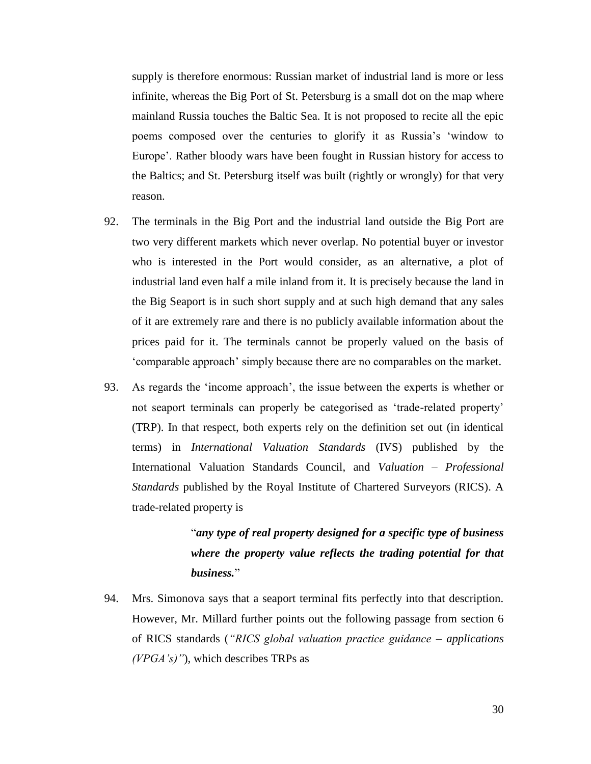supply is therefore enormous: Russian market of industrial land is more or less infinite, whereas the Big Port of St. Petersburg is a small dot on the map where mainland Russia touches the Baltic Sea. It is not proposed to recite all the epic poems composed over the centuries to glorify it as Russia's 'window to Europe'. Rather bloody wars have been fought in Russian history for access to the Baltics; and St. Petersburg itself was built (rightly or wrongly) for that very reason.

92. The terminals in the Big Port and the industrial land outside the Big Port are two very different markets which never overlap. No potential buyer or investor who is interested in the Port would consider, as an alternative, a plot of industrial land even half a mile inland from it. It is precisely because the land in the Big Seaport is in such short supply and at such high demand that any sales of it are extremely rare and there is no publicly available information about the prices paid for it. The terminals cannot be properly valued on the basis of 'comparable approach' simply because there are no comparables on the market.

93. As regards the 'income approach', the issue between the experts is whether or not seaport terminals can properly be categorised as 'trade-related property' (TRP). In that respect, both experts rely on the definition set out (in identical terms) in *International Valuation Standards* (IVS) published by the International Valuation Standards Council, and *Valuation – Professional Standards* published by the Royal Institute of Chartered Surveyors (RICS). A trade-related property is

> "***any type of real property designed for a specific type of business where the property value reflects the trading potential for that business.***"

94. Mrs. Simonova says that a seaport terminal fits perfectly into that description. However, Mr. Millard further points out the following passage from section 6 of RICS standards (*"RICS global valuation practice guidance – applications (VPGA's)"*), which describes TRPs as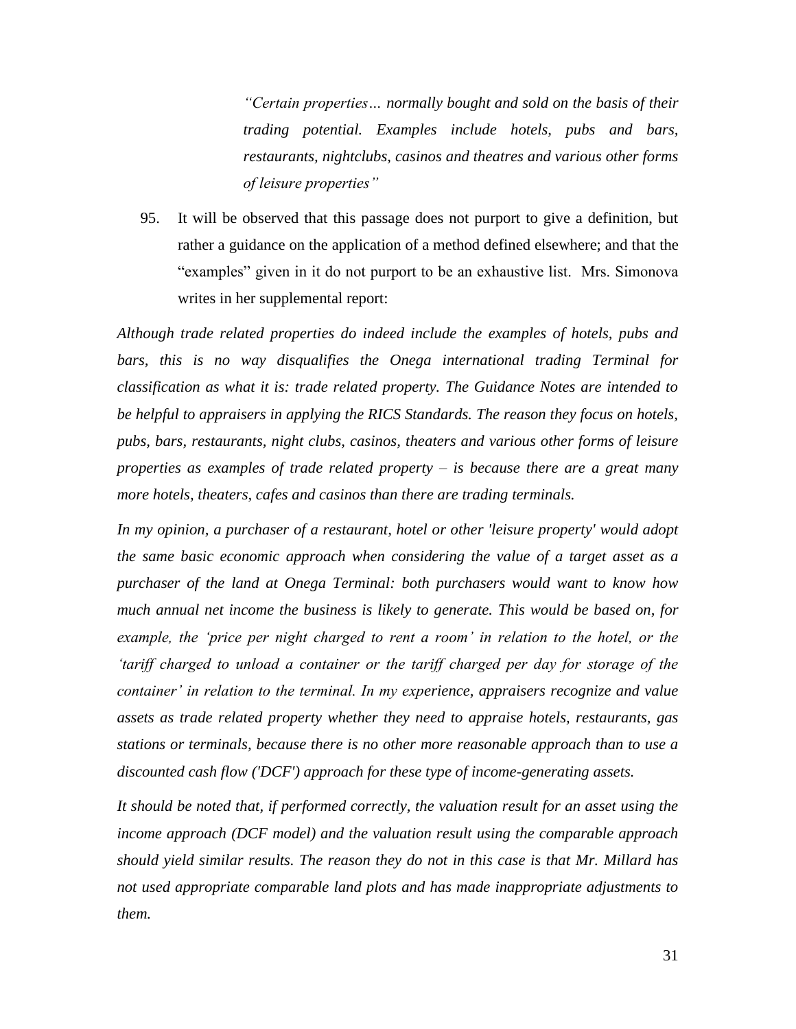> *"Certain properties… normally bought and sold on the basis of their trading potential. Examples include hotels, pubs and bars, restaurants, nightclubs, casinos and theatres and various other forms of leisure properties"*

95. It will be observed that this passage does not purport to give a definition, but rather a guidance on the application of a method defined elsewhere; and that the "examples" given in it do not purport to be an exhaustive list. Mrs. Simonova writes in her supplemental report:

*Although trade related properties do indeed include the examples of hotels, pubs and bars, this is no way disqualifies the Onega international trading Terminal for classification as what it is: trade related property. The Guidance Notes are intended to be helpful to appraisers in applying the RICS Standards. The reason they focus on hotels, pubs, bars, restaurants, night clubs, casinos, theaters and various other forms of leisure properties as examples of trade related property – is because there are a great many more hotels, theaters, cafes and casinos than there are trading terminals.*

*In my opinion, a purchaser of a restaurant, hotel or other 'leisure property' would adopt the same basic economic approach when considering the value of a target asset as a purchaser of the land at Onega Terminal: both purchasers would want to know how much annual net income the business is likely to generate. This would be based on, for example, the 'price per night charged to rent a room' in relation to the hotel, or the 'tariff charged to unload a container or the tariff charged per day for storage of the container' in relation to the terminal. In my experience, appraisers recognize and value assets as trade related property whether they need to appraise hotels, restaurants, gas stations or terminals, because there is no other more reasonable approach than to use a discounted cash flow ('DCF') approach for these type of income-generating assets.*

*It should be noted that, if performed correctly, the valuation result for an asset using the income approach (DCF model) and the valuation result using the comparable approach should yield similar results. The reason they do not in this case is that Mr. Millard has not used appropriate comparable land plots and has made inappropriate adjustments to them.*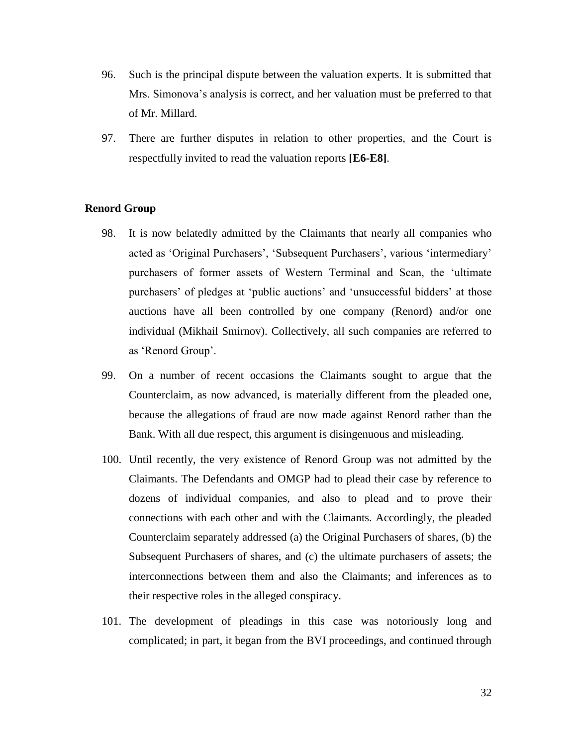96. Such is the principal dispute between the valuation experts. It is submitted that Mrs. Simonova's analysis is correct, and her valuation must be preferred to that of Mr. Millard.

97. There are further disputes in relation to other properties, and the Court is respectfully invited to read the valuation reports **[E6-E8]**.

**Renord Group**

98. It is now belatedly admitted by the Claimants that nearly all companies who acted as 'Original Purchasers', 'Subsequent Purchasers', various 'intermediary' purchasers of former assets of Western Terminal and Scan, the 'ultimate purchasers' of pledges at 'public auctions' and 'unsuccessful bidders' at those auctions have all been controlled by one company (Renord) and/or one individual (Mikhail Smirnov). Collectively, all such companies are referred to as 'Renord Group'.

99. On a number of recent occasions the Claimants sought to argue that the Counterclaim, as now advanced, is materially different from the pleaded one, because the allegations of fraud are now made against Renord rather than the Bank. With all due respect, this argument is disingenuous and misleading.

100. Until recently, the very existence of Renord Group was not admitted by the Claimants. The Defendants and OMGP had to plead their case by reference to dozens of individual companies, and also to plead and to prove their connections with each other and with the Claimants. Accordingly, the pleaded Counterclaim separately addressed (a) the Original Purchasers of shares, (b) the Subsequent Purchasers of shares, and (c) the ultimate purchasers of assets; the interconnections between them and also the Claimants; and inferences as to their respective roles in the alleged conspiracy.

101. The development of pleadings in this case was notoriously long and complicated; in part, it began from the BVI proceedings, and continued through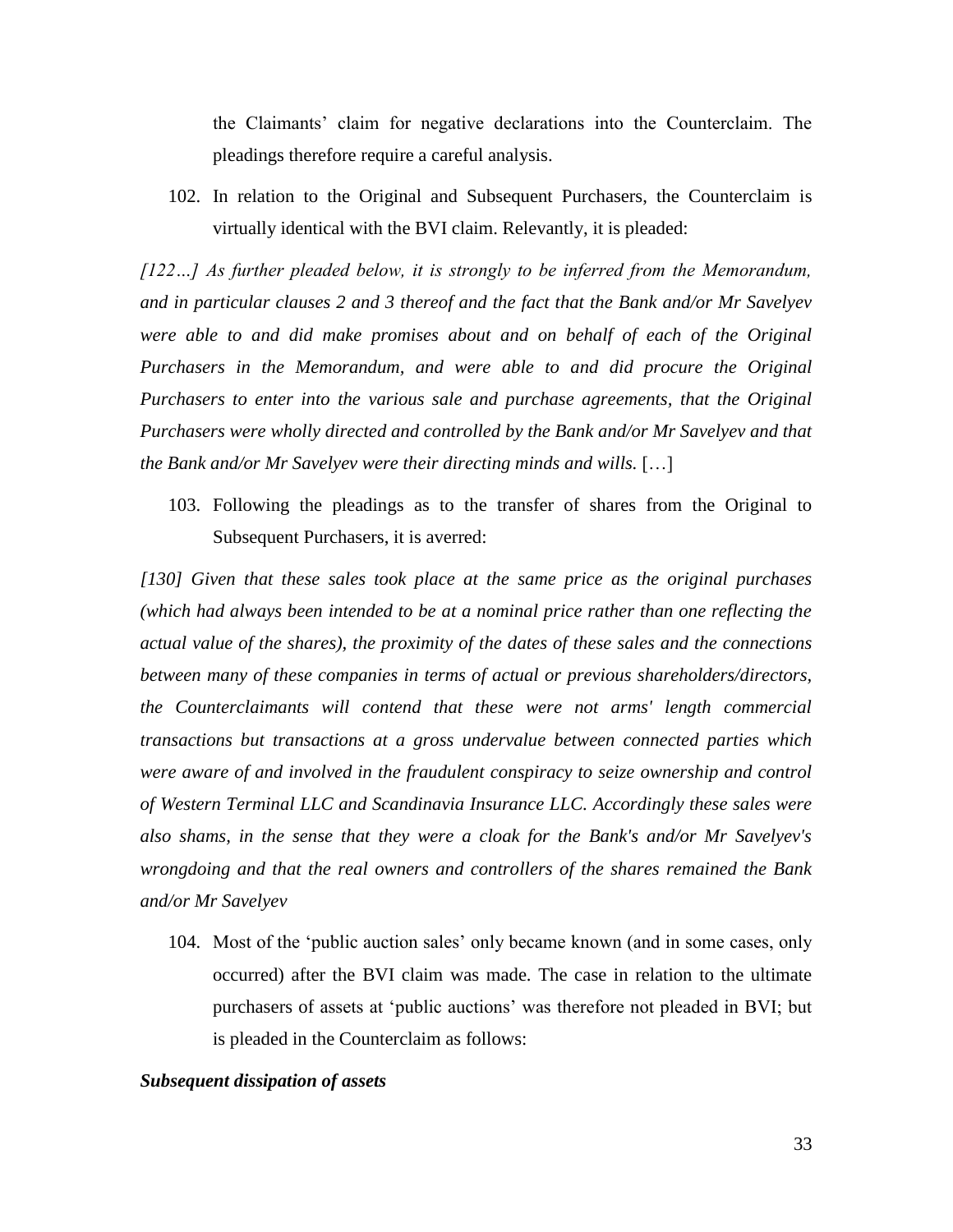the Claimants' claim for negative declarations into the Counterclaim. The pleadings therefore require a careful analysis.

102. In relation to the Original and Subsequent Purchasers, the Counterclaim is virtually identical with the BVI claim. Relevantly, it is pleaded:

*[122…] As further pleaded below, it is strongly to be inferred from the Memorandum, and in particular clauses 2 and 3 thereof and the fact that the Bank and/or Mr Savelyev were able to and did make promises about and on behalf of each of the Original Purchasers in the Memorandum, and were able to and did procure the Original Purchasers to enter into the various sale and purchase agreements, that the Original Purchasers were wholly directed and controlled by the Bank and/or Mr Savelyev and that the Bank and/or Mr Savelyev were their directing minds and wills.* […]

103. Following the pleadings as to the transfer of shares from the Original to Subsequent Purchasers, it is averred:

*[130] Given that these sales took place at the same price as the original purchases (which had always been intended to be at a nominal price rather than one reflecting the actual value of the shares), the proximity of the dates of these sales and the connections between many of these companies in terms of actual or previous shareholders/directors, the Counterclaimants will contend that these were not arms' length commercial transactions but transactions at a gross undervalue between connected parties which were aware of and involved in the fraudulent conspiracy to seize ownership and control of Western Terminal LLC and Scandinavia Insurance LLC. Accordingly these sales were also shams, in the sense that they were a cloak for the Bank's and/or Mr Savelyev's wrongdoing and that the real owners and controllers of the shares remained the Bank and/or Mr Savelyev*

104. Most of the 'public auction sales' only became known (and in some cases, only occurred) after the BVI claim was made. The case in relation to the ultimate purchasers of assets at 'public auctions' was therefore not pleaded in BVI; but is pleaded in the Counterclaim as follows:

***Subsequent dissipation of assets***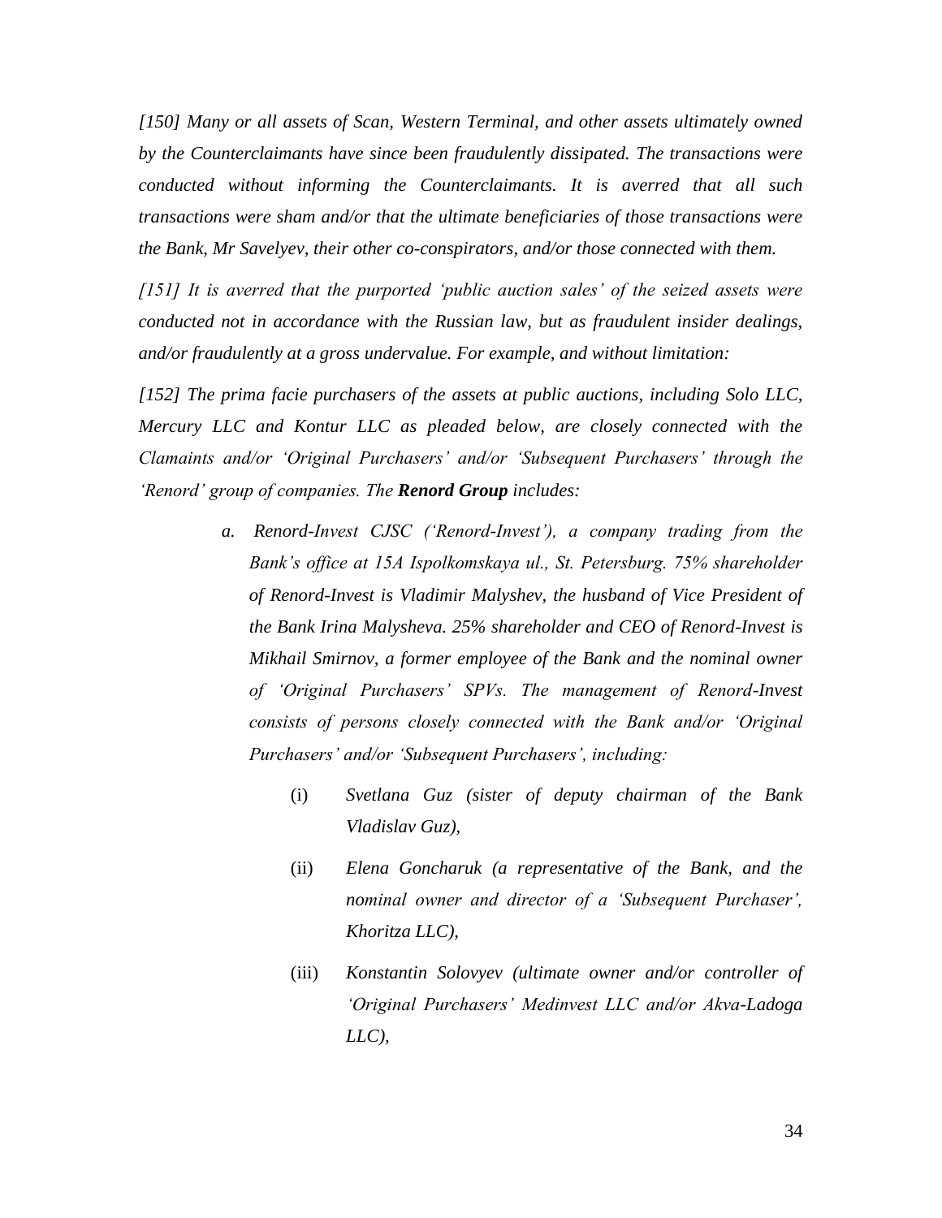*[150] Many or all assets of Scan, Western Terminal, and other assets ultimately owned by the Counterclaimants have since been fraudulently dissipated. The transactions were conducted without informing the Counterclaimants. It is averred that all such transactions were sham and/or that the ultimate beneficiaries of those transactions were the Bank, Mr Savelyev, their other co-conspirators, and/or those connected with them.*

*[151] It is averred that the purported 'public auction sales' of the seized assets were conducted not in accordance with the Russian law, but as fraudulent insider dealings, and/or fraudulently at a gross undervalue. For example, and without limitation:*

*[152] The prima facie purchasers of the assets at public auctions, including Solo LLC, Mercury LLC and Kontur LLC as pleaded below, are closely connected with the Clamaints and/or 'Original Purchasers' and/or 'Subsequent Purchasers' through the 'Renord' group of companies. The* ***Renord Group*** *includes:*

> a. *Renord-Invest CJSC ('Renord-Invest'), a company trading from the Bank's office at 15A Ispolkomskaya ul., St. Petersburg. 75% shareholder of Renord-Invest is Vladimir Malyshev, the husband of Vice President of the Bank Irina Malysheva. 25% shareholder and CEO of Renord-Invest is Mikhail Smirnov, a former employee of the Bank and the nominal owner of 'Original Purchasers' SPVs. The management of Renord-Invest consists of persons closely connected with the Bank and/or 'Original Purchasers' and/or 'Subsequent Purchasers', including:*
>
> (i) *Svetlana Guz (sister of deputy chairman of the Bank Vladislav Guz),*
>
> (ii) *Elena Goncharuk (a representative of the Bank, and the nominal owner and director of a 'Subsequent Purchaser', Khoritza LLC),*
>
> (iii) *Konstantin Solovyev (ultimate owner and/or controller of 'Original Purchasers' Medinvest LLC and/or Akva-Ladoga LLC),*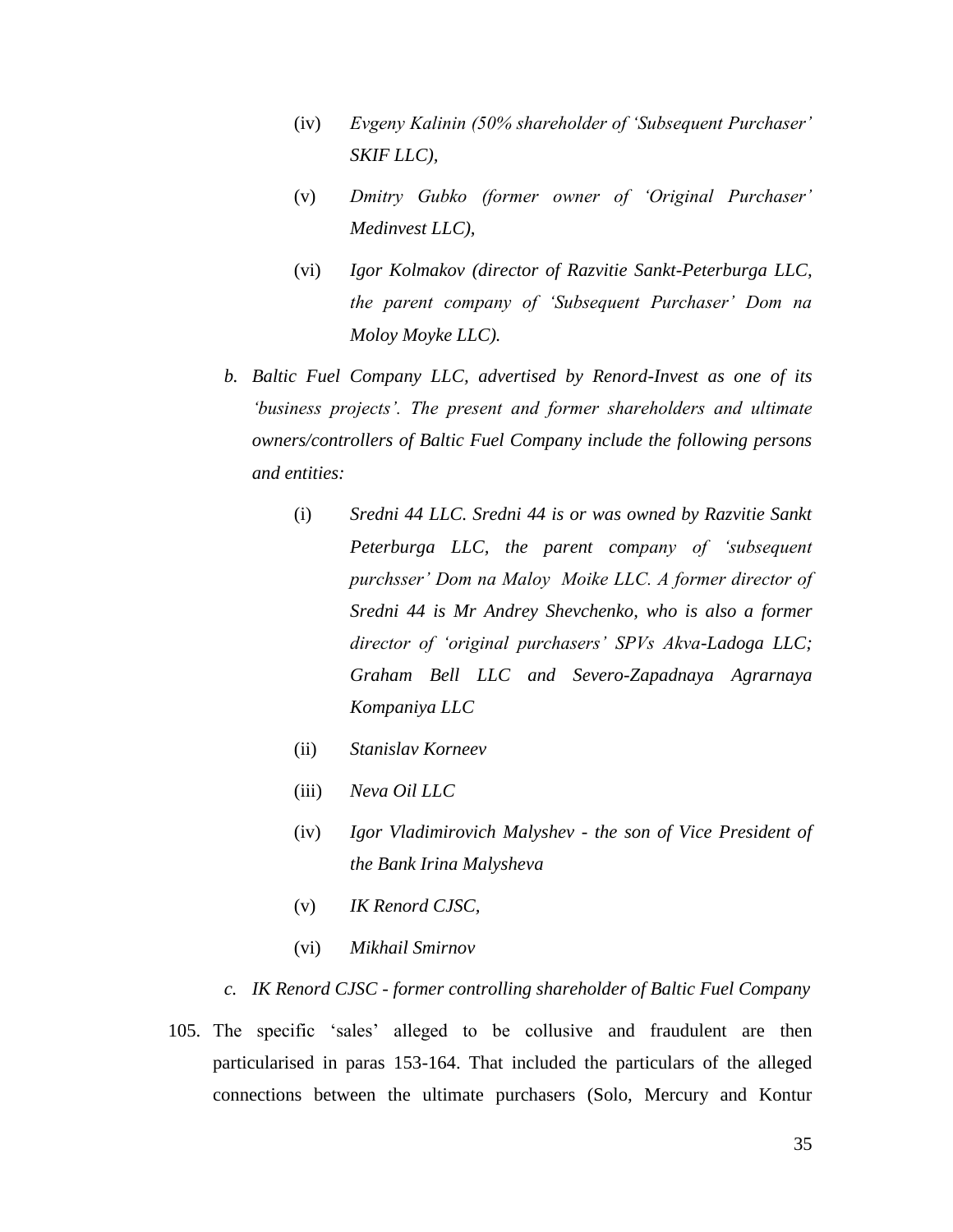(iv) *Evgeny Kalinin (50% shareholder of 'Subsequent Purchaser' SKIF LLC),*

(v) *Dmitry Gubko (former owner of 'Original Purchaser' Medinvest LLC),*

(vi) *Igor Kolmakov (director of Razvitie Sankt-Peterburga LLC, the parent company of 'Subsequent Purchaser' Dom na Moloy Moyke LLC).*

*b. Baltic Fuel Company LLC, advertised by Renord-Invest as one of its 'business projects'. The present and former shareholders and ultimate owners/controllers of Baltic Fuel Company include the following persons and entities:*

(i) *Sredni 44 LLC. Sredni 44 is or was owned by Razvitie Sankt Peterburga LLC, the parent company of 'subsequent purchsser' Dom na Maloy Moike LLC. A former director of Sredni 44 is Mr Andrey Shevchenko, who is also a former director of 'original purchasers' SPVs Akva-Ladoga LLC; Graham Bell LLC and Severo-Zapadnaya Agrarnaya Kompaniya LLC*

(ii) *Stanislav Korneev*

(iii) *Neva Oil LLC*

(iv) *Igor Vladimirovich Malyshev - the son of Vice President of the Bank Irina Malysheva*

(v) *IK Renord CJSC,*

(vi) *Mikhail Smirnov*

*c. IK Renord CJSC - former controlling shareholder of Baltic Fuel Company*

105. The specific 'sales' alleged to be collusive and fraudulent are then particularised in paras 153-164. That included the particulars of the alleged connections between the ultimate purchasers (Solo, Mercury and Kontur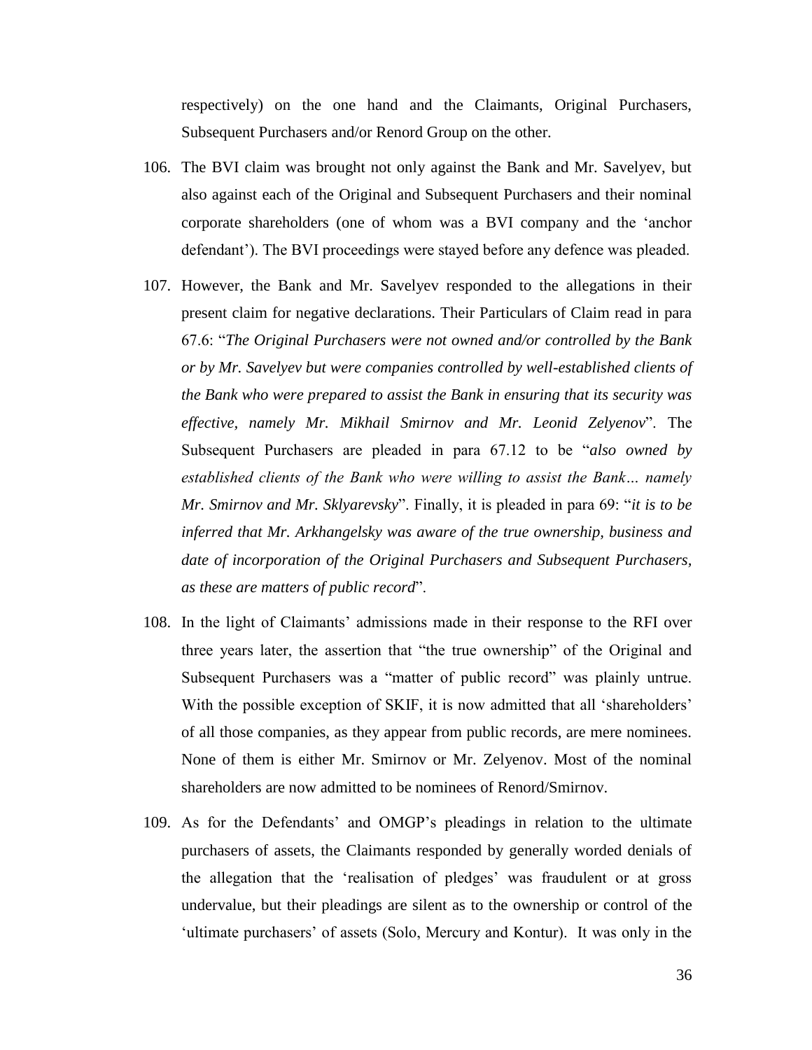respectively) on the one hand and the Claimants, Original Purchasers, Subsequent Purchasers and/or Renord Group on the other.

106. The BVI claim was brought not only against the Bank and Mr. Savelyev, but also against each of the Original and Subsequent Purchasers and their nominal corporate shareholders (one of whom was a BVI company and the 'anchor defendant'). The BVI proceedings were stayed before any defence was pleaded.

107. However, the Bank and Mr. Savelyev responded to the allegations in their present claim for negative declarations. Their Particulars of Claim read in para 67.6: "*The Original Purchasers were not owned and/or controlled by the Bank or by Mr. Savelyev but were companies controlled by well-established clients of the Bank who were prepared to assist the Bank in ensuring that its security was effective, namely Mr. Mikhail Smirnov and Mr. Leonid Zelyenov*". The Subsequent Purchasers are pleaded in para 67.12 to be "*also owned by established clients of the Bank who were willing to assist the Bank… namely Mr. Smirnov and Mr. Sklyarevsky*". Finally, it is pleaded in para 69: "*it is to be inferred that Mr. Arkhangelsky was aware of the true ownership, business and date of incorporation of the Original Purchasers and Subsequent Purchasers, as these are matters of public record*".

108. In the light of Claimants' admissions made in their response to the RFI over three years later, the assertion that "the true ownership" of the Original and Subsequent Purchasers was a "matter of public record" was plainly untrue. With the possible exception of SKIF, it is now admitted that all 'shareholders' of all those companies, as they appear from public records, are mere nominees. None of them is either Mr. Smirnov or Mr. Zelyenov. Most of the nominal shareholders are now admitted to be nominees of Renord/Smirnov.

109. As for the Defendants' and OMGP's pleadings in relation to the ultimate purchasers of assets, the Claimants responded by generally worded denials of the allegation that the 'realisation of pledges' was fraudulent or at gross undervalue, but their pleadings are silent as to the ownership or control of the 'ultimate purchasers' of assets (Solo, Mercury and Kontur). It was only in the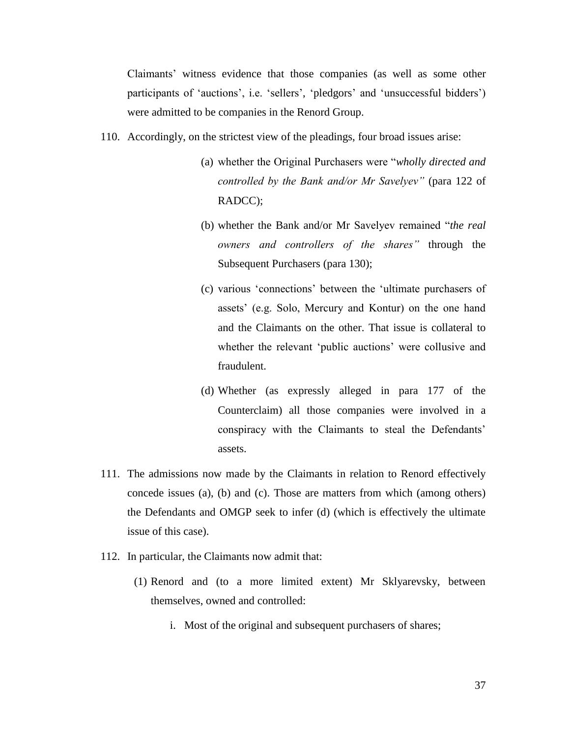Claimants' witness evidence that those companies (as well as some other participants of 'auctions', i.e. 'sellers', 'pledgors' and 'unsuccessful bidders') were admitted to be companies in the Renord Group.

110. Accordingly, on the strictest view of the pleadings, four broad issues arise:

   (a) whether the Original Purchasers were "*wholly directed and controlled by the Bank and/or Mr Savelyev"* (para 122 of RADCC);

   (b) whether the Bank and/or Mr Savelyev remained "*the real owners and controllers of the shares"* through the Subsequent Purchasers (para 130);

   (c) various 'connections' between the 'ultimate purchasers of assets' (e.g. Solo, Mercury and Kontur) on the one hand and the Claimants on the other. That issue is collateral to whether the relevant 'public auctions' were collusive and fraudulent.

   (d) Whether (as expressly alleged in para 177 of the Counterclaim) all those companies were involved in a conspiracy with the Claimants to steal the Defendants' assets.

111. The admissions now made by the Claimants in relation to Renord effectively concede issues (a), (b) and (c). Those are matters from which (among others) the Defendants and OMGP seek to infer (d) (which is effectively the ultimate issue of this case).

112. In particular, the Claimants now admit that:

   (1) Renord and (to a more limited extent) Mr Sklyarevsky, between themselves, owned and controlled:

      i. Most of the original and subsequent purchasers of shares;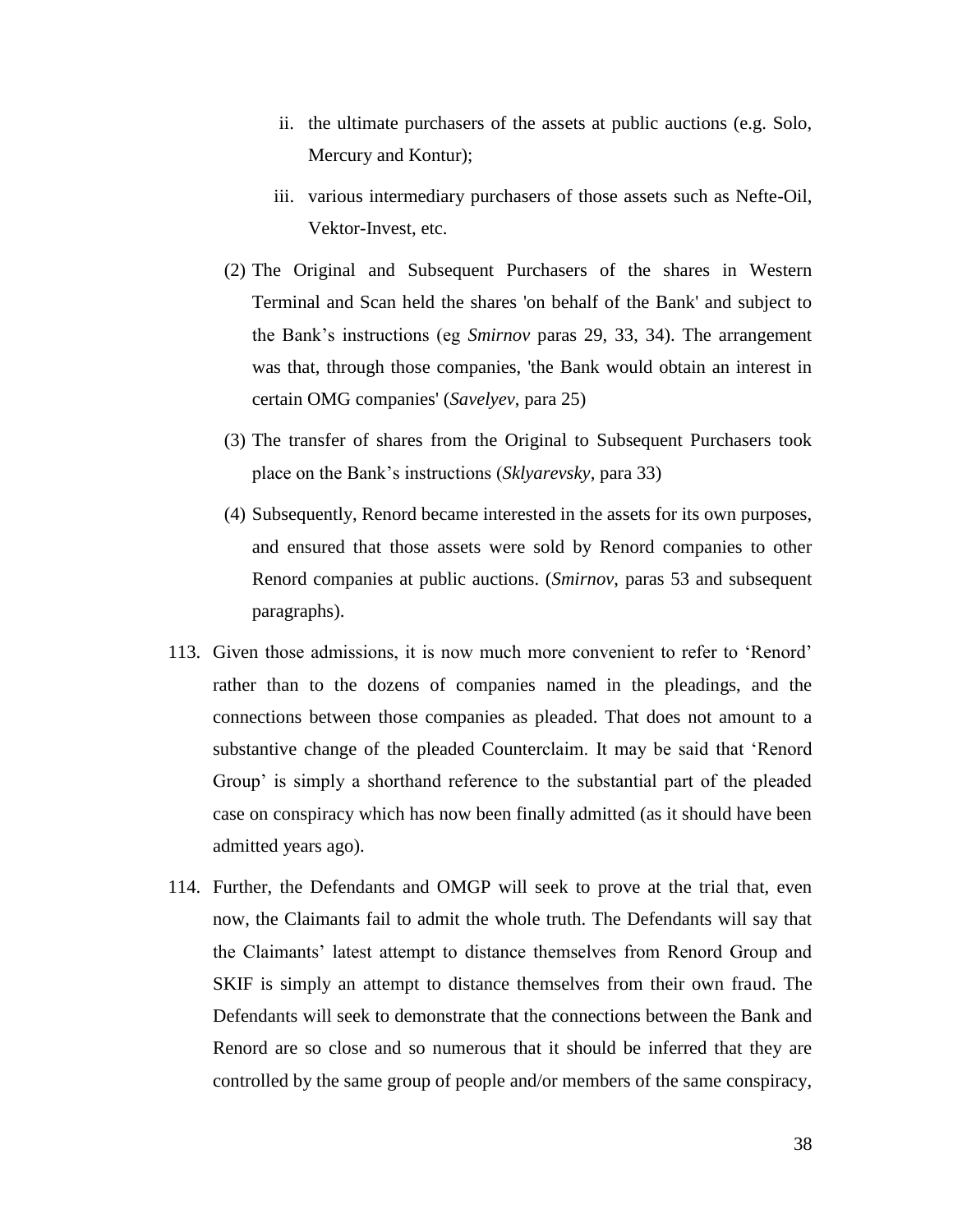ii. the ultimate purchasers of the assets at public auctions (e.g. Solo, Mercury and Kontur);

iii. various intermediary purchasers of those assets such as Nefte-Oil, Vektor-Invest, etc.

(2) The Original and Subsequent Purchasers of the shares in Western Terminal and Scan held the shares 'on behalf of the Bank' and subject to the Bank's instructions (eg *Smirnov* paras 29, 33, 34). The arrangement was that, through those companies, 'the Bank would obtain an interest in certain OMG companies' (*Savelyev*, para 25)

(3) The transfer of shares from the Original to Subsequent Purchasers took place on the Bank's instructions (*Sklyarevsky*, para 33)

(4) Subsequently, Renord became interested in the assets for its own purposes, and ensured that those assets were sold by Renord companies to other Renord companies at public auctions. (*Smirnov*, paras 53 and subsequent paragraphs).

113. Given those admissions, it is now much more convenient to refer to 'Renord' rather than to the dozens of companies named in the pleadings, and the connections between those companies as pleaded. That does not amount to a substantive change of the pleaded Counterclaim. It may be said that 'Renord Group' is simply a shorthand reference to the substantial part of the pleaded case on conspiracy which has now been finally admitted (as it should have been admitted years ago).

114. Further, the Defendants and OMGP will seek to prove at the trial that, even now, the Claimants fail to admit the whole truth. The Defendants will say that the Claimants' latest attempt to distance themselves from Renord Group and SKIF is simply an attempt to distance themselves from their own fraud. The Defendants will seek to demonstrate that the connections between the Bank and Renord are so close and so numerous that it should be inferred that they are controlled by the same group of people and/or members of the same conspiracy,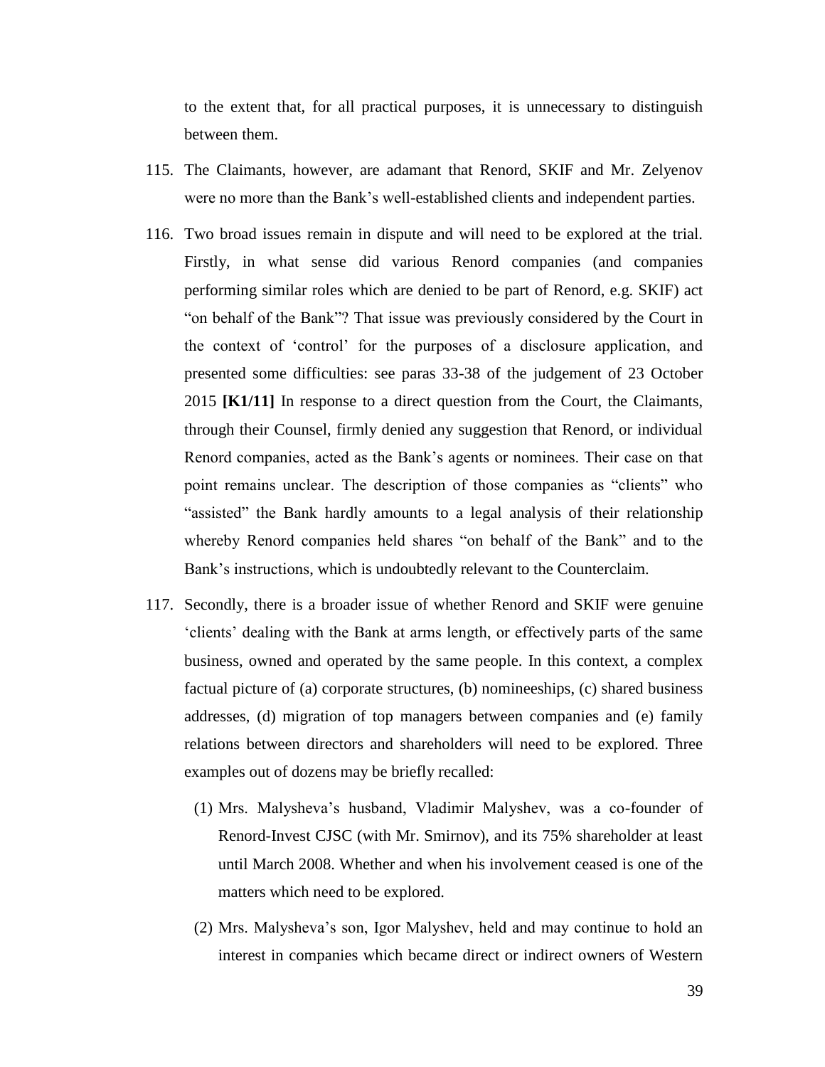to the extent that, for all practical purposes, it is unnecessary to distinguish between them.

115. The Claimants, however, are adamant that Renord, SKIF and Mr. Zelyenov were no more than the Bank's well-established clients and independent parties.

116. Two broad issues remain in dispute and will need to be explored at the trial. Firstly, in what sense did various Renord companies (and companies performing similar roles which are denied to be part of Renord, e.g. SKIF) act "on behalf of the Bank"? That issue was previously considered by the Court in the context of 'control' for the purposes of a disclosure application, and presented some difficulties: see paras 33-38 of the judgement of 23 October 2015 **[K1/11]** In response to a direct question from the Court, the Claimants, through their Counsel, firmly denied any suggestion that Renord, or individual Renord companies, acted as the Bank's agents or nominees. Their case on that point remains unclear. The description of those companies as "clients" who "assisted" the Bank hardly amounts to a legal analysis of their relationship whereby Renord companies held shares "on behalf of the Bank" and to the Bank's instructions, which is undoubtedly relevant to the Counterclaim.

117. Secondly, there is a broader issue of whether Renord and SKIF were genuine 'clients' dealing with the Bank at arms length, or effectively parts of the same business, owned and operated by the same people. In this context, a complex factual picture of (a) corporate structures, (b) nomineeships, (c) shared business addresses, (d) migration of top managers between companies and (e) family relations between directors and shareholders will need to be explored. Three examples out of dozens may be briefly recalled:

    (1) Mrs. Malysheva's husband, Vladimir Malyshev, was a co-founder of Renord-Invest CJSC (with Mr. Smirnov), and its 75% shareholder at least until March 2008. Whether and when his involvement ceased is one of the matters which need to be explored.

    (2) Mrs. Malysheva's son, Igor Malyshev, held and may continue to hold an interest in companies which became direct or indirect owners of Western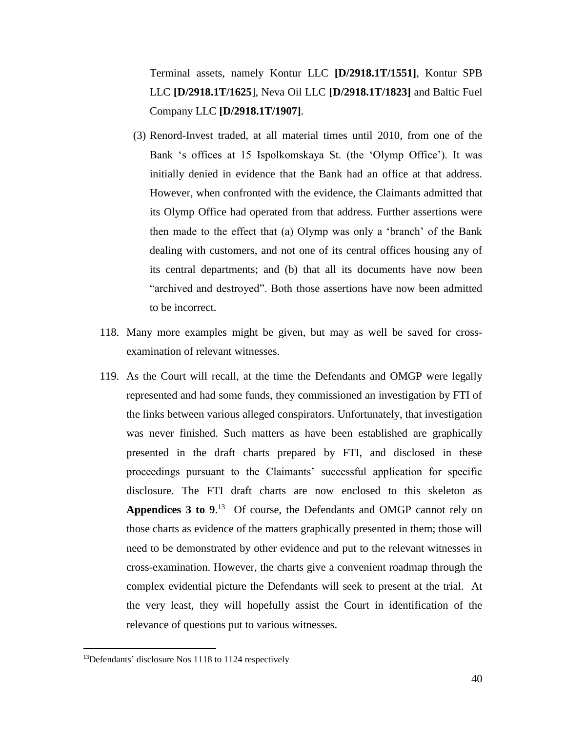Terminal assets, namely Kontur LLC **[D/2918.1T/1551]**, Kontur SPB LLC **[D/2918.1T/1625**], Neva Oil LLC **[D/2918.1T/1823]** and Baltic Fuel Company LLC **[D/2918.1T/1907]**.

(3) Renord-Invest traded, at all material times until 2010, from one of the Bank 's offices at 15 Ispolkomskaya St. (the 'Olymp Office'). It was initially denied in evidence that the Bank had an office at that address. However, when confronted with the evidence, the Claimants admitted that its Olymp Office had operated from that address. Further assertions were then made to the effect that (a) Olymp was only a 'branch' of the Bank dealing with customers, and not one of its central offices housing any of its central departments; and (b) that all its documents have now been "archived and destroyed". Both those assertions have now been admitted to be incorrect.

118. Many more examples might be given, but may as well be saved for cross-examination of relevant witnesses.

119. As the Court will recall, at the time the Defendants and OMGP were legally represented and had some funds, they commissioned an investigation by FTI of the links between various alleged conspirators. Unfortunately, that investigation was never finished. Such matters as have been established are graphically presented in the draft charts prepared by FTI, and disclosed in these proceedings pursuant to the Claimants' successful application for specific disclosure. The FTI draft charts are now enclosed to this skeleton as **Appendices 3 to 9**.[13] Of course, the Defendants and OMGP cannot rely on those charts as evidence of the matters graphically presented in them; those will need to be demonstrated by other evidence and put to the relevant witnesses in cross-examination. However, the charts give a convenient roadmap through the complex evidential picture the Defendants will seek to present at the trial. At the very least, they will hopefully assist the Court in identification of the relevance of questions put to various witnesses.

[13] Defendants' disclosure Nos 1118 to 1124 respectively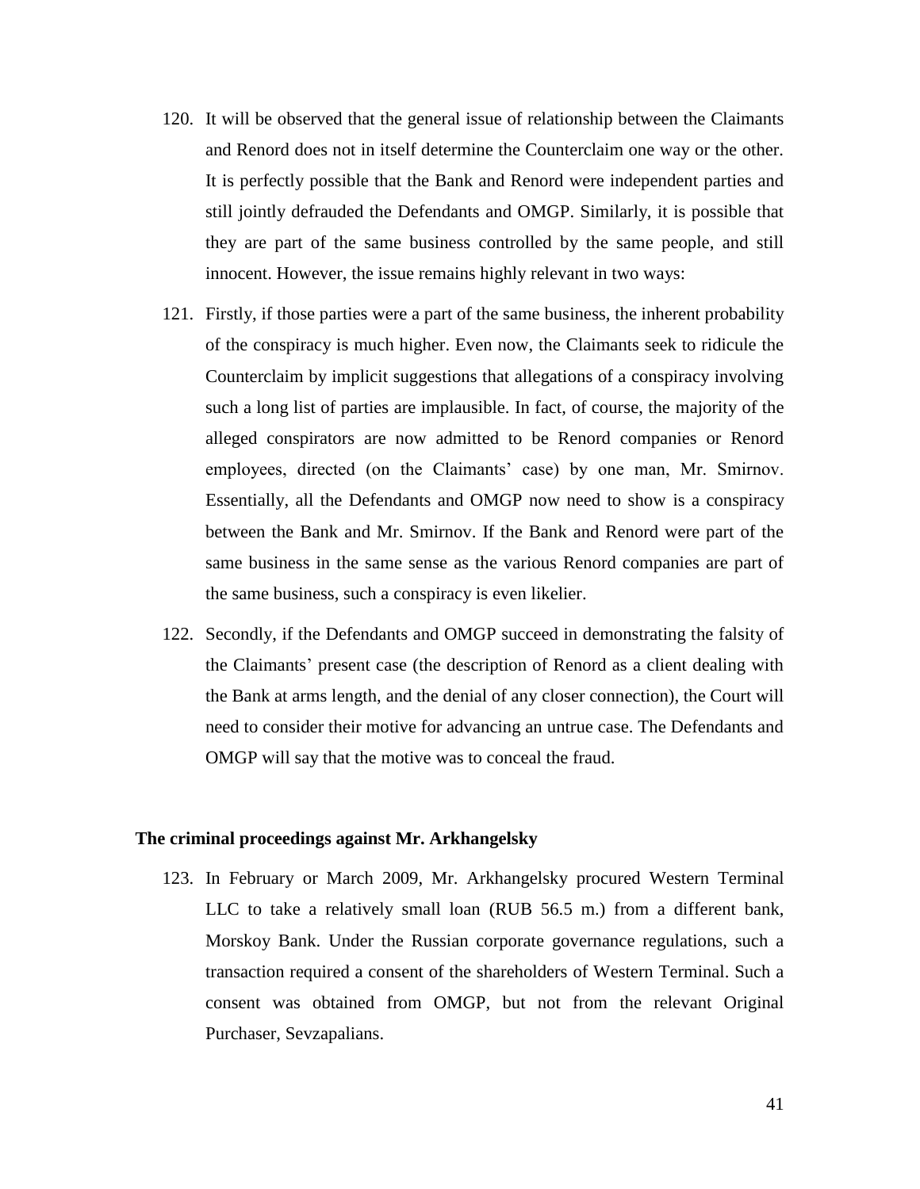120. It will be observed that the general issue of relationship between the Claimants and Renord does not in itself determine the Counterclaim one way or the other. It is perfectly possible that the Bank and Renord were independent parties and still jointly defrauded the Defendants and OMGP. Similarly, it is possible that they are part of the same business controlled by the same people, and still innocent. However, the issue remains highly relevant in two ways:

121. Firstly, if those parties were a part of the same business, the inherent probability of the conspiracy is much higher. Even now, the Claimants seek to ridicule the Counterclaim by implicit suggestions that allegations of a conspiracy involving such a long list of parties are implausible. In fact, of course, the majority of the alleged conspirators are now admitted to be Renord companies or Renord employees, directed (on the Claimants' case) by one man, Mr. Smirnov. Essentially, all the Defendants and OMGP now need to show is a conspiracy between the Bank and Mr. Smirnov. If the Bank and Renord were part of the same business in the same sense as the various Renord companies are part of the same business, such a conspiracy is even likelier.

122. Secondly, if the Defendants and OMGP succeed in demonstrating the falsity of the Claimants' present case (the description of Renord as a client dealing with the Bank at arms length, and the denial of any closer connection), the Court will need to consider their motive for advancing an untrue case. The Defendants and OMGP will say that the motive was to conceal the fraud.

**The criminal proceedings against Mr. Arkhangelsky**

123. In February or March 2009, Mr. Arkhangelsky procured Western Terminal LLC to take a relatively small loan (RUB 56.5 m.) from a different bank, Morskoy Bank. Under the Russian corporate governance regulations, such a transaction required a consent of the shareholders of Western Terminal. Such a consent was obtained from OMGP, but not from the relevant Original Purchaser, Sevzapalians.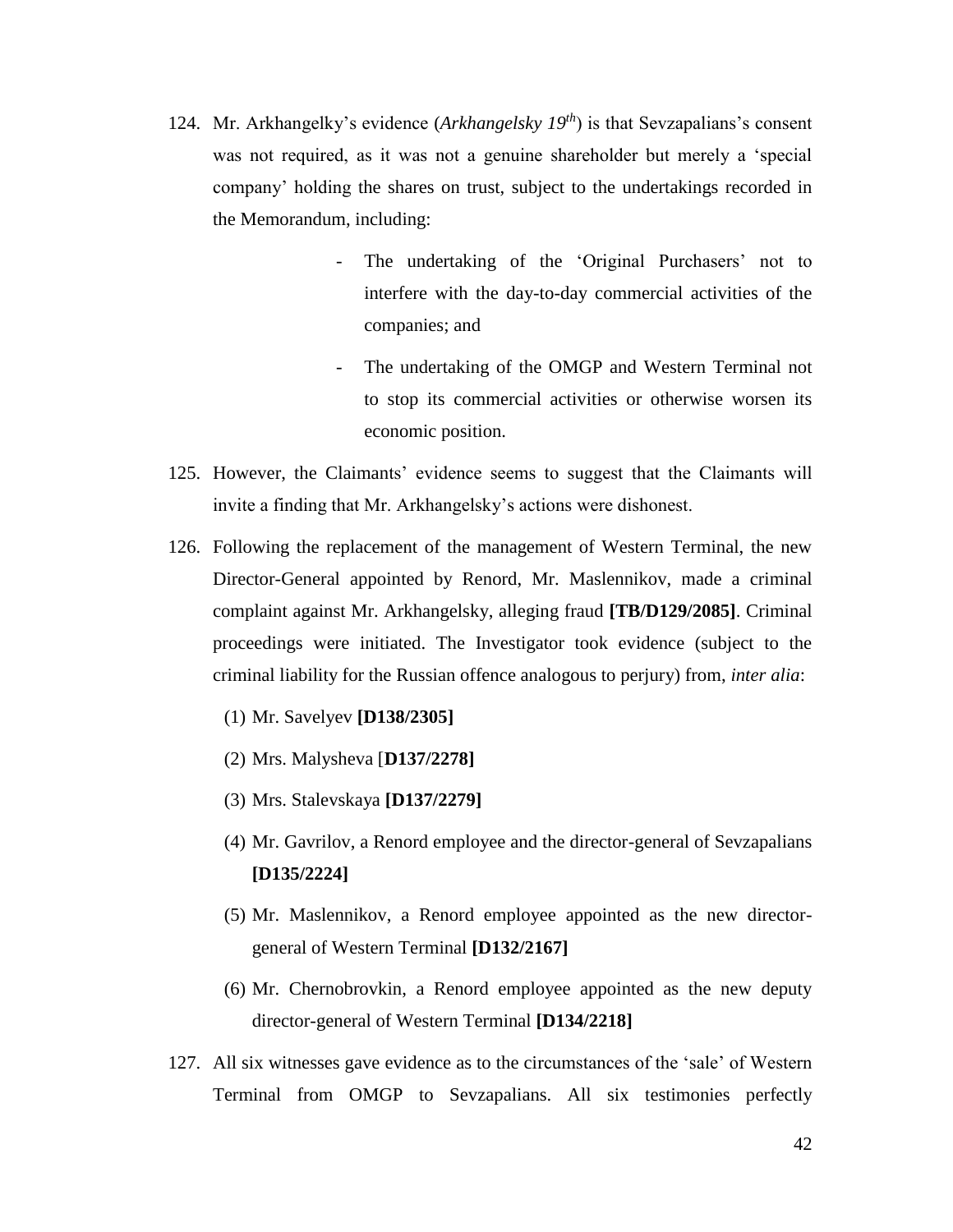124. Mr. Arkhangelky's evidence (*Arkhangelsky 19th*) is that Sevzapalians's consent was not required, as it was not a genuine shareholder but merely a 'special company' holding the shares on trust, subject to the undertakings recorded in the Memorandum, including:

    - The undertaking of the 'Original Purchasers' not to interfere with the day-to-day commercial activities of the companies; and

    - The undertaking of the OMGP and Western Terminal not to stop its commercial activities or otherwise worsen its economic position.

125. However, the Claimants' evidence seems to suggest that the Claimants will invite a finding that Mr. Arkhangelsky's actions were dishonest.

126. Following the replacement of the management of Western Terminal, the new Director-General appointed by Renord, Mr. Maslennikov, made a criminal complaint against Mr. Arkhangelsky, alleging fraud **[TB/D129/2085]**. Criminal proceedings were initiated. The Investigator took evidence (subject to the criminal liability for the Russian offence analogous to perjury) from, *inter alia*:

    (1) Mr. Savelyev **[D138/2305]**

    (2) Mrs. Malysheva [**D137/2278]**

    (3) Mrs. Stalevskaya **[D137/2279]**

    (4) Mr. Gavrilov, a Renord employee and the director-general of Sevzapalians **[D135/2224]**

    (5) Mr. Maslennikov, a Renord employee appointed as the new director-general of Western Terminal **[D132/2167]**

    (6) Mr. Chernobrovkin, a Renord employee appointed as the new deputy director-general of Western Terminal **[D134/2218]**

127. All six witnesses gave evidence as to the circumstances of the 'sale' of Western Terminal from OMGP to Sevzapalians. All six testimonies perfectly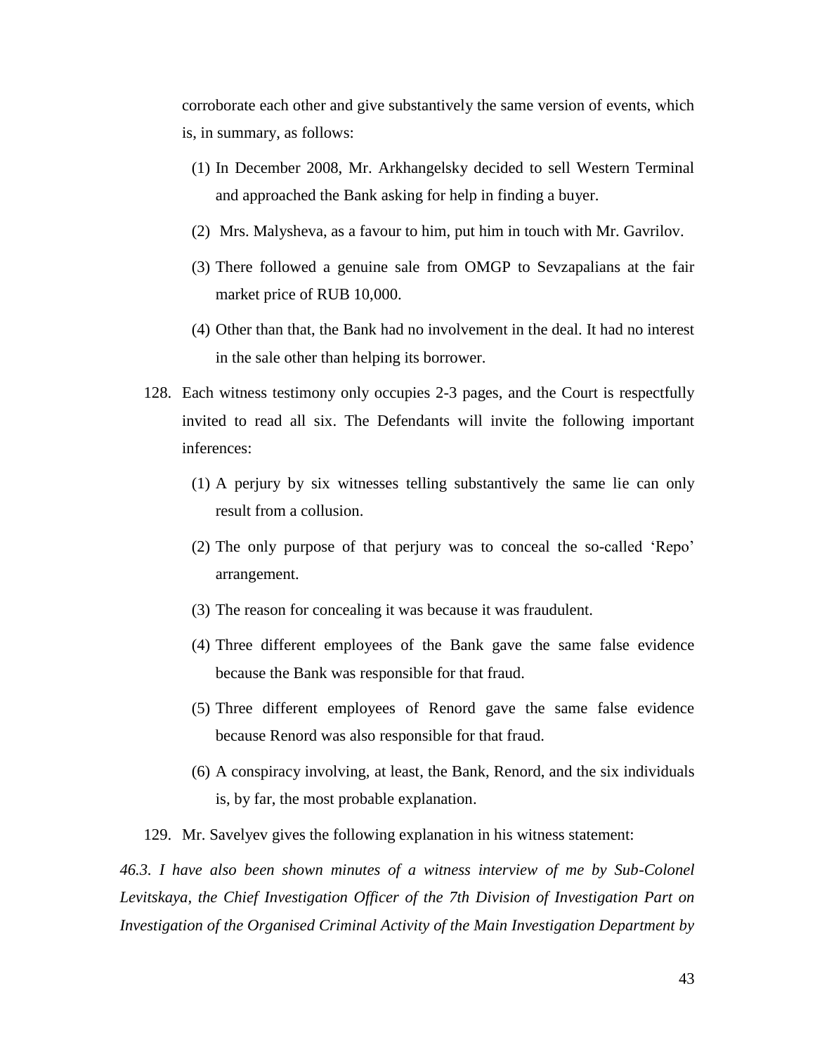corroborate each other and give substantively the same version of events, which is, in summary, as follows:

(1) In December 2008, Mr. Arkhangelsky decided to sell Western Terminal and approached the Bank asking for help in finding a buyer.

(2) Mrs. Malysheva, as a favour to him, put him in touch with Mr. Gavrilov.

(3) There followed a genuine sale from OMGP to Sevzapalians at the fair market price of RUB 10,000.

(4) Other than that, the Bank had no involvement in the deal. It had no interest in the sale other than helping its borrower.

128. Each witness testimony only occupies 2-3 pages, and the Court is respectfully invited to read all six. The Defendants will invite the following important inferences:

(1) A perjury by six witnesses telling substantively the same lie can only result from a collusion.

(2) The only purpose of that perjury was to conceal the so-called 'Repo' arrangement.

(3) The reason for concealing it was because it was fraudulent.

(4) Three different employees of the Bank gave the same false evidence because the Bank was responsible for that fraud.

(5) Three different employees of Renord gave the same false evidence because Renord was also responsible for that fraud.

(6) A conspiracy involving, at least, the Bank, Renord, and the six individuals is, by far, the most probable explanation.

129. Mr. Savelyev gives the following explanation in his witness statement:

*46.3. I have also been shown minutes of a witness interview of me by Sub-Colonel Levitskaya, the Chief Investigation Officer of the 7th Division of Investigation Part on Investigation of the Organised Criminal Activity of the Main Investigation Department by*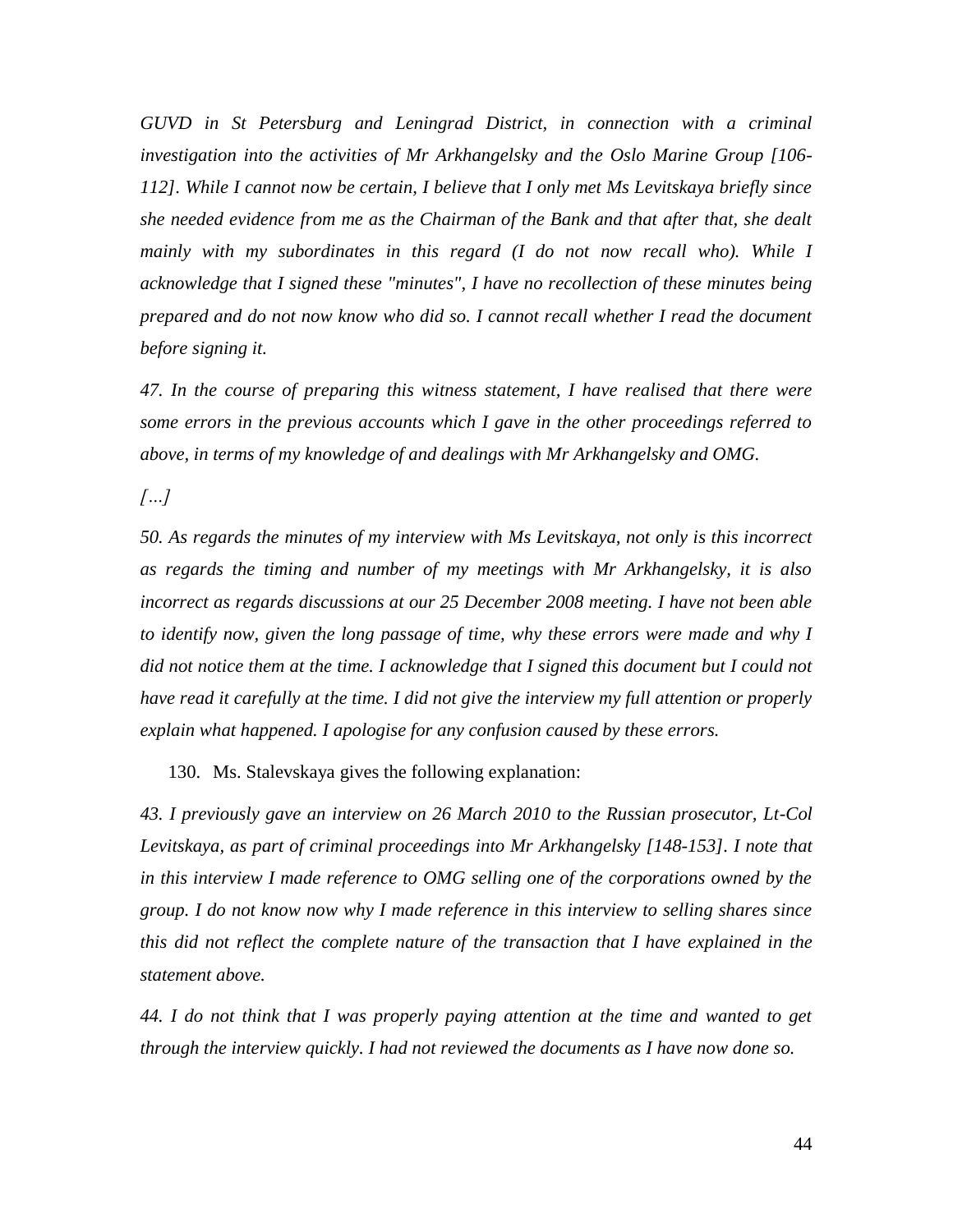*GUVD in St Petersburg and Leningrad District, in connection with a criminal investigation into the activities of Mr Arkhangelsky and the Oslo Marine Group [106-112]. While I cannot now be certain, I believe that I only met Ms Levitskaya briefly since she needed evidence from me as the Chairman of the Bank and that after that, she dealt mainly with my subordinates in this regard (I do not now recall who). While I acknowledge that I signed these "minutes", I have no recollection of these minutes being prepared and do not now know who did so. I cannot recall whether I read the document before signing it.*

*47. In the course of preparing this witness statement, I have realised that there were some errors in the previous accounts which I gave in the other proceedings referred to above, in terms of my knowledge of and dealings with Mr Arkhangelsky and OMG.*

*[…]*

*50. As regards the minutes of my interview with Ms Levitskaya, not only is this incorrect as regards the timing and number of my meetings with Mr Arkhangelsky, it is also incorrect as regards discussions at our 25 December 2008 meeting. I have not been able to identify now, given the long passage of time, why these errors were made and why I did not notice them at the time. I acknowledge that I signed this document but I could not have read it carefully at the time. I did not give the interview my full attention or properly explain what happened. I apologise for any confusion caused by these errors.*

130. Ms. Stalevskaya gives the following explanation:

*43. I previously gave an interview on 26 March 2010 to the Russian prosecutor, Lt-Col Levitskaya, as part of criminal proceedings into Mr Arkhangelsky [148-153]. I note that in this interview I made reference to OMG selling one of the corporations owned by the group. I do not know now why I made reference in this interview to selling shares since this did not reflect the complete nature of the transaction that I have explained in the statement above.*

*44. I do not think that I was properly paying attention at the time and wanted to get through the interview quickly. I had not reviewed the documents as I have now done so.*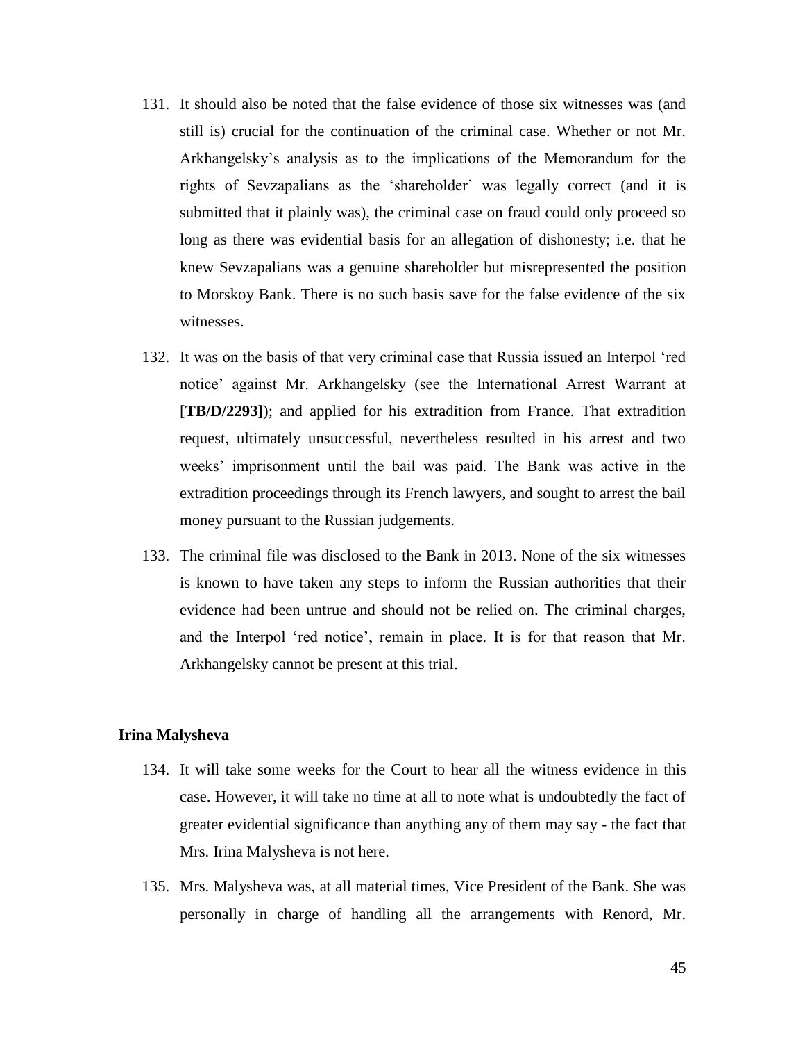131. It should also be noted that the false evidence of those six witnesses was (and still is) crucial for the continuation of the criminal case. Whether or not Mr. Arkhangelsky's analysis as to the implications of the Memorandum for the rights of Sevzapalians as the 'shareholder' was legally correct (and it is submitted that it plainly was), the criminal case on fraud could only proceed so long as there was evidential basis for an allegation of dishonesty; i.e. that he knew Sevzapalians was a genuine shareholder but misrepresented the position to Morskoy Bank. There is no such basis save for the false evidence of the six witnesses.

132. It was on the basis of that very criminal case that Russia issued an Interpol 'red notice' against Mr. Arkhangelsky (see the International Arrest Warrant at [**TB/D/2293]**); and applied for his extradition from France. That extradition request, ultimately unsuccessful, nevertheless resulted in his arrest and two weeks' imprisonment until the bail was paid. The Bank was active in the extradition proceedings through its French lawyers, and sought to arrest the bail money pursuant to the Russian judgements.

133. The criminal file was disclosed to the Bank in 2013. None of the six witnesses is known to have taken any steps to inform the Russian authorities that their evidence had been untrue and should not be relied on. The criminal charges, and the Interpol 'red notice', remain in place. It is for that reason that Mr. Arkhangelsky cannot be present at this trial.

**Irina Malysheva**

134. It will take some weeks for the Court to hear all the witness evidence in this case. However, it will take no time at all to note what is undoubtedly the fact of greater evidential significance than anything any of them may say - the fact that Mrs. Irina Malysheva is not here.

135. Mrs. Malysheva was, at all material times, Vice President of the Bank. She was personally in charge of handling all the arrangements with Renord, Mr.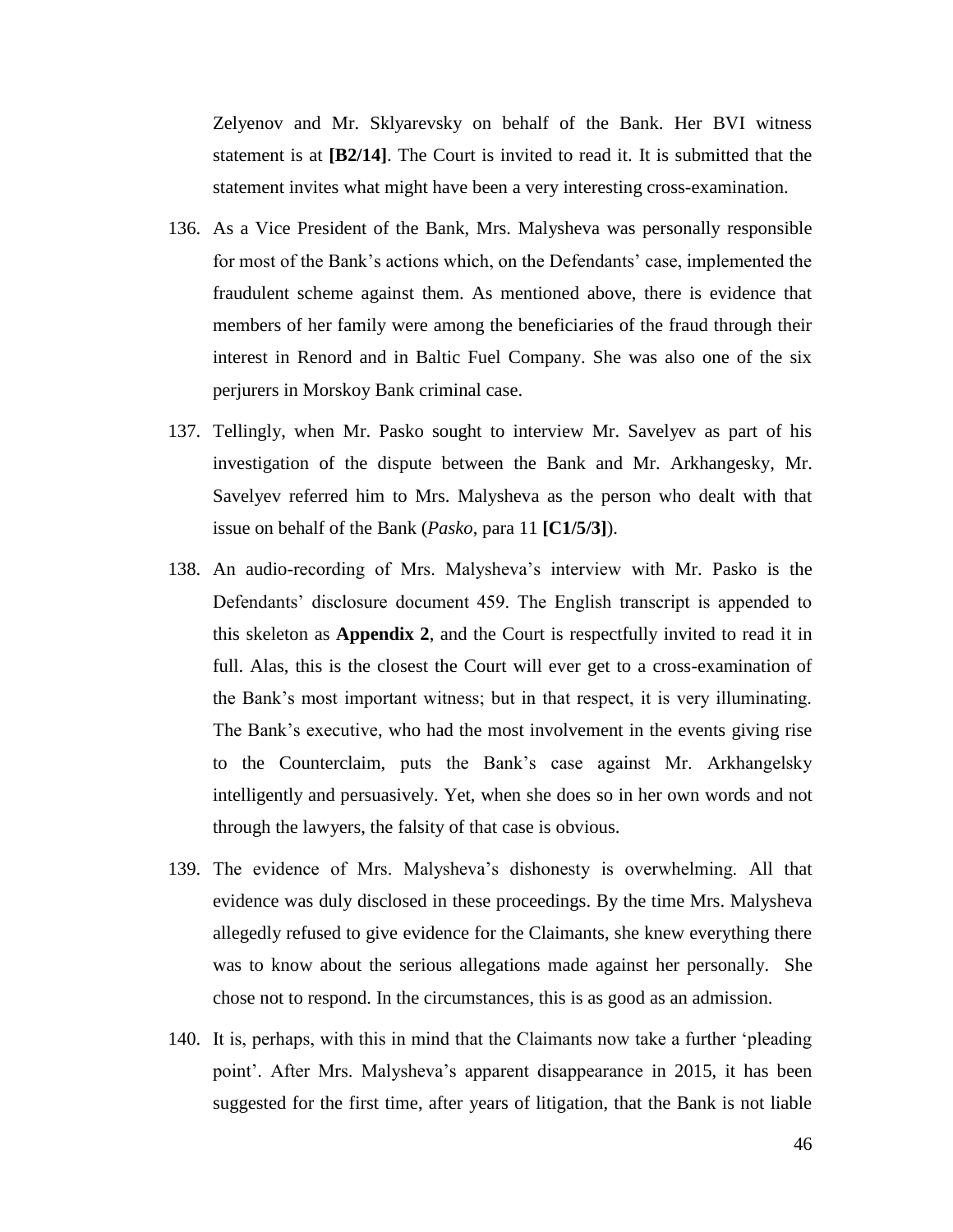Zelyenov and Mr. Sklyarevsky on behalf of the Bank. Her BVI witness statement is at **[B2/14]**. The Court is invited to read it. It is submitted that the statement invites what might have been a very interesting cross-examination.

136. As a Vice President of the Bank, Mrs. Malysheva was personally responsible for most of the Bank's actions which, on the Defendants' case, implemented the fraudulent scheme against them. As mentioned above, there is evidence that members of her family were among the beneficiaries of the fraud through their interest in Renord and in Baltic Fuel Company. She was also one of the six perjurers in Morskoy Bank criminal case.

137. Tellingly, when Mr. Pasko sought to interview Mr. Savelyev as part of his investigation of the dispute between the Bank and Mr. Arkhangesky, Mr. Savelyev referred him to Mrs. Malysheva as the person who dealt with that issue on behalf of the Bank (*Pasko*, para 11 **[C1/5/3]**).

138. An audio-recording of Mrs. Malysheva's interview with Mr. Pasko is the Defendants' disclosure document 459. The English transcript is appended to this skeleton as **Appendix 2**, and the Court is respectfully invited to read it in full. Alas, this is the closest the Court will ever get to a cross-examination of the Bank's most important witness; but in that respect, it is very illuminating. The Bank's executive, who had the most involvement in the events giving rise to the Counterclaim, puts the Bank's case against Mr. Arkhangelsky intelligently and persuasively. Yet, when she does so in her own words and not through the lawyers, the falsity of that case is obvious.

139. The evidence of Mrs. Malysheva's dishonesty is overwhelming. All that evidence was duly disclosed in these proceedings. By the time Mrs. Malysheva allegedly refused to give evidence for the Claimants, she knew everything there was to know about the serious allegations made against her personally. She chose not to respond. In the circumstances, this is as good as an admission.

140. It is, perhaps, with this in mind that the Claimants now take a further 'pleading point'. After Mrs. Malysheva's apparent disappearance in 2015, it has been suggested for the first time, after years of litigation, that the Bank is not liable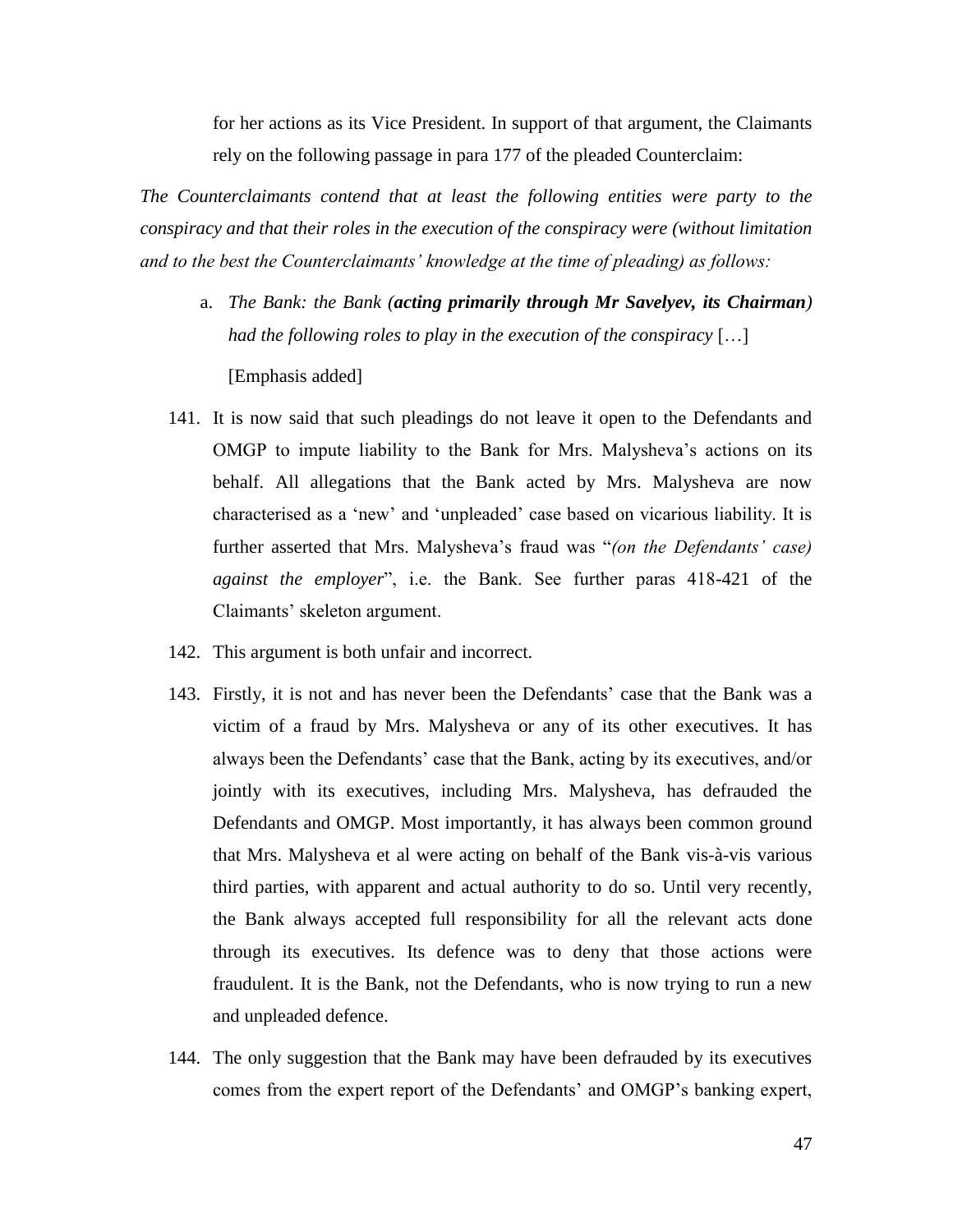for her actions as its Vice President. In support of that argument, the Claimants rely on the following passage in para 177 of the pleaded Counterclaim:

*The Counterclaimants contend that at least the following entities were party to the conspiracy and that their roles in the execution of the conspiracy were (without limitation and to the best the Counterclaimants' knowledge at the time of pleading) as follows:*

a. *The Bank: the Bank (**acting primarily through Mr Savelyev, its Chairman**) had the following roles to play in the execution of the conspiracy* […]

   [Emphasis added]

141. It is now said that such pleadings do not leave it open to the Defendants and OMGP to impute liability to the Bank for Mrs. Malysheva's actions on its behalf. All allegations that the Bank acted by Mrs. Malysheva are now characterised as a 'new' and 'unpleaded' case based on vicarious liability. It is further asserted that Mrs. Malysheva's fraud was "*(on the Defendants' case) against the employer*", i.e. the Bank. See further paras 418-421 of the Claimants' skeleton argument.

142. This argument is both unfair and incorrect.

143. Firstly, it is not and has never been the Defendants' case that the Bank was a victim of a fraud by Mrs. Malysheva or any of its other executives. It has always been the Defendants' case that the Bank, acting by its executives, and/or jointly with its executives, including Mrs. Malysheva, has defrauded the Defendants and OMGP. Most importantly, it has always been common ground that Mrs. Malysheva et al were acting on behalf of the Bank vis-à-vis various third parties, with apparent and actual authority to do so. Until very recently, the Bank always accepted full responsibility for all the relevant acts done through its executives. Its defence was to deny that those actions were fraudulent. It is the Bank, not the Defendants, who is now trying to run a new and unpleaded defence.

144. The only suggestion that the Bank may have been defrauded by its executives comes from the expert report of the Defendants' and OMGP's banking expert,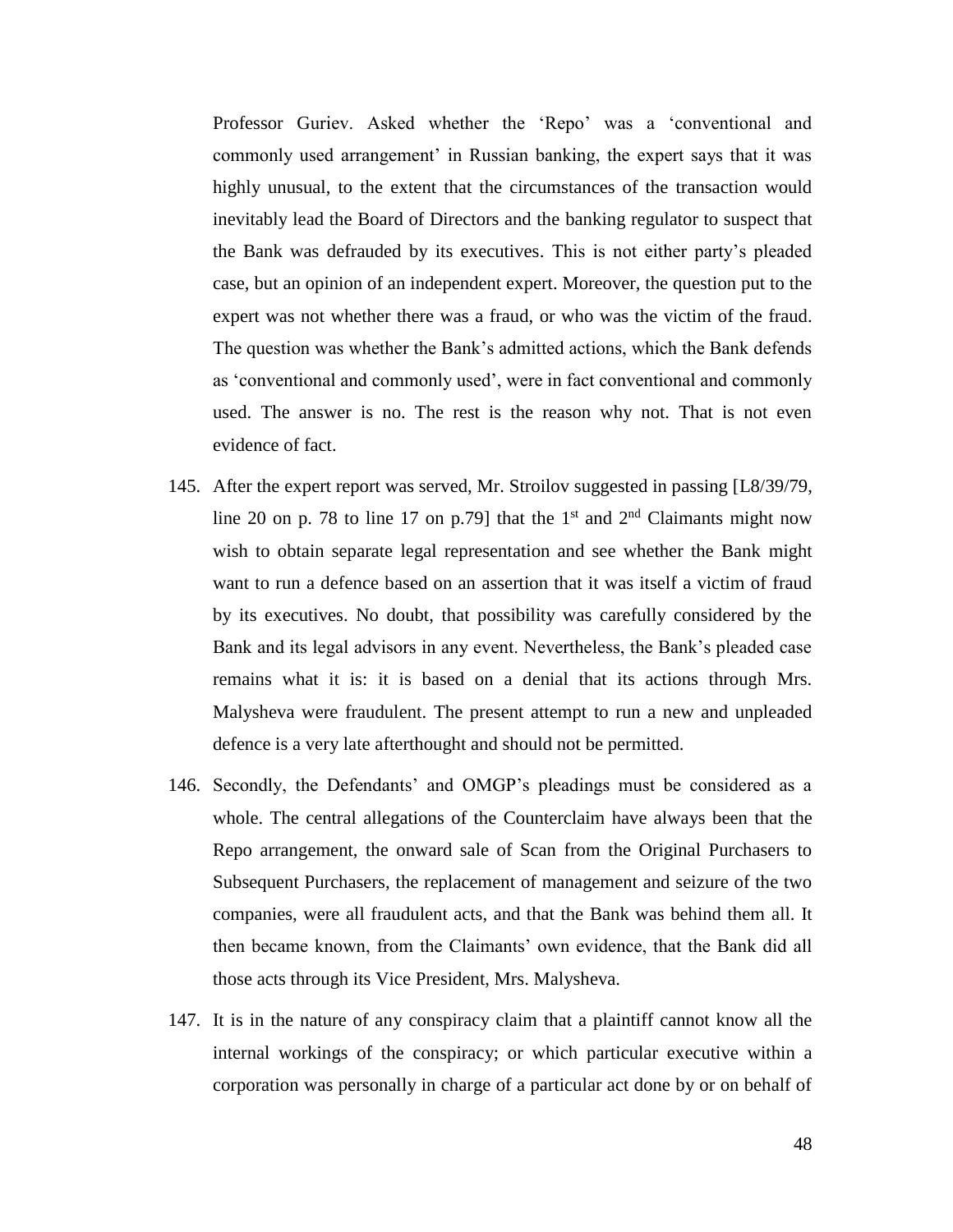Professor Guriev. Asked whether the 'Repo' was a 'conventional and commonly used arrangement' in Russian banking, the expert says that it was highly unusual, to the extent that the circumstances of the transaction would inevitably lead the Board of Directors and the banking regulator to suspect that the Bank was defrauded by its executives. This is not either party's pleaded case, but an opinion of an independent expert. Moreover, the question put to the expert was not whether there was a fraud, or who was the victim of the fraud. The question was whether the Bank's admitted actions, which the Bank defends as 'conventional and commonly used', were in fact conventional and commonly used. The answer is no. The rest is the reason why not. That is not even evidence of fact.

145. After the expert report was served, Mr. Stroilov suggested in passing [L8/39/79, line 20 on p. 78 to line 17 on p.79] that the 1st and 2nd Claimants might now wish to obtain separate legal representation and see whether the Bank might want to run a defence based on an assertion that it was itself a victim of fraud by its executives. No doubt, that possibility was carefully considered by the Bank and its legal advisors in any event. Nevertheless, the Bank's pleaded case remains what it is: it is based on a denial that its actions through Mrs. Malysheva were fraudulent. The present attempt to run a new and unpleaded defence is a very late afterthought and should not be permitted.

146. Secondly, the Defendants' and OMGP's pleadings must be considered as a whole. The central allegations of the Counterclaim have always been that the Repo arrangement, the onward sale of Scan from the Original Purchasers to Subsequent Purchasers, the replacement of management and seizure of the two companies, were all fraudulent acts, and that the Bank was behind them all. It then became known, from the Claimants' own evidence, that the Bank did all those acts through its Vice President, Mrs. Malysheva.

147. It is in the nature of any conspiracy claim that a plaintiff cannot know all the internal workings of the conspiracy; or which particular executive within a corporation was personally in charge of a particular act done by or on behalf of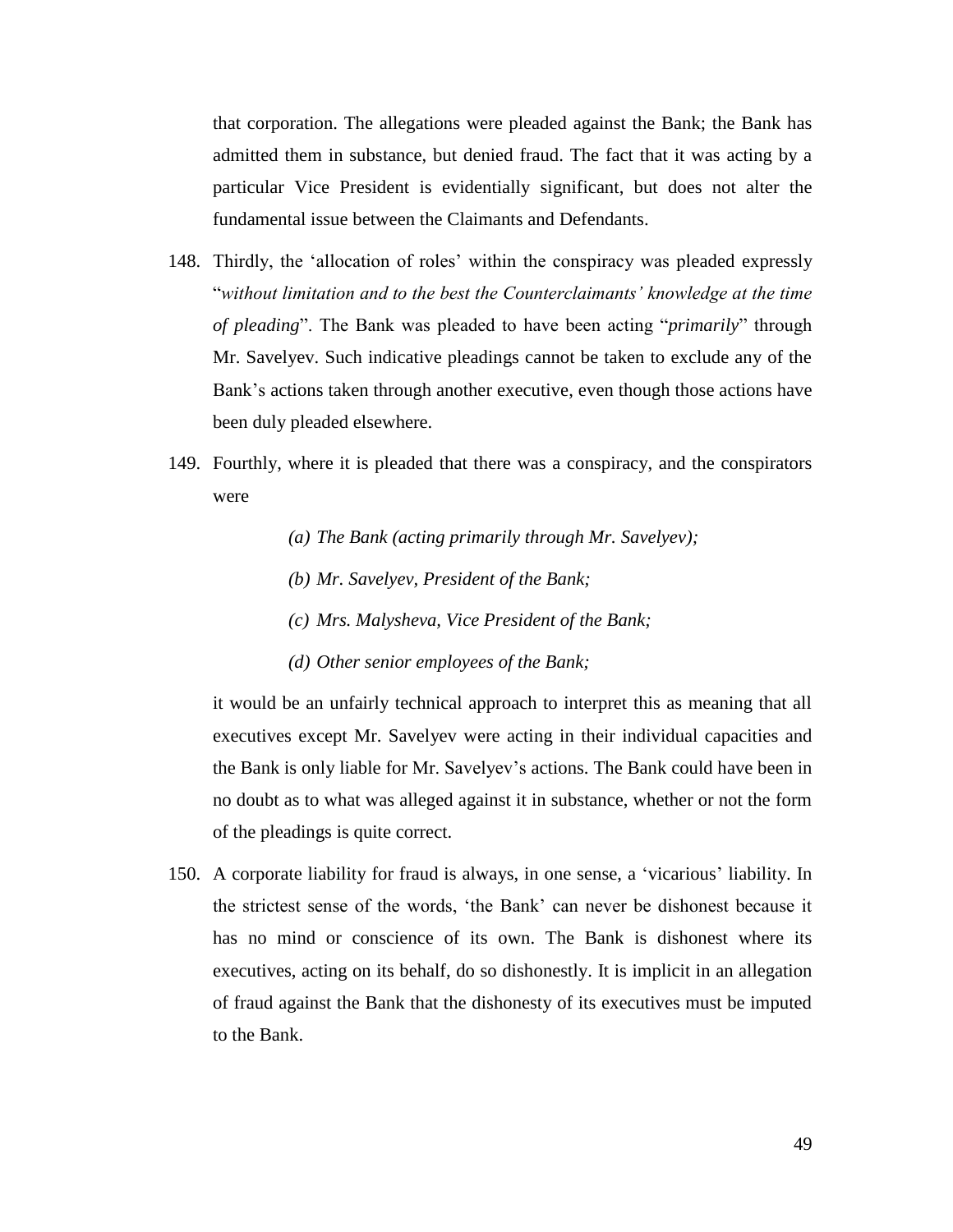that corporation. The allegations were pleaded against the Bank; the Bank has admitted them in substance, but denied fraud. The fact that it was acting by a particular Vice President is evidentially significant, but does not alter the fundamental issue between the Claimants and Defendants.

148. Thirdly, the 'allocation of roles' within the conspiracy was pleaded expressly "*without limitation and to the best the Counterclaimants' knowledge at the time of pleading*". The Bank was pleaded to have been acting "*primarily*" through Mr. Savelyev. Such indicative pleadings cannot be taken to exclude any of the Bank's actions taken through another executive, even though those actions have been duly pleaded elsewhere.

149. Fourthly, where it is pleaded that there was a conspiracy, and the conspirators were

> *(a) The Bank (acting primarily through Mr. Savelyev);*
>
> *(b) Mr. Savelyev, President of the Bank;*
>
> *(c) Mrs. Malysheva, Vice President of the Bank;*
>
> *(d) Other senior employees of the Bank;*

it would be an unfairly technical approach to interpret this as meaning that all executives except Mr. Savelyev were acting in their individual capacities and the Bank is only liable for Mr. Savelyev's actions. The Bank could have been in no doubt as to what was alleged against it in substance, whether or not the form of the pleadings is quite correct.

150. A corporate liability for fraud is always, in one sense, a 'vicarious' liability. In the strictest sense of the words, 'the Bank' can never be dishonest because it has no mind or conscience of its own. The Bank is dishonest where its executives, acting on its behalf, do so dishonestly. It is implicit in an allegation of fraud against the Bank that the dishonesty of its executives must be imputed to the Bank.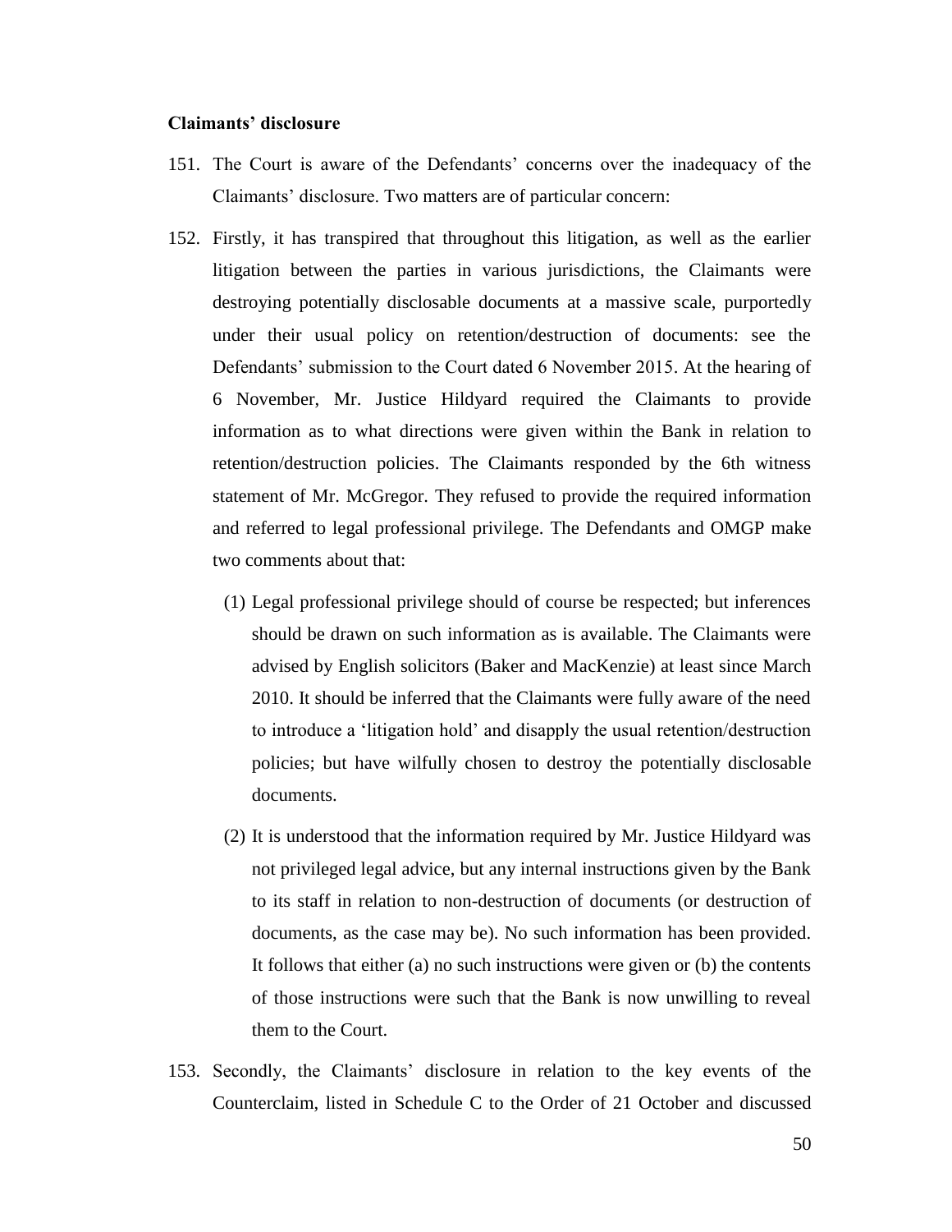**Claimants' disclosure**

151. The Court is aware of the Defendants' concerns over the inadequacy of the Claimants' disclosure. Two matters are of particular concern:

152. Firstly, it has transpired that throughout this litigation, as well as the earlier litigation between the parties in various jurisdictions, the Claimants were destroying potentially disclosable documents at a massive scale, purportedly under their usual policy on retention/destruction of documents: see the Defendants' submission to the Court dated 6 November 2015. At the hearing of 6 November, Mr. Justice Hildyard required the Claimants to provide information as to what directions were given within the Bank in relation to retention/destruction policies. The Claimants responded by the 6th witness statement of Mr. McGregor. They refused to provide the required information and referred to legal professional privilege. The Defendants and OMGP make two comments about that:

    (1) Legal professional privilege should of course be respected; but inferences should be drawn on such information as is available. The Claimants were advised by English solicitors (Baker and MacKenzie) at least since March 2010. It should be inferred that the Claimants were fully aware of the need to introduce a 'litigation hold' and disapply the usual retention/destruction policies; but have wilfully chosen to destroy the potentially disclosable documents.

    (2) It is understood that the information required by Mr. Justice Hildyard was not privileged legal advice, but any internal instructions given by the Bank to its staff in relation to non-destruction of documents (or destruction of documents, as the case may be). No such information has been provided. It follows that either (a) no such instructions were given or (b) the contents of those instructions were such that the Bank is now unwilling to reveal them to the Court.

153. Secondly, the Claimants' disclosure in relation to the key events of the Counterclaim, listed in Schedule C to the Order of 21 October and discussed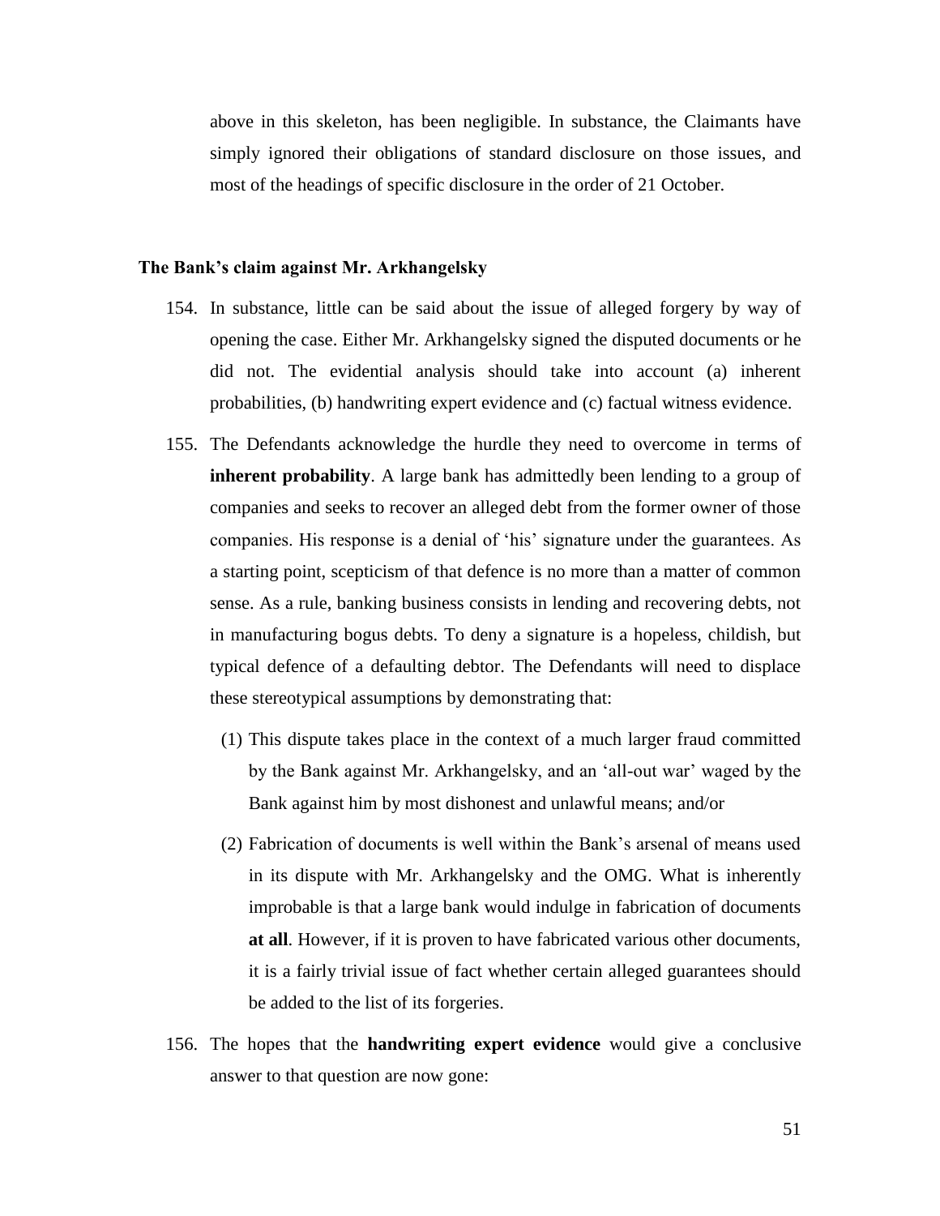above in this skeleton, has been negligible. In substance, the Claimants have simply ignored their obligations of standard disclosure on those issues, and most of the headings of specific disclosure in the order of 21 October.

**The Bank's claim against Mr. Arkhangelsky**

154. In substance, little can be said about the issue of alleged forgery by way of opening the case. Either Mr. Arkhangelsky signed the disputed documents or he did not. The evidential analysis should take into account (a) inherent probabilities, (b) handwriting expert evidence and (c) factual witness evidence.

155. The Defendants acknowledge the hurdle they need to overcome in terms of **inherent probability**. A large bank has admittedly been lending to a group of companies and seeks to recover an alleged debt from the former owner of those companies. His response is a denial of 'his' signature under the guarantees. As a starting point, scepticism of that defence is no more than a matter of common sense. As a rule, banking business consists in lending and recovering debts, not in manufacturing bogus debts. To deny a signature is a hopeless, childish, but typical defence of a defaulting debtor. The Defendants will need to displace these stereotypical assumptions by demonstrating that:

    (1) This dispute takes place in the context of a much larger fraud committed by the Bank against Mr. Arkhangelsky, and an 'all-out war' waged by the Bank against him by most dishonest and unlawful means; and/or

    (2) Fabrication of documents is well within the Bank's arsenal of means used in its dispute with Mr. Arkhangelsky and the OMG. What is inherently improbable is that a large bank would indulge in fabrication of documents **at all**. However, if it is proven to have fabricated various other documents, it is a fairly trivial issue of fact whether certain alleged guarantees should be added to the list of its forgeries.

156. The hopes that the **handwriting expert evidence** would give a conclusive answer to that question are now gone: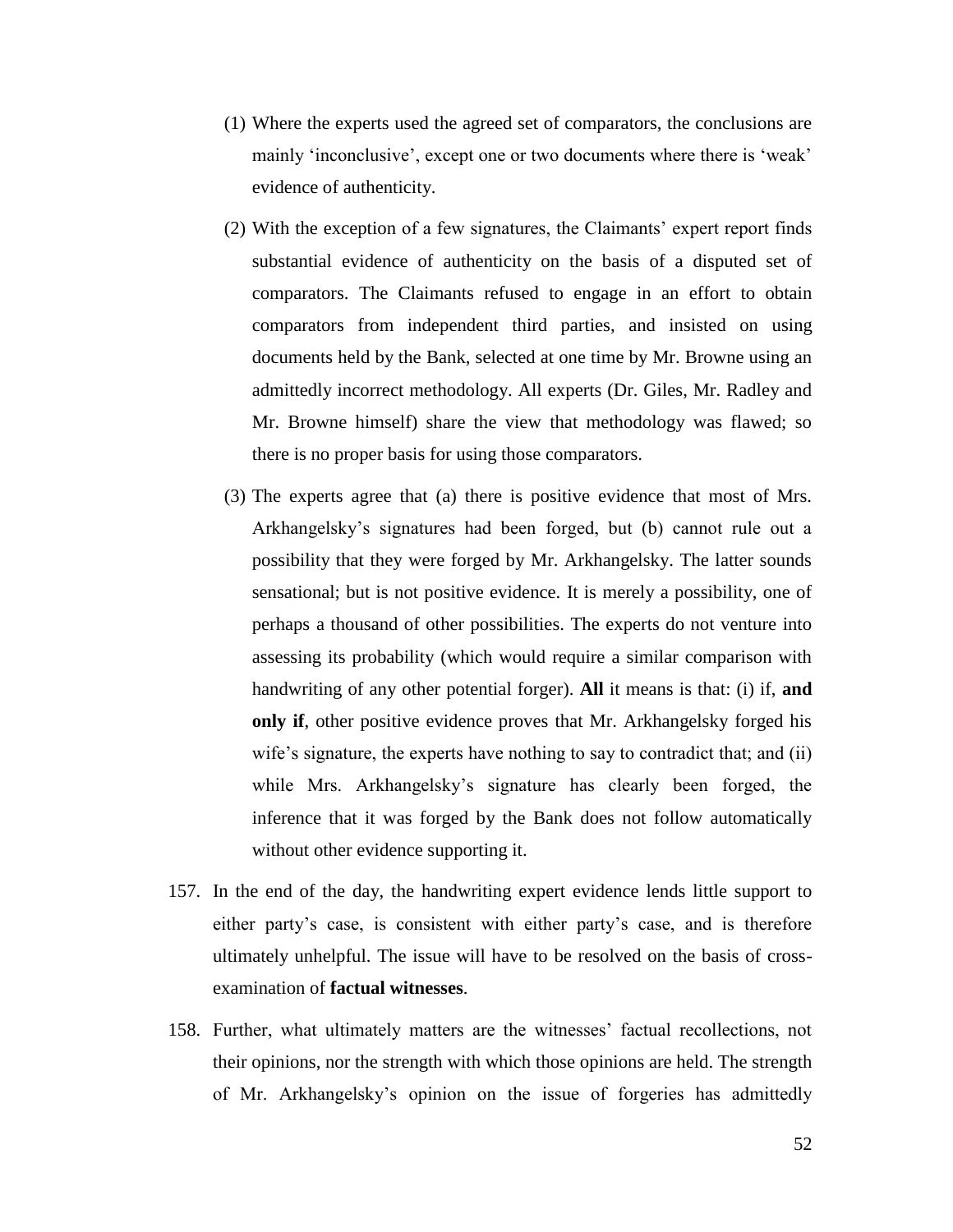(1) Where the experts used the agreed set of comparators, the conclusions are mainly 'inconclusive', except one or two documents where there is 'weak' evidence of authenticity.

(2) With the exception of a few signatures, the Claimants' expert report finds substantial evidence of authenticity on the basis of a disputed set of comparators. The Claimants refused to engage in an effort to obtain comparators from independent third parties, and insisted on using documents held by the Bank, selected at one time by Mr. Browne using an admittedly incorrect methodology. All experts (Dr. Giles, Mr. Radley and Mr. Browne himself) share the view that methodology was flawed; so there is no proper basis for using those comparators.

(3) The experts agree that (a) there is positive evidence that most of Mrs. Arkhangelsky's signatures had been forged, but (b) cannot rule out a possibility that they were forged by Mr. Arkhangelsky. The latter sounds sensational; but is not positive evidence. It is merely a possibility, one of perhaps a thousand of other possibilities. The experts do not venture into assessing its probability (which would require a similar comparison with handwriting of any other potential forger). **All** it means is that: (i) if, **and only if**, other positive evidence proves that Mr. Arkhangelsky forged his wife's signature, the experts have nothing to say to contradict that; and (ii) while Mrs. Arkhangelsky's signature has clearly been forged, the inference that it was forged by the Bank does not follow automatically without other evidence supporting it.

157. In the end of the day, the handwriting expert evidence lends little support to either party's case, is consistent with either party's case, and is therefore ultimately unhelpful. The issue will have to be resolved on the basis of cross-examination of **factual witnesses**.

158. Further, what ultimately matters are the witnesses' factual recollections, not their opinions, nor the strength with which those opinions are held. The strength of Mr. Arkhangelsky's opinion on the issue of forgeries has admittedly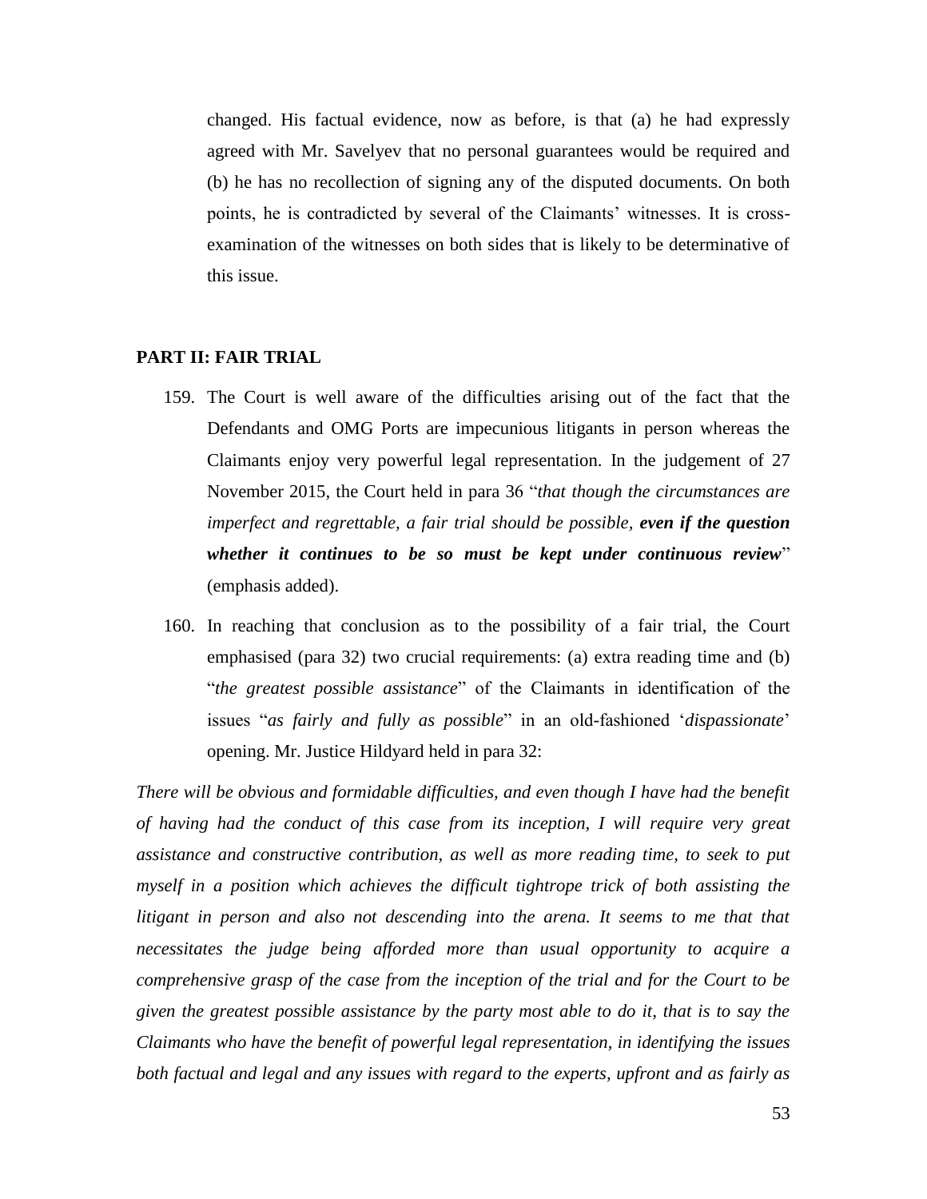changed. His factual evidence, now as before, is that (a) he had expressly agreed with Mr. Savelyev that no personal guarantees would be required and (b) he has no recollection of signing any of the disputed documents. On both points, he is contradicted by several of the Claimants' witnesses. It is cross-examination of the witnesses on both sides that is likely to be determinative of this issue.

## PART II: FAIR TRIAL

159. The Court is well aware of the difficulties arising out of the fact that the Defendants and OMG Ports are impecunious litigants in person whereas the Claimants enjoy very powerful legal representation. In the judgement of 27 November 2015, the Court held in para 36 "*that though the circumstances are imperfect and regrettable, a fair trial should be possible, **even if the question whether it continues to be so must be kept under continuous review***" (emphasis added).

160. In reaching that conclusion as to the possibility of a fair trial, the Court emphasised (para 32) two crucial requirements: (a) extra reading time and (b) "*the greatest possible assistance*" of the Claimants in identification of the issues "*as fairly and fully as possible*" in an old-fashioned '*dispassionate*' opening. Mr. Justice Hildyard held in para 32:

*There will be obvious and formidable difficulties, and even though I have had the benefit of having had the conduct of this case from its inception, I will require very great assistance and constructive contribution, as well as more reading time, to seek to put myself in a position which achieves the difficult tightrope trick of both assisting the litigant in person and also not descending into the arena. It seems to me that that necessitates the judge being afforded more than usual opportunity to acquire a comprehensive grasp of the case from the inception of the trial and for the Court to be given the greatest possible assistance by the party most able to do it, that is to say the Claimants who have the benefit of powerful legal representation, in identifying the issues both factual and legal and any issues with regard to the experts, upfront and as fairly as*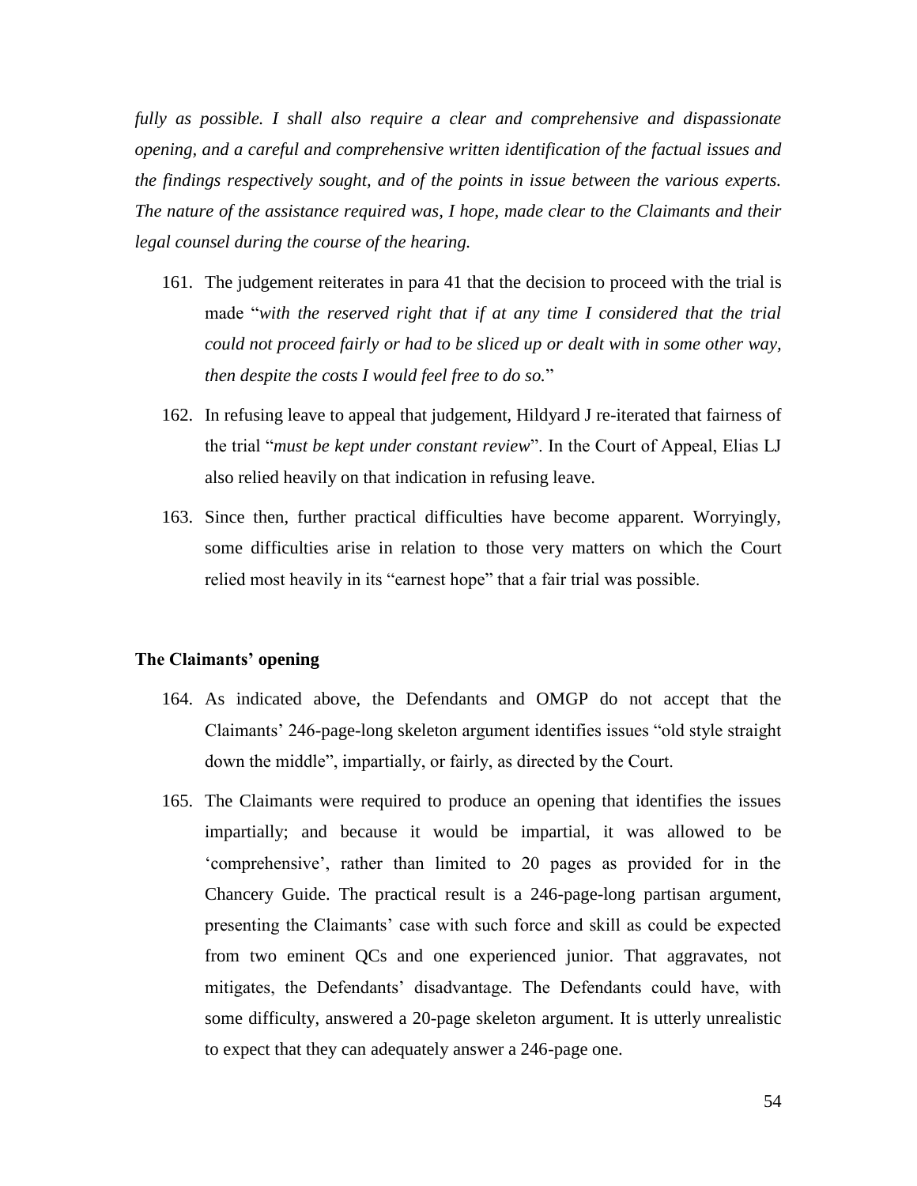*fully as possible. I shall also require a clear and comprehensive and dispassionate opening, and a careful and comprehensive written identification of the factual issues and the findings respectively sought, and of the points in issue between the various experts. The nature of the assistance required was, I hope, made clear to the Claimants and their legal counsel during the course of the hearing.*

161. The judgement reiterates in para 41 that the decision to proceed with the trial is made "*with the reserved right that if at any time I considered that the trial could not proceed fairly or had to be sliced up or dealt with in some other way, then despite the costs I would feel free to do so.*"

162. In refusing leave to appeal that judgement, Hildyard J re-iterated that fairness of the trial "*must be kept under constant review*". In the Court of Appeal, Elias LJ also relied heavily on that indication in refusing leave.

163. Since then, further practical difficulties have become apparent. Worryingly, some difficulties arise in relation to those very matters on which the Court relied most heavily in its "earnest hope" that a fair trial was possible.

**The Claimants' opening**

164. As indicated above, the Defendants and OMGP do not accept that the Claimants' 246-page-long skeleton argument identifies issues "old style straight down the middle", impartially, or fairly, as directed by the Court.

165. The Claimants were required to produce an opening that identifies the issues impartially; and because it would be impartial, it was allowed to be 'comprehensive', rather than limited to 20 pages as provided for in the Chancery Guide. The practical result is a 246-page-long partisan argument, presenting the Claimants' case with such force and skill as could be expected from two eminent QCs and one experienced junior. That aggravates, not mitigates, the Defendants' disadvantage. The Defendants could have, with some difficulty, answered a 20-page skeleton argument. It is utterly unrealistic to expect that they can adequately answer a 246-page one.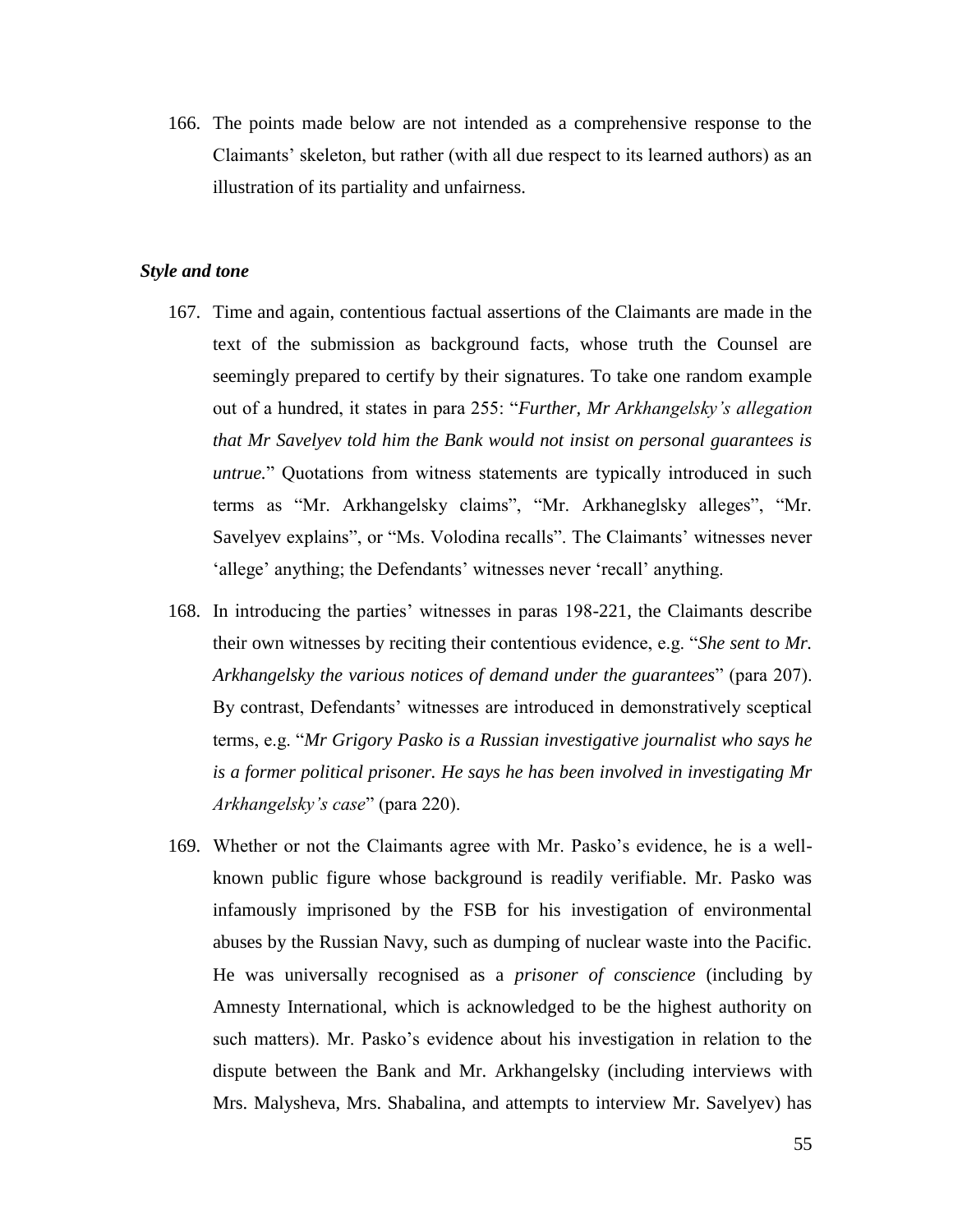166. The points made below are not intended as a comprehensive response to the Claimants' skeleton, but rather (with all due respect to its learned authors) as an illustration of its partiality and unfairness.

***Style and tone***

167. Time and again, contentious factual assertions of the Claimants are made in the text of the submission as background facts, whose truth the Counsel are seemingly prepared to certify by their signatures. To take one random example out of a hundred, it states in para 255: "*Further, Mr Arkhangelsky's allegation that Mr Savelyev told him the Bank would not insist on personal guarantees is untrue.*" Quotations from witness statements are typically introduced in such terms as "Mr. Arkhangelsky claims", "Mr. Arkhaneglsky alleges", "Mr. Savelyev explains", or "Ms. Volodina recalls". The Claimants' witnesses never 'allege' anything; the Defendants' witnesses never 'recall' anything.

168. In introducing the parties' witnesses in paras 198-221, the Claimants describe their own witnesses by reciting their contentious evidence, e.g. "*She sent to Mr. Arkhangelsky the various notices of demand under the guarantees*" (para 207). By contrast, Defendants' witnesses are introduced in demonstratively sceptical terms, e.g. "*Mr Grigory Pasko is a Russian investigative journalist who says he is a former political prisoner. He says he has been involved in investigating Mr Arkhangelsky's case*" (para 220).

169. Whether or not the Claimants agree with Mr. Pasko's evidence, he is a well-known public figure whose background is readily verifiable. Mr. Pasko was infamously imprisoned by the FSB for his investigation of environmental abuses by the Russian Navy, such as dumping of nuclear waste into the Pacific. He was universally recognised as a *prisoner of conscience* (including by Amnesty International, which is acknowledged to be the highest authority on such matters). Mr. Pasko's evidence about his investigation in relation to the dispute between the Bank and Mr. Arkhangelsky (including interviews with Mrs. Malysheva, Mrs. Shabalina, and attempts to interview Mr. Savelyev) has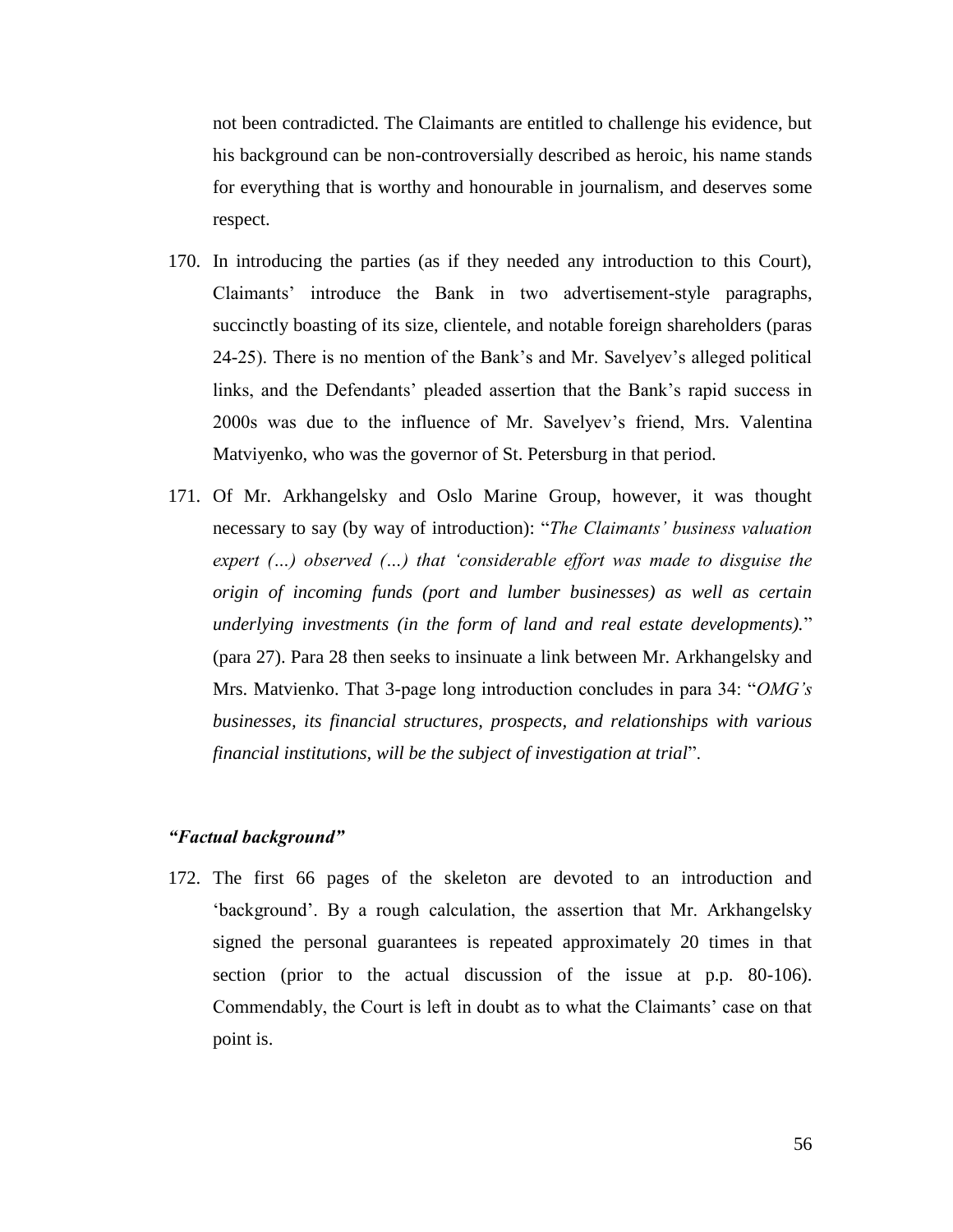not been contradicted. The Claimants are entitled to challenge his evidence, but his background can be non-controversially described as heroic, his name stands for everything that is worthy and honourable in journalism, and deserves some respect.

170. In introducing the parties (as if they needed any introduction to this Court), Claimants' introduce the Bank in two advertisement-style paragraphs, succinctly boasting of its size, clientele, and notable foreign shareholders (paras 24-25). There is no mention of the Bank's and Mr. Savelyev's alleged political links, and the Defendants' pleaded assertion that the Bank's rapid success in 2000s was due to the influence of Mr. Savelyev's friend, Mrs. Valentina Matviyenko, who was the governor of St. Petersburg in that period.

171. Of Mr. Arkhangelsky and Oslo Marine Group, however, it was thought necessary to say (by way of introduction): "*The Claimants' business valuation expert (…) observed (…) that 'considerable effort was made to disguise the origin of incoming funds (port and lumber businesses) as well as certain underlying investments (in the form of land and real estate developments).*" (para 27). Para 28 then seeks to insinuate a link between Mr. Arkhangelsky and Mrs. Matvienko. That 3-page long introduction concludes in para 34: "*OMG's businesses, its financial structures, prospects, and relationships with various financial institutions, will be the subject of investigation at trial*".

### *"Factual background"*

172. The first 66 pages of the skeleton are devoted to an introduction and 'background'. By a rough calculation, the assertion that Mr. Arkhangelsky signed the personal guarantees is repeated approximately 20 times in that section (prior to the actual discussion of the issue at p.p. 80-106). Commendably, the Court is left in doubt as to what the Claimants' case on that point is.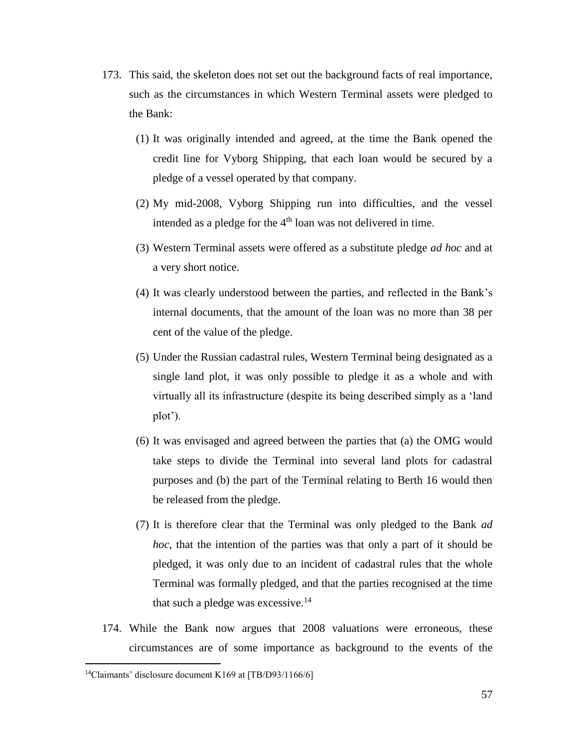173. This said, the skeleton does not set out the background facts of real importance, such as the circumstances in which Western Terminal assets were pledged to the Bank:

(1) It was originally intended and agreed, at the time the Bank opened the credit line for Vyborg Shipping, that each loan would be secured by a pledge of a vessel operated by that company.

(2) My mid-2008, Vyborg Shipping run into difficulties, and the vessel intended as a pledge for the 4th loan was not delivered in time.

(3) Western Terminal assets were offered as a substitute pledge *ad hoc* and at a very short notice.

(4) It was clearly understood between the parties, and reflected in the Bank's internal documents, that the amount of the loan was no more than 38 per cent of the value of the pledge.

(5) Under the Russian cadastral rules, Western Terminal being designated as a single land plot, it was only possible to pledge it as a whole and with virtually all its infrastructure (despite its being described simply as a 'land plot').

(6) It was envisaged and agreed between the parties that (a) the OMG would take steps to divide the Terminal into several land plots for cadastral purposes and (b) the part of the Terminal relating to Berth 16 would then be released from the pledge.

(7) It is therefore clear that the Terminal was only pledged to the Bank *ad hoc*, that the intention of the parties was that only a part of it should be pledged, it was only due to an incident of cadastral rules that the whole Terminal was formally pledged, and that the parties recognised at the time that such a pledge was excessive.[14]

174. While the Bank now argues that 2008 valuations were erroneous, these circumstances are of some importance as background to the events of the

[14] Claimants' disclosure document K169 at [TB/D93/1166/6]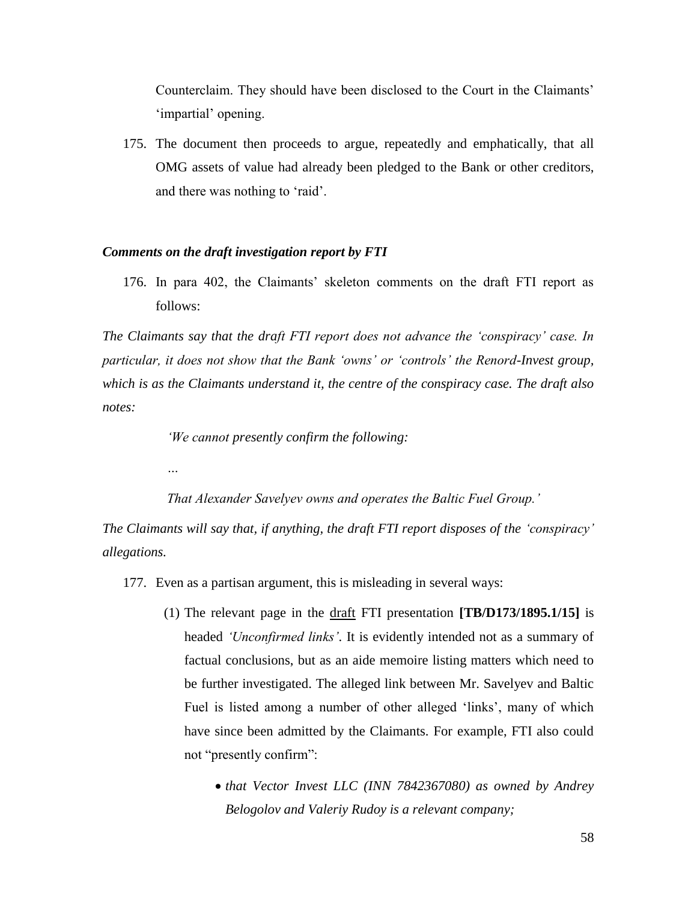Counterclaim. They should have been disclosed to the Court in the Claimants' 'impartial' opening.

175. The document then proceeds to argue, repeatedly and emphatically, that all OMG assets of value had already been pledged to the Bank or other creditors, and there was nothing to 'raid'.

### *Comments on the draft investigation report by FTI*

176. In para 402, the Claimants' skeleton comments on the draft FTI report as follows:

*The Claimants say that the draft FTI report does not advance the 'conspiracy' case. In particular, it does not show that the Bank 'owns' or 'controls' the Renord-Invest group, which is as the Claimants understand it, the centre of the conspiracy case. The draft also notes:*

> *'We cannot presently confirm the following:*
>
> *…*
>
> *That Alexander Savelyev owns and operates the Baltic Fuel Group.'*

*The Claimants will say that, if anything, the draft FTI report disposes of the 'conspiracy' allegations.*

177. Even as a partisan argument, this is misleading in several ways:

   (1) The relevant page in the draft FTI presentation **[TB/D173/1895.1/15]** is headed *'Unconfirmed links'*. It is evidently intended not as a summary of factual conclusions, but as an aide memoire listing matters which need to be further investigated. The alleged link between Mr. Savelyev and Baltic Fuel is listed among a number of other alleged 'links', many of which have since been admitted by the Claimants. For example, FTI also could not "presently confirm":

   - *that Vector Invest LLC (INN 7842367080) as owned by Andrey Belogolov and Valeriy Rudoy is a relevant company;*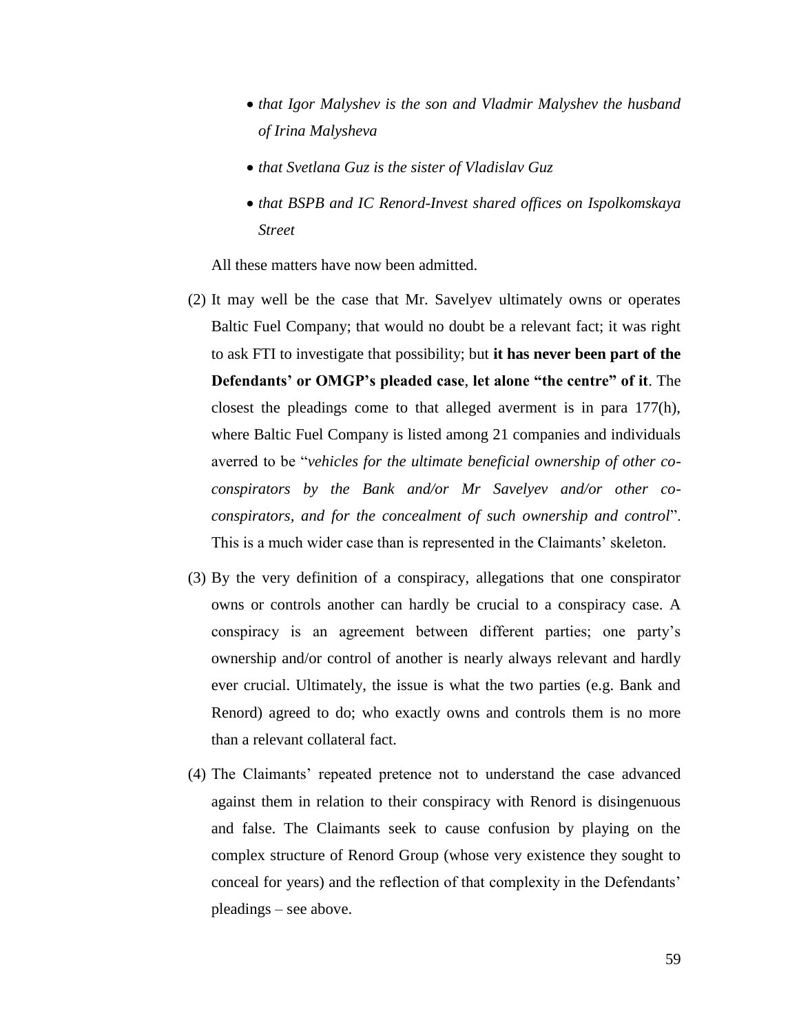- *that Igor Malyshev is the son and Vladmir Malyshev the husband of Irina Malysheva*
- *that Svetlana Guz is the sister of Vladislav Guz*
- *that BSPB and IC Renord-Invest shared offices on Ispolkomskaya Street*

All these matters have now been admitted.

(2) It may well be the case that Mr. Savelyev ultimately owns or operates Baltic Fuel Company; that would no doubt be a relevant fact; it was right to ask FTI to investigate that possibility; but **it has never been part of the Defendants' or OMGP's pleaded case**, **let alone "the centre" of it**. The closest the pleadings come to that alleged averment is in para 177(h), where Baltic Fuel Company is listed among 21 companies and individuals averred to be "*vehicles for the ultimate beneficial ownership of other co-conspirators by the Bank and/or Mr Savelyev and/or other co-conspirators, and for the concealment of such ownership and control*". This is a much wider case than is represented in the Claimants' skeleton.

(3) By the very definition of a conspiracy, allegations that one conspirator owns or controls another can hardly be crucial to a conspiracy case. A conspiracy is an agreement between different parties; one party's ownership and/or control of another is nearly always relevant and hardly ever crucial. Ultimately, the issue is what the two parties (e.g. Bank and Renord) agreed to do; who exactly owns and controls them is no more than a relevant collateral fact.

(4) The Claimants' repeated pretence not to understand the case advanced against them in relation to their conspiracy with Renord is disingenuous and false. The Claimants seek to cause confusion by playing on the complex structure of Renord Group (whose very existence they sought to conceal for years) and the reflection of that complexity in the Defendants' pleadings – see above.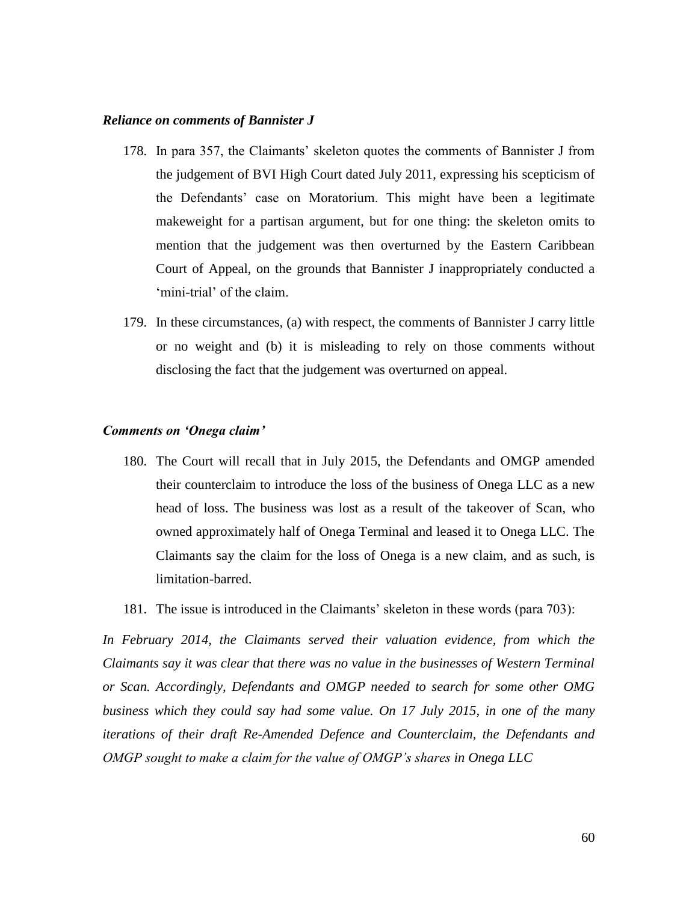***Reliance on comments of Bannister J***

178. In para 357, the Claimants' skeleton quotes the comments of Bannister J from the judgement of BVI High Court dated July 2011, expressing his scepticism of the Defendants' case on Moratorium. This might have been a legitimate makeweight for a partisan argument, but for one thing: the skeleton omits to mention that the judgement was then overturned by the Eastern Caribbean Court of Appeal, on the grounds that Bannister J inappropriately conducted a 'mini-trial' of the claim.

179. In these circumstances, (a) with respect, the comments of Bannister J carry little or no weight and (b) it is misleading to rely on those comments without disclosing the fact that the judgement was overturned on appeal.

***Comments on 'Onega claim'***

180. The Court will recall that in July 2015, the Defendants and OMGP amended their counterclaim to introduce the loss of the business of Onega LLC as a new head of loss. The business was lost as a result of the takeover of Scan, who owned approximately half of Onega Terminal and leased it to Onega LLC. The Claimants say the claim for the loss of Onega is a new claim, and as such, is limitation-barred.

181. The issue is introduced in the Claimants' skeleton in these words (para 703):

*In February 2014, the Claimants served their valuation evidence, from which the Claimants say it was clear that there was no value in the businesses of Western Terminal or Scan. Accordingly, Defendants and OMGP needed to search for some other OMG business which they could say had some value. On 17 July 2015, in one of the many iterations of their draft Re-Amended Defence and Counterclaim, the Defendants and OMGP sought to make a claim for the value of OMGP's shares in Onega LLC*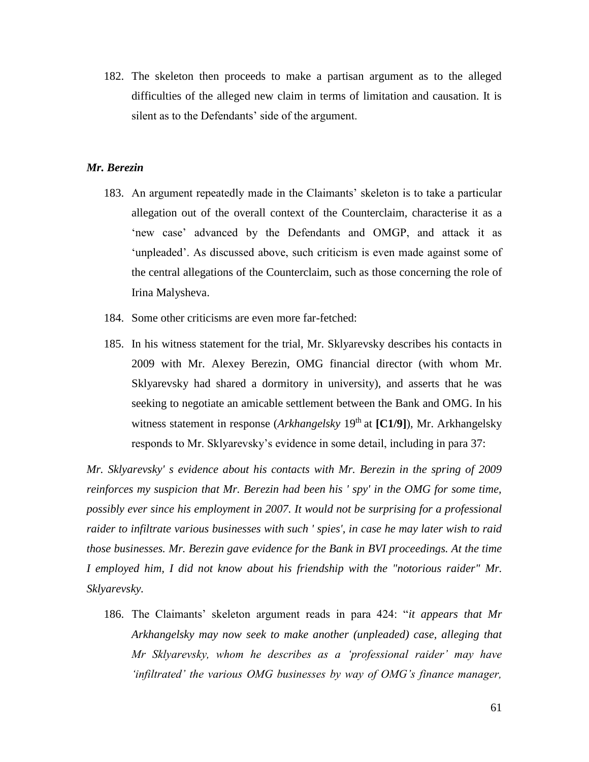182. The skeleton then proceeds to make a partisan argument as to the alleged difficulties of the alleged new claim in terms of limitation and causation. It is silent as to the Defendants' side of the argument.

### *Mr. Berezin*

183. An argument repeatedly made in the Claimants' skeleton is to take a particular allegation out of the overall context of the Counterclaim, characterise it as a 'new case' advanced by the Defendants and OMGP, and attack it as 'unpleaded'. As discussed above, such criticism is even made against some of the central allegations of the Counterclaim, such as those concerning the role of Irina Malysheva.

184. Some other criticisms are even more far-fetched:

185. In his witness statement for the trial, Mr. Sklyarevsky describes his contacts in 2009 with Mr. Alexey Berezin, OMG financial director (with whom Mr. Sklyarevsky had shared a dormitory in university), and asserts that he was seeking to negotiate an amicable settlement between the Bank and OMG. In his witness statement in response (*Arkhangelsky* 19th at **[C1/9]**), Mr. Arkhangelsky responds to Mr. Sklyarevsky's evidence in some detail, including in para 37:

*Mr. Sklyarevsky' s evidence about his contacts with Mr. Berezin in the spring of 2009 reinforces my suspicion that Mr. Berezin had been his ' spy' in the OMG for some time, possibly ever since his employment in 2007. It would not be surprising for a professional raider to infiltrate various businesses with such ' spies', in case he may later wish to raid those businesses. Mr. Berezin gave evidence for the Bank in BVI proceedings. At the time I employed him, I did not know about his friendship with the "notorious raider" Mr. Sklyarevsky.*

186. The Claimants' skeleton argument reads in para 424: "*it appears that Mr Arkhangelsky may now seek to make another (unpleaded) case, alleging that Mr Sklyarevsky, whom he describes as a 'professional raider' may have 'infiltrated' the various OMG businesses by way of OMG's finance manager,*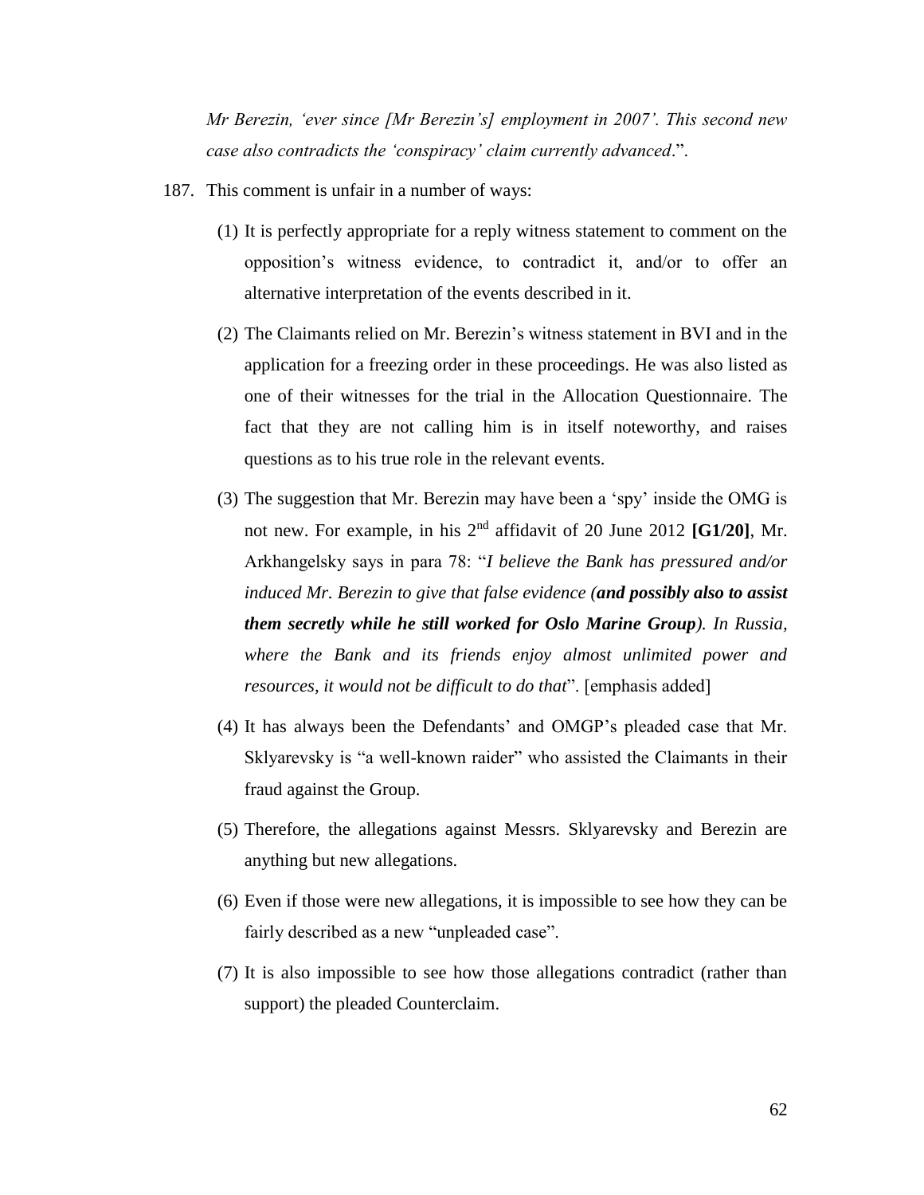*Mr Berezin, 'ever since [Mr Berezin's] employment in 2007'. This second new case also contradicts the 'conspiracy' claim currently advanced*.".

187. This comment is unfair in a number of ways:

   (1) It is perfectly appropriate for a reply witness statement to comment on the opposition's witness evidence, to contradict it, and/or to offer an alternative interpretation of the events described in it.

   (2) The Claimants relied on Mr. Berezin's witness statement in BVI and in the application for a freezing order in these proceedings. He was also listed as one of their witnesses for the trial in the Allocation Questionnaire. The fact that they are not calling him is in itself noteworthy, and raises questions as to his true role in the relevant events.

   (3) The suggestion that Mr. Berezin may have been a 'spy' inside the OMG is not new. For example, in his 2nd affidavit of 20 June 2012 **[G1/20]**, Mr. Arkhangelsky says in para 78: "*I believe the Bank has pressured and/or induced Mr. Berezin to give that false evidence (**and possibly also to assist them secretly while he still worked for Oslo Marine Group**). In Russia, where the Bank and its friends enjoy almost unlimited power and resources, it would not be difficult to do that*". [emphasis added]

   (4) It has always been the Defendants' and OMGP's pleaded case that Mr. Sklyarevsky is "a well-known raider" who assisted the Claimants in their fraud against the Group.

   (5) Therefore, the allegations against Messrs. Sklyarevsky and Berezin are anything but new allegations.

   (6) Even if those were new allegations, it is impossible to see how they can be fairly described as a new "unpleaded case".

   (7) It is also impossible to see how those allegations contradict (rather than support) the pleaded Counterclaim.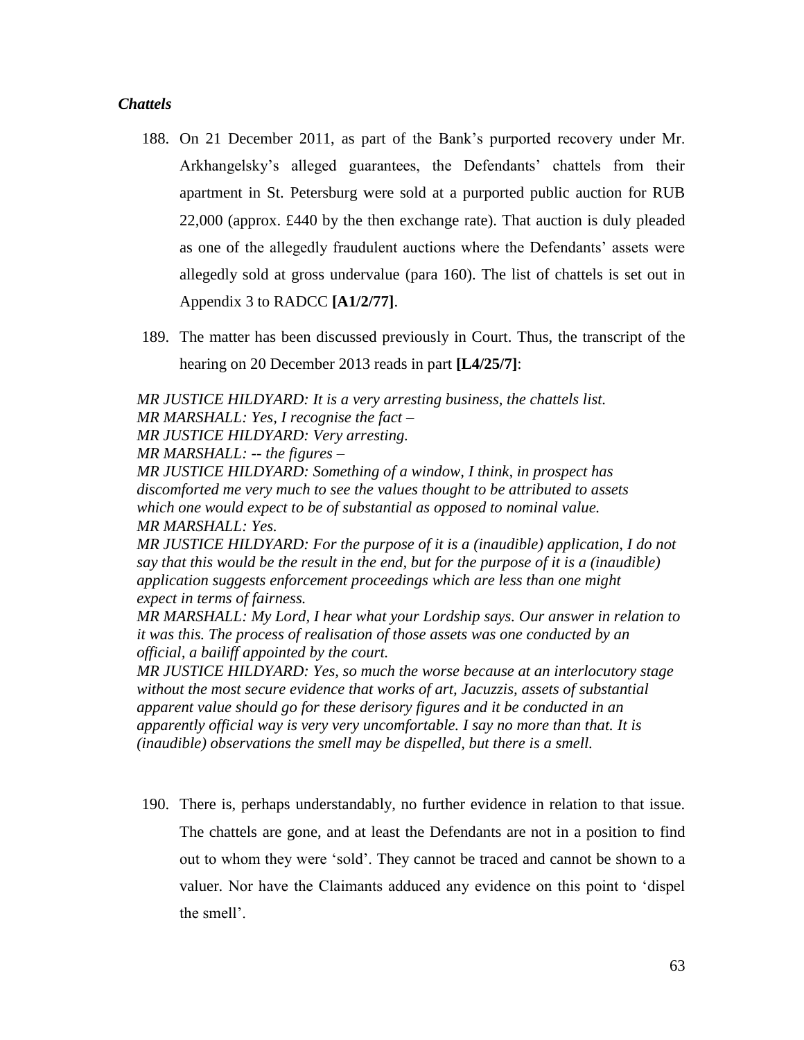### *Chattels*

188. On 21 December 2011, as part of the Bank's purported recovery under Mr. Arkhangelsky's alleged guarantees, the Defendants' chattels from their apartment in St. Petersburg were sold at a purported public auction for RUB 22,000 (approx. £440 by the then exchange rate). That auction is duly pleaded as one of the allegedly fraudulent auctions where the Defendants' assets were allegedly sold at gross undervalue (para 160). The list of chattels is set out in Appendix 3 to RADCC **[A1/2/77]**.

189. The matter has been discussed previously in Court. Thus, the transcript of the hearing on 20 December 2013 reads in part **[L4/25/7]**:

*MR JUSTICE HILDYARD: It is a very arresting business, the chattels list.*
*MR MARSHALL: Yes, I recognise the fact –*
*MR JUSTICE HILDYARD: Very arresting.*
*MR MARSHALL: -- the figures –*
*MR JUSTICE HILDYARD: Something of a window, I think, in prospect has discomforted me very much to see the values thought to be attributed to assets which one would expect to be of substantial as opposed to nominal value.*
*MR MARSHALL: Yes.*
*MR JUSTICE HILDYARD: For the purpose of it is a (inaudible) application, I do not say that this would be the result in the end, but for the purpose of it is a (inaudible) application suggests enforcement proceedings which are less than one might expect in terms of fairness.*
*MR MARSHALL: My Lord, I hear what your Lordship says. Our answer in relation to it was this. The process of realisation of those assets was one conducted by an official, a bailiff appointed by the court.*
*MR JUSTICE HILDYARD: Yes, so much the worse because at an interlocutory stage without the most secure evidence that works of art, Jacuzzis, assets of substantial apparent value should go for these derisory figures and it be conducted in an apparently official way is very very uncomfortable. I say no more than that. It is (inaudible) observations the smell may be dispelled, but there is a smell.*

190. There is, perhaps understandably, no further evidence in relation to that issue. The chattels are gone, and at least the Defendants are not in a position to find out to whom they were 'sold'. They cannot be traced and cannot be shown to a valuer. Nor have the Claimants adduced any evidence on this point to 'dispel the smell'.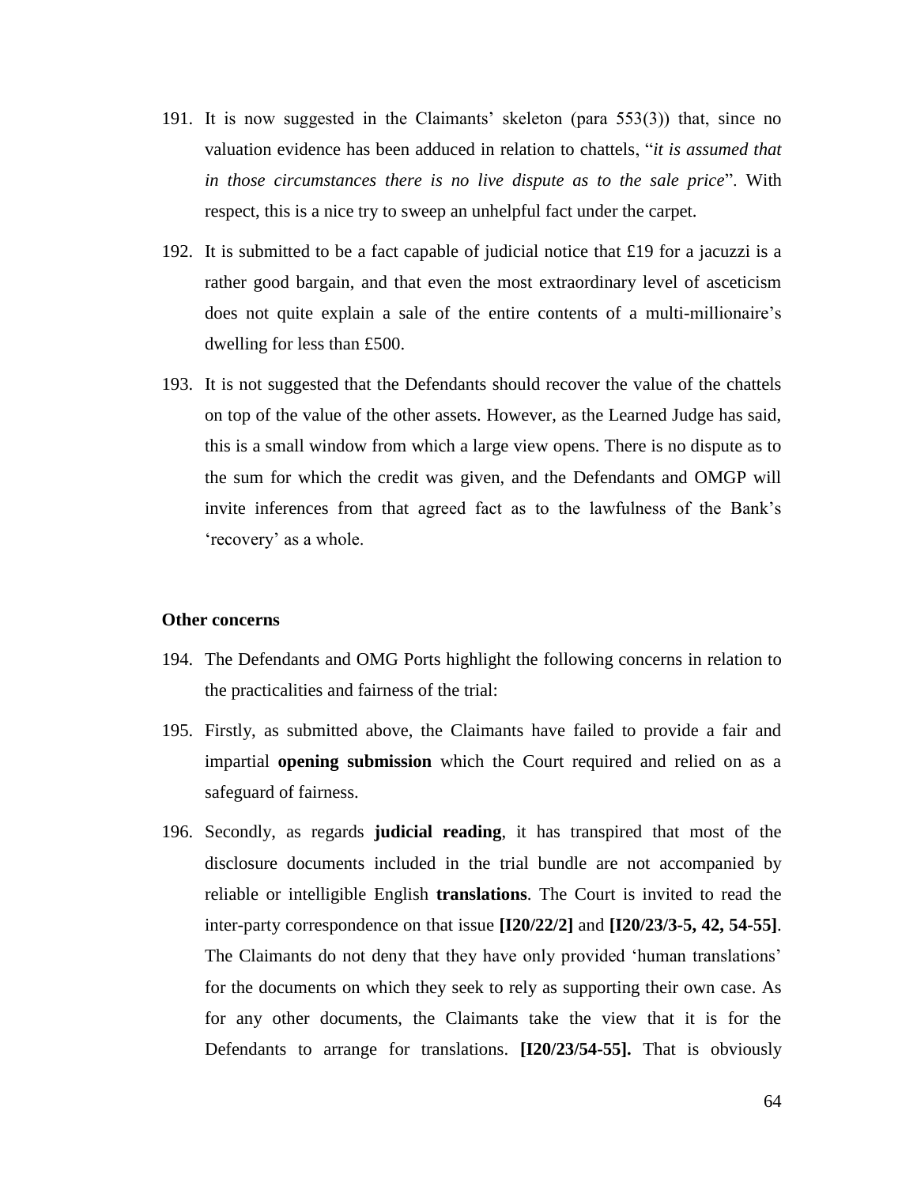191. It is now suggested in the Claimants' skeleton (para 553(3)) that, since no valuation evidence has been adduced in relation to chattels, "*it is assumed that in those circumstances there is no live dispute as to the sale price*". With respect, this is a nice try to sweep an unhelpful fact under the carpet.

192. It is submitted to be a fact capable of judicial notice that £19 for a jacuzzi is a rather good bargain, and that even the most extraordinary level of asceticism does not quite explain a sale of the entire contents of a multi-millionaire's dwelling for less than £500.

193. It is not suggested that the Defendants should recover the value of the chattels on top of the value of the other assets. However, as the Learned Judge has said, this is a small window from which a large view opens. There is no dispute as to the sum for which the credit was given, and the Defendants and OMGP will invite inferences from that agreed fact as to the lawfulness of the Bank's 'recovery' as a whole.

**Other concerns**

194. The Defendants and OMG Ports highlight the following concerns in relation to the practicalities and fairness of the trial:

195. Firstly, as submitted above, the Claimants have failed to provide a fair and impartial **opening submission** which the Court required and relied on as a safeguard of fairness.

196. Secondly, as regards **judicial reading**, it has transpired that most of the disclosure documents included in the trial bundle are not accompanied by reliable or intelligible English **translations**. The Court is invited to read the inter-party correspondence on that issue **[I20/22/2]** and **[I20/23/3-5, 42, 54-55]**. The Claimants do not deny that they have only provided 'human translations' for the documents on which they seek to rely as supporting their own case. As for any other documents, the Claimants take the view that it is for the Defendants to arrange for translations. **[I20/23/54-55].** That is obviously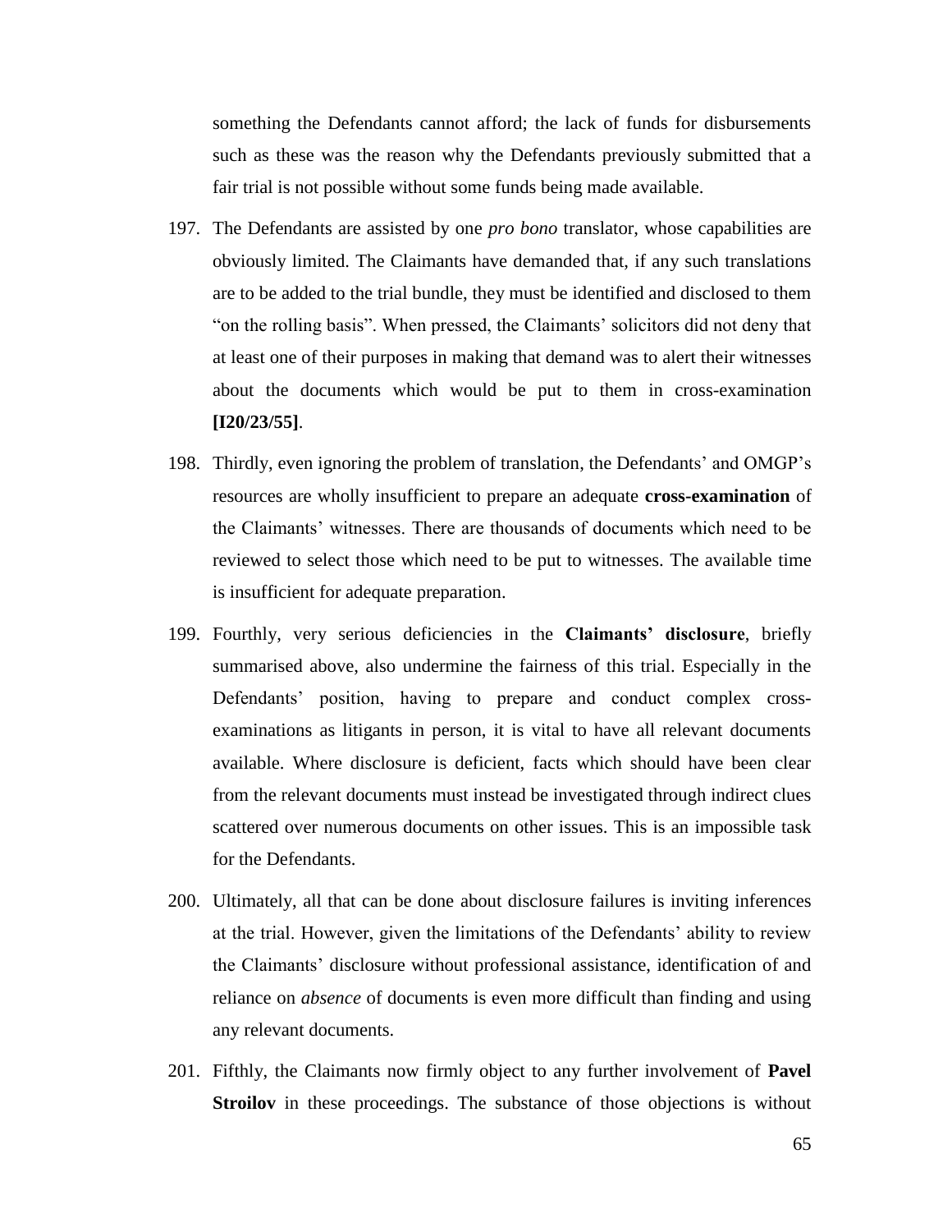something the Defendants cannot afford; the lack of funds for disbursements such as these was the reason why the Defendants previously submitted that a fair trial is not possible without some funds being made available.

197. The Defendants are assisted by one *pro bono* translator, whose capabilities are obviously limited. The Claimants have demanded that, if any such translations are to be added to the trial bundle, they must be identified and disclosed to them "on the rolling basis". When pressed, the Claimants' solicitors did not deny that at least one of their purposes in making that demand was to alert their witnesses about the documents which would be put to them in cross-examination **[I20/23/55]**.

198. Thirdly, even ignoring the problem of translation, the Defendants' and OMGP's resources are wholly insufficient to prepare an adequate **cross-examination** of the Claimants' witnesses. There are thousands of documents which need to be reviewed to select those which need to be put to witnesses. The available time is insufficient for adequate preparation.

199. Fourthly, very serious deficiencies in the **Claimants' disclosure**, briefly summarised above, also undermine the fairness of this trial. Especially in the Defendants' position, having to prepare and conduct complex cross-examinations as litigants in person, it is vital to have all relevant documents available. Where disclosure is deficient, facts which should have been clear from the relevant documents must instead be investigated through indirect clues scattered over numerous documents on other issues. This is an impossible task for the Defendants.

200. Ultimately, all that can be done about disclosure failures is inviting inferences at the trial. However, given the limitations of the Defendants' ability to review the Claimants' disclosure without professional assistance, identification of and reliance on *absence* of documents is even more difficult than finding and using any relevant documents.

201. Fifthly, the Claimants now firmly object to any further involvement of **Pavel Stroilov** in these proceedings. The substance of those objections is without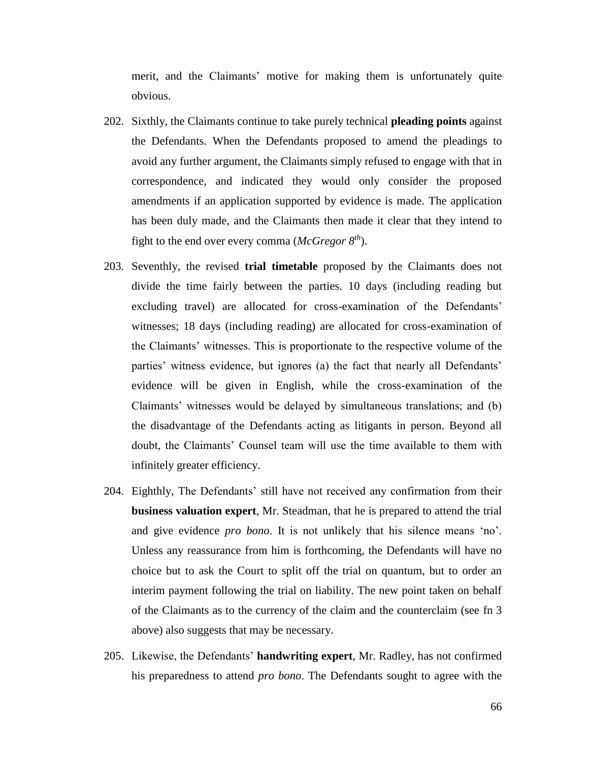merit, and the Claimants' motive for making them is unfortunately quite obvious.

202. Sixthly, the Claimants continue to take purely technical **pleading points** against the Defendants. When the Defendants proposed to amend the pleadings to avoid any further argument, the Claimants simply refused to engage with that in correspondence, and indicated they would only consider the proposed amendments if an application supported by evidence is made. The application has been duly made, and the Claimants then made it clear that they intend to fight to the end over every comma (*McGregor 8th*).

203. Seventhly, the revised **trial timetable** proposed by the Claimants does not divide the time fairly between the parties. 10 days (including reading but excluding travel) are allocated for cross-examination of the Defendants' witnesses; 18 days (including reading) are allocated for cross-examination of the Claimants' witnesses. This is proportionate to the respective volume of the parties' witness evidence, but ignores (a) the fact that nearly all Defendants' evidence will be given in English, while the cross-examination of the Claimants' witnesses would be delayed by simultaneous translations; and (b) the disadvantage of the Defendants acting as litigants in person. Beyond all doubt, the Claimants' Counsel team will use the time available to them with infinitely greater efficiency.

204. Eighthly, The Defendants' still have not received any confirmation from their **business valuation expert**, Mr. Steadman, that he is prepared to attend the trial and give evidence *pro bono*. It is not unlikely that his silence means 'no'. Unless any reassurance from him is forthcoming, the Defendants will have no choice but to ask the Court to split off the trial on quantum, but to order an interim payment following the trial on liability. The new point taken on behalf of the Claimants as to the currency of the claim and the counterclaim (see fn 3 above) also suggests that may be necessary.

205. Likewise, the Defendants' **handwriting expert**, Mr. Radley, has not confirmed his preparedness to attend *pro bono*. The Defendants sought to agree with the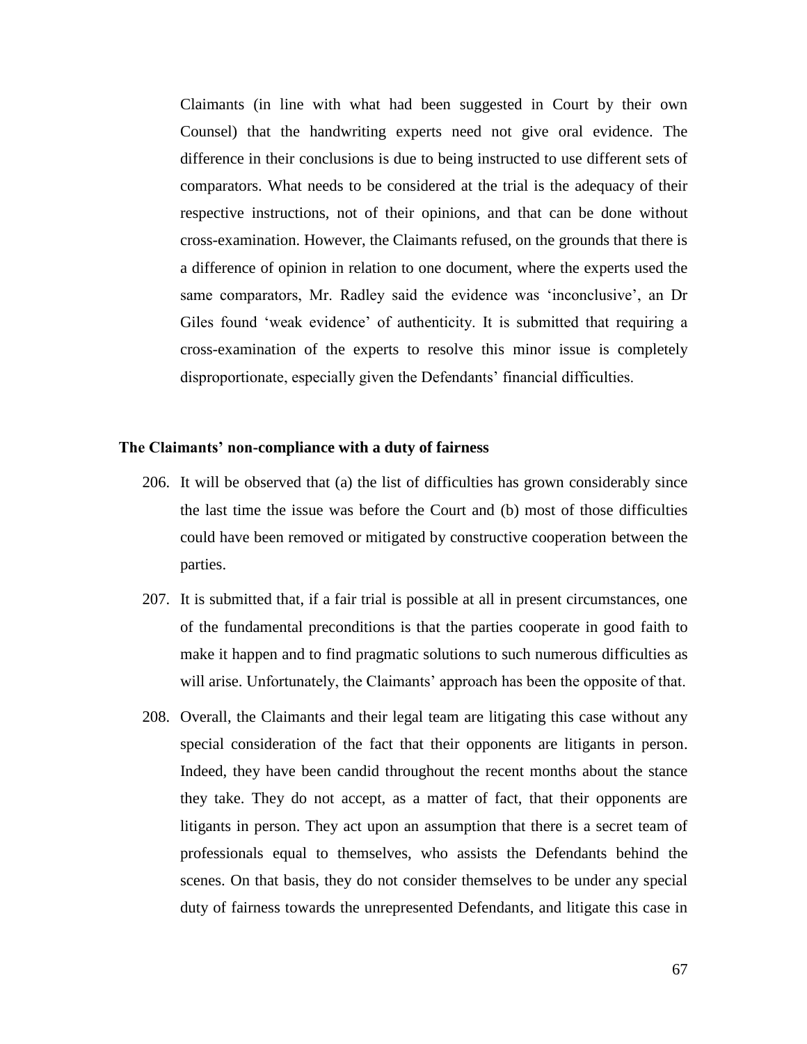Claimants (in line with what had been suggested in Court by their own Counsel) that the handwriting experts need not give oral evidence. The difference in their conclusions is due to being instructed to use different sets of comparators. What needs to be considered at the trial is the adequacy of their respective instructions, not of their opinions, and that can be done without cross-examination. However, the Claimants refused, on the grounds that there is a difference of opinion in relation to one document, where the experts used the same comparators, Mr. Radley said the evidence was 'inconclusive', an Dr Giles found 'weak evidence' of authenticity. It is submitted that requiring a cross-examination of the experts to resolve this minor issue is completely disproportionate, especially given the Defendants' financial difficulties.

**The Claimants' non-compliance with a duty of fairness**

206. It will be observed that (a) the list of difficulties has grown considerably since the last time the issue was before the Court and (b) most of those difficulties could have been removed or mitigated by constructive cooperation between the parties.

207. It is submitted that, if a fair trial is possible at all in present circumstances, one of the fundamental preconditions is that the parties cooperate in good faith to make it happen and to find pragmatic solutions to such numerous difficulties as will arise. Unfortunately, the Claimants' approach has been the opposite of that.

208. Overall, the Claimants and their legal team are litigating this case without any special consideration of the fact that their opponents are litigants in person. Indeed, they have been candid throughout the recent months about the stance they take. They do not accept, as a matter of fact, that their opponents are litigants in person. They act upon an assumption that there is a secret team of professionals equal to themselves, who assists the Defendants behind the scenes. On that basis, they do not consider themselves to be under any special duty of fairness towards the unrepresented Defendants, and litigate this case in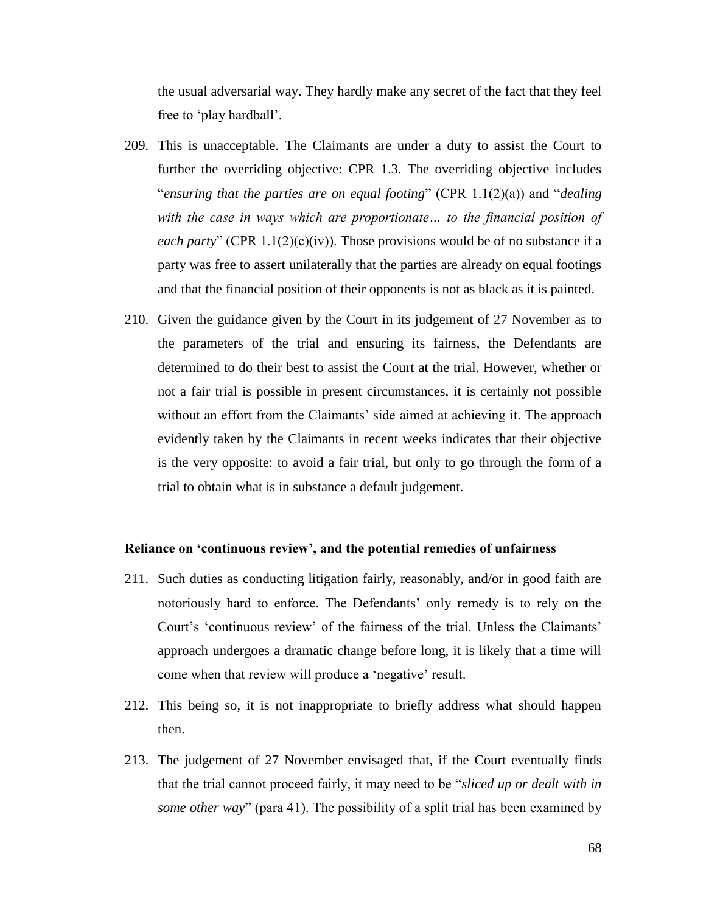the usual adversarial way. They hardly make any secret of the fact that they feel free to 'play hardball'.

209. This is unacceptable. The Claimants are under a duty to assist the Court to further the overriding objective: CPR 1.3. The overriding objective includes "*ensuring that the parties are on equal footing*" (CPR 1.1(2)(a)) and "*dealing with the case in ways which are proportionate… to the financial position of each party*" (CPR 1.1(2)(c)(iv)). Those provisions would be of no substance if a party was free to assert unilaterally that the parties are already on equal footings and that the financial position of their opponents is not as black as it is painted.

210. Given the guidance given by the Court in its judgement of 27 November as to the parameters of the trial and ensuring its fairness, the Defendants are determined to do their best to assist the Court at the trial. However, whether or not a fair trial is possible in present circumstances, it is certainly not possible without an effort from the Claimants' side aimed at achieving it. The approach evidently taken by the Claimants in recent weeks indicates that their objective is the very opposite: to avoid a fair trial, but only to go through the form of a trial to obtain what is in substance a default judgement.

**Reliance on 'continuous review', and the potential remedies of unfairness**

211. Such duties as conducting litigation fairly, reasonably, and/or in good faith are notoriously hard to enforce. The Defendants' only remedy is to rely on the Court's 'continuous review' of the fairness of the trial. Unless the Claimants' approach undergoes a dramatic change before long, it is likely that a time will come when that review will produce a 'negative' result.

212. This being so, it is not inappropriate to briefly address what should happen then.

213. The judgement of 27 November envisaged that, if the Court eventually finds that the trial cannot proceed fairly, it may need to be "*sliced up or dealt with in some other way*" (para 41). The possibility of a split trial has been examined by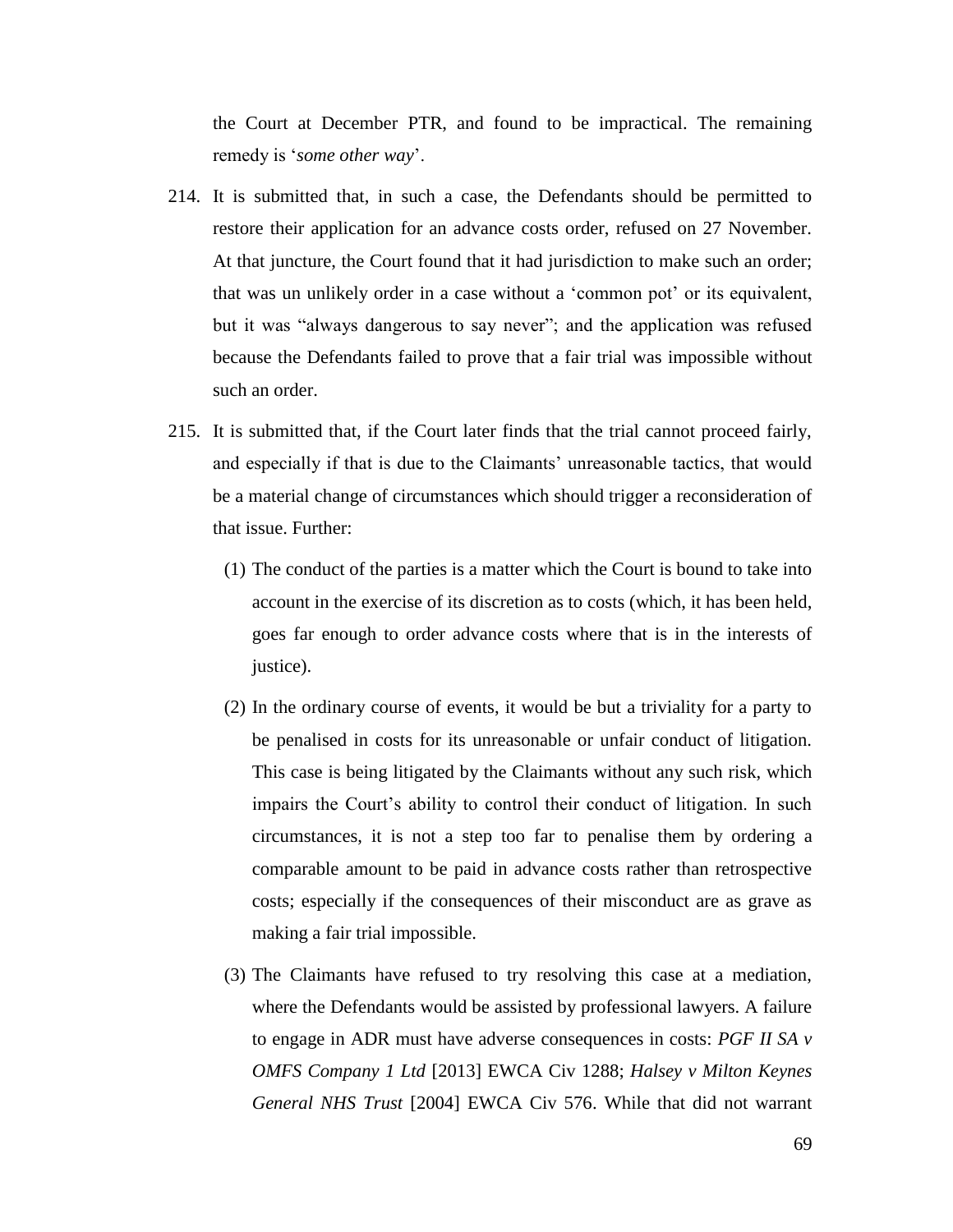the Court at December PTR, and found to be impractical. The remaining remedy is '*some other way*'.

214. It is submitted that, in such a case, the Defendants should be permitted to restore their application for an advance costs order, refused on 27 November. At that juncture, the Court found that it had jurisdiction to make such an order; that was un unlikely order in a case without a 'common pot' or its equivalent, but it was "always dangerous to say never"; and the application was refused because the Defendants failed to prove that a fair trial was impossible without such an order.

215. It is submitted that, if the Court later finds that the trial cannot proceed fairly, and especially if that is due to the Claimants' unreasonable tactics, that would be a material change of circumstances which should trigger a reconsideration of that issue. Further:

    (1) The conduct of the parties is a matter which the Court is bound to take into account in the exercise of its discretion as to costs (which, it has been held, goes far enough to order advance costs where that is in the interests of justice).

    (2) In the ordinary course of events, it would be but a triviality for a party to be penalised in costs for its unreasonable or unfair conduct of litigation. This case is being litigated by the Claimants without any such risk, which impairs the Court's ability to control their conduct of litigation. In such circumstances, it is not a step too far to penalise them by ordering a comparable amount to be paid in advance costs rather than retrospective costs; especially if the consequences of their misconduct are as grave as making a fair trial impossible.

    (3) The Claimants have refused to try resolving this case at a mediation, where the Defendants would be assisted by professional lawyers. A failure to engage in ADR must have adverse consequences in costs: *PGF II SA v OMFS Company 1 Ltd* [2013] EWCA Civ 1288; *Halsey v Milton Keynes General NHS Trust* [2004] EWCA Civ 576. While that did not warrant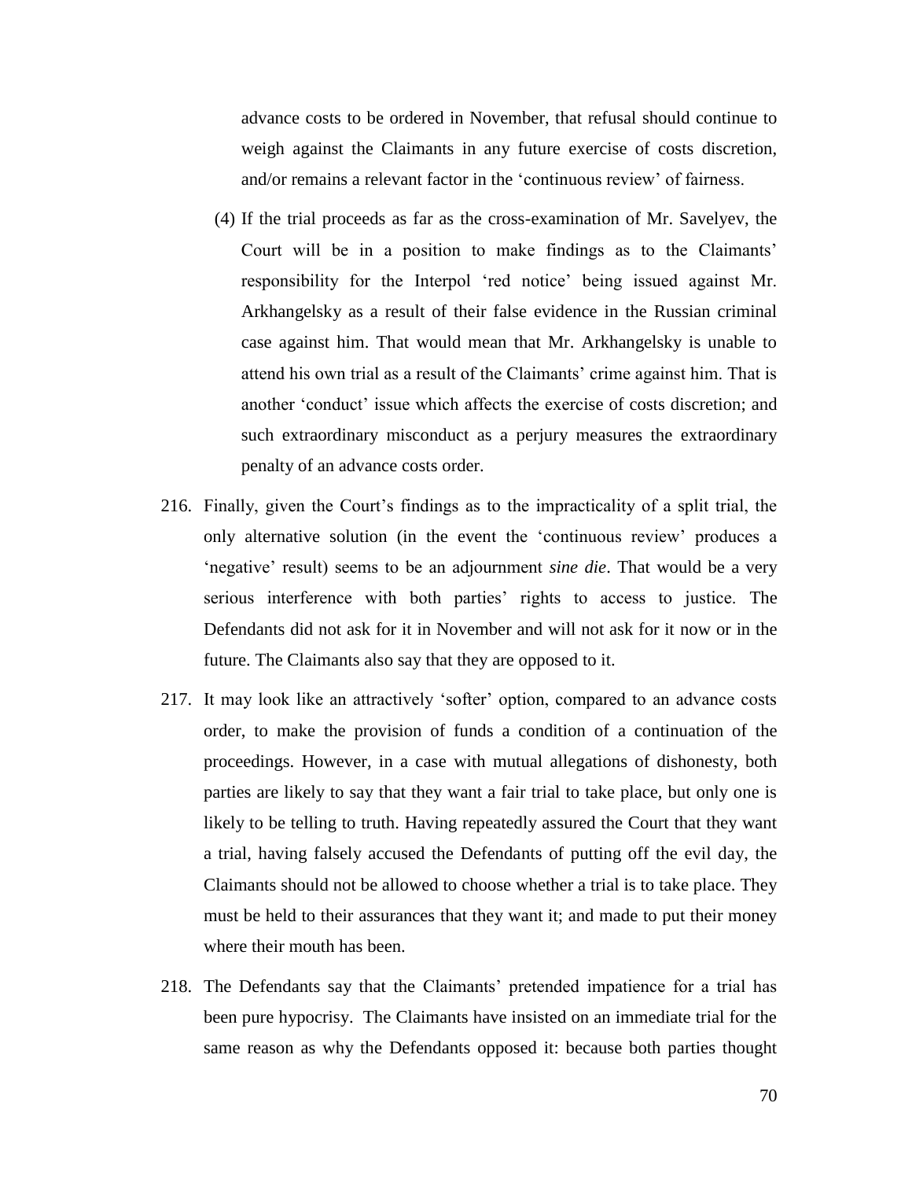advance costs to be ordered in November, that refusal should continue to weigh against the Claimants in any future exercise of costs discretion, and/or remains a relevant factor in the 'continuous review' of fairness.

(4) If the trial proceeds as far as the cross-examination of Mr. Savelyev, the Court will be in a position to make findings as to the Claimants' responsibility for the Interpol 'red notice' being issued against Mr. Arkhangelsky as a result of their false evidence in the Russian criminal case against him. That would mean that Mr. Arkhangelsky is unable to attend his own trial as a result of the Claimants' crime against him. That is another 'conduct' issue which affects the exercise of costs discretion; and such extraordinary misconduct as a perjury measures the extraordinary penalty of an advance costs order.

216. Finally, given the Court's findings as to the impracticality of a split trial, the only alternative solution (in the event the 'continuous review' produces a 'negative' result) seems to be an adjournment *sine die*. That would be a very serious interference with both parties' rights to access to justice. The Defendants did not ask for it in November and will not ask for it now or in the future. The Claimants also say that they are opposed to it.

217. It may look like an attractively 'softer' option, compared to an advance costs order, to make the provision of funds a condition of a continuation of the proceedings. However, in a case with mutual allegations of dishonesty, both parties are likely to say that they want a fair trial to take place, but only one is likely to be telling to truth. Having repeatedly assured the Court that they want a trial, having falsely accused the Defendants of putting off the evil day, the Claimants should not be allowed to choose whether a trial is to take place. They must be held to their assurances that they want it; and made to put their money where their mouth has been.

218. The Defendants say that the Claimants' pretended impatience for a trial has been pure hypocrisy. The Claimants have insisted on an immediate trial for the same reason as why the Defendants opposed it: because both parties thought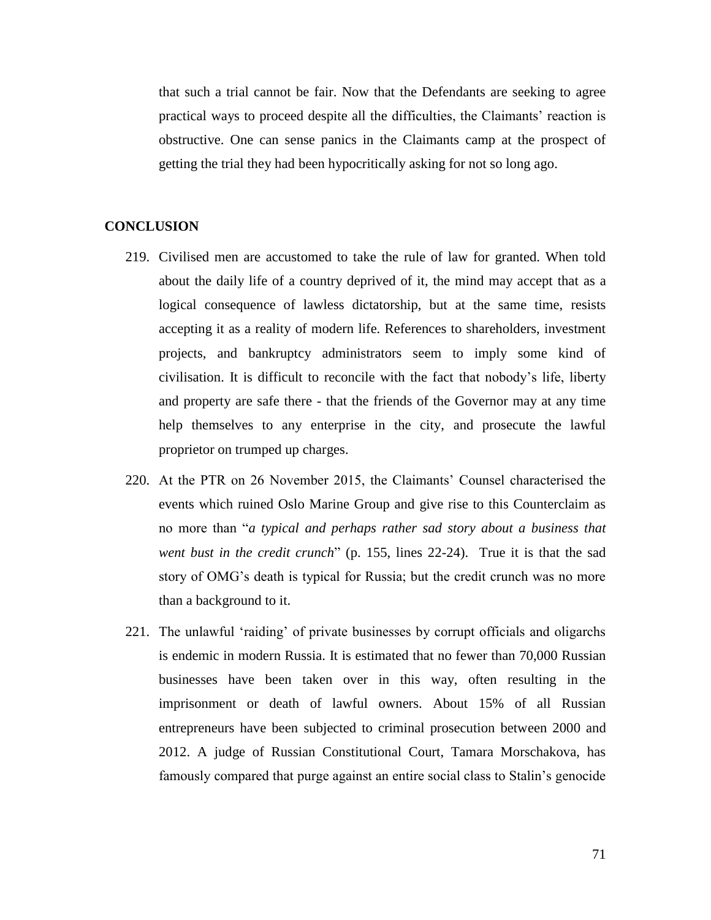that such a trial cannot be fair. Now that the Defendants are seeking to agree practical ways to proceed despite all the difficulties, the Claimants' reaction is obstructive. One can sense panics in the Claimants camp at the prospect of getting the trial they had been hypocritically asking for not so long ago.

## CONCLUSION

219. Civilised men are accustomed to take the rule of law for granted. When told about the daily life of a country deprived of it, the mind may accept that as a logical consequence of lawless dictatorship, but at the same time, resists accepting it as a reality of modern life. References to shareholders, investment projects, and bankruptcy administrators seem to imply some kind of civilisation. It is difficult to reconcile with the fact that nobody's life, liberty and property are safe there - that the friends of the Governor may at any time help themselves to any enterprise in the city, and prosecute the lawful proprietor on trumped up charges.

220. At the PTR on 26 November 2015, the Claimants' Counsel characterised the events which ruined Oslo Marine Group and give rise to this Counterclaim as no more than "*a typical and perhaps rather sad story about a business that went bust in the credit crunch*" (p. 155, lines 22-24). True it is that the sad story of OMG's death is typical for Russia; but the credit crunch was no more than a background to it.

221. The unlawful 'raiding' of private businesses by corrupt officials and oligarchs is endemic in modern Russia. It is estimated that no fewer than 70,000 Russian businesses have been taken over in this way, often resulting in the imprisonment or death of lawful owners. About 15% of all Russian entrepreneurs have been subjected to criminal prosecution between 2000 and 2012. A judge of Russian Constitutional Court, Tamara Morschakova, has famously compared that purge against an entire social class to Stalin's genocide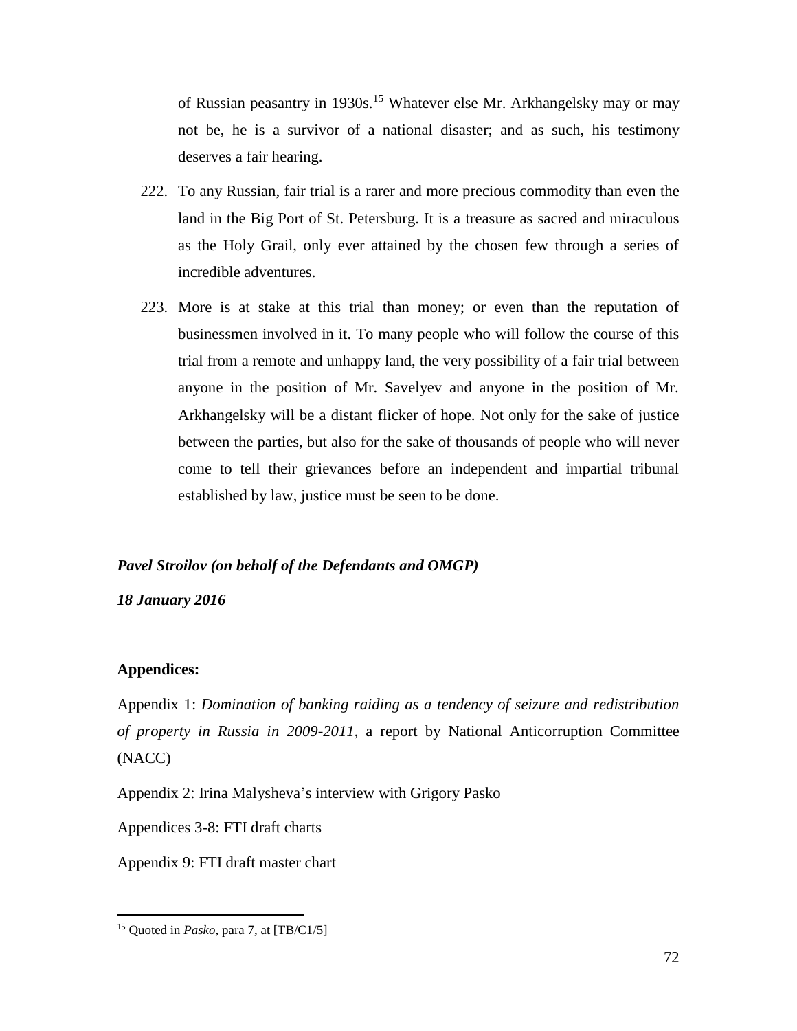of Russian peasantry in 1930s.[15] Whatever else Mr. Arkhangelsky may or may not be, he is a survivor of a national disaster; and as such, his testimony deserves a fair hearing.

222. To any Russian, fair trial is a rarer and more precious commodity than even the land in the Big Port of St. Petersburg. It is a treasure as sacred and miraculous as the Holy Grail, only ever attained by the chosen few through a series of incredible adventures.

223. More is at stake at this trial than money; or even than the reputation of businessmen involved in it. To many people who will follow the course of this trial from a remote and unhappy land, the very possibility of a fair trial between anyone in the position of Mr. Savelyev and anyone in the position of Mr. Arkhangelsky will be a distant flicker of hope. Not only for the sake of justice between the parties, but also for the sake of thousands of people who will never come to tell their grievances before an independent and impartial tribunal established by law, justice must be seen to be done.

***Pavel Stroilov (on behalf of the Defendants and OMGP)***

***18 January 2016***

**Appendices:**

Appendix 1: *Domination of banking raiding as a tendency of seizure and redistribution of property in Russia in 2009-2011*, a report by National Anticorruption Committee (NACC)

Appendix 2: Irina Malysheva's interview with Grigory Pasko

Appendices 3-8: FTI draft charts

Appendix 9: FTI draft master chart

---

[15] Quoted in *Pasko*, para 7, at [TB/C1/5]